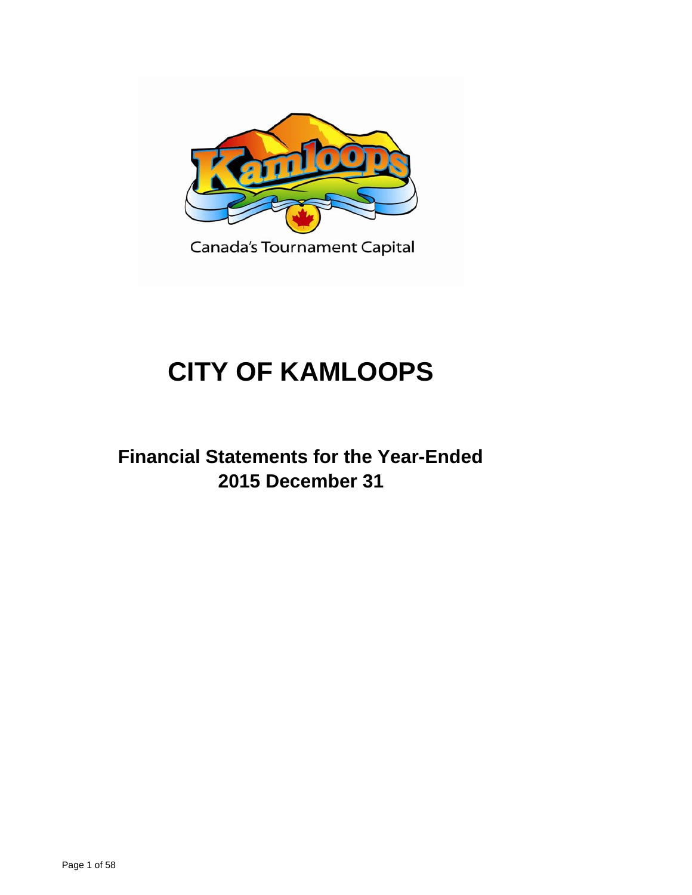Canada's Tournament Capital

# CITY OF KAMLOOPS

## Financial Statements for the Year-Ended 2015 December 31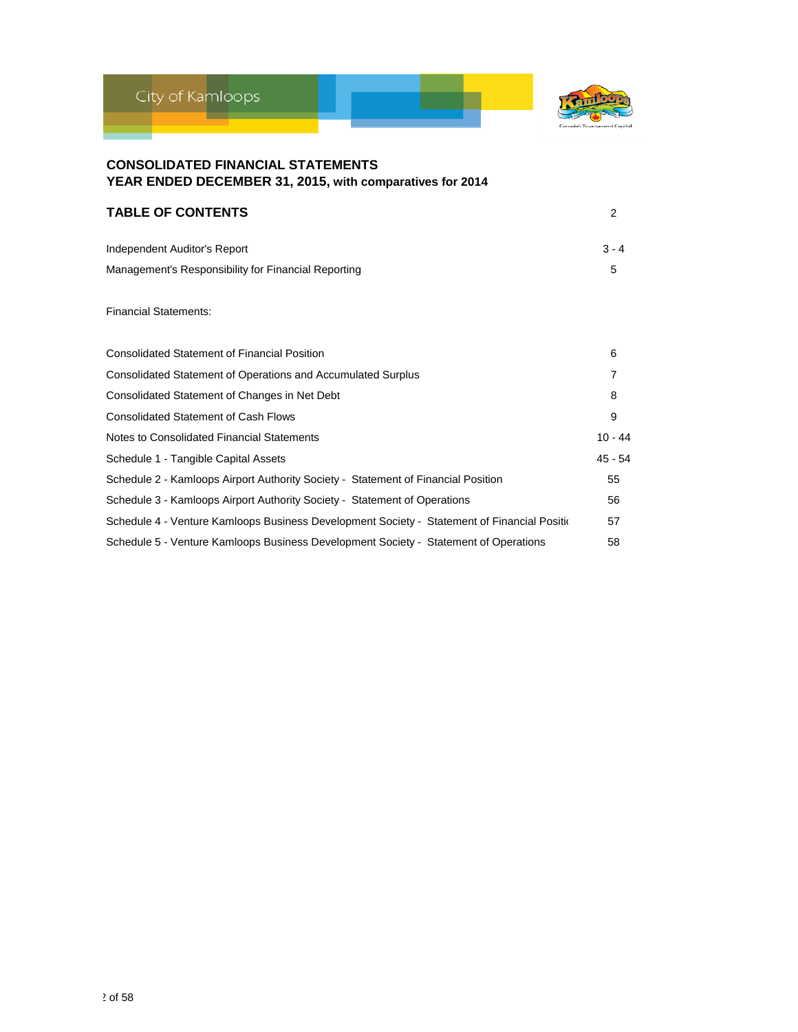City of Kamloops

**CONSOLIDATED FINANCIAL STATEMENTS**
**YEAR ENDED DECEMBER 31, 2015, with comparatives for 2014**

## TABLE OF CONTENTS

| | |
|---|---|
| Independent Auditor's Report | 3 - 4 |
| Management's Responsibility for Financial Reporting | 5 |
| | |
| Financial Statements: | |
| | |
| Consolidated Statement of Financial Position | 6 |
| Consolidated Statement of Operations and Accumulated Surplus | 7 |
| Consolidated Statement of Changes in Net Debt | 8 |
| Consolidated Statement of Cash Flows | 9 |
| Notes to Consolidated Financial Statements | 10 - 44 |
| Schedule 1 - Tangible Capital Assets | 45 - 54 |
| Schedule 2 - Kamloops Airport Authority Society - Statement of Financial Position | 55 |
| Schedule 3 - Kamloops Airport Authority Society - Statement of Operations | 56 |
| Schedule 4 - Venture Kamloops Business Development Society - Statement of Financial Positio | 57 |
| Schedule 5 - Venture Kamloops Business Development Society - Statement of Operations | 58 |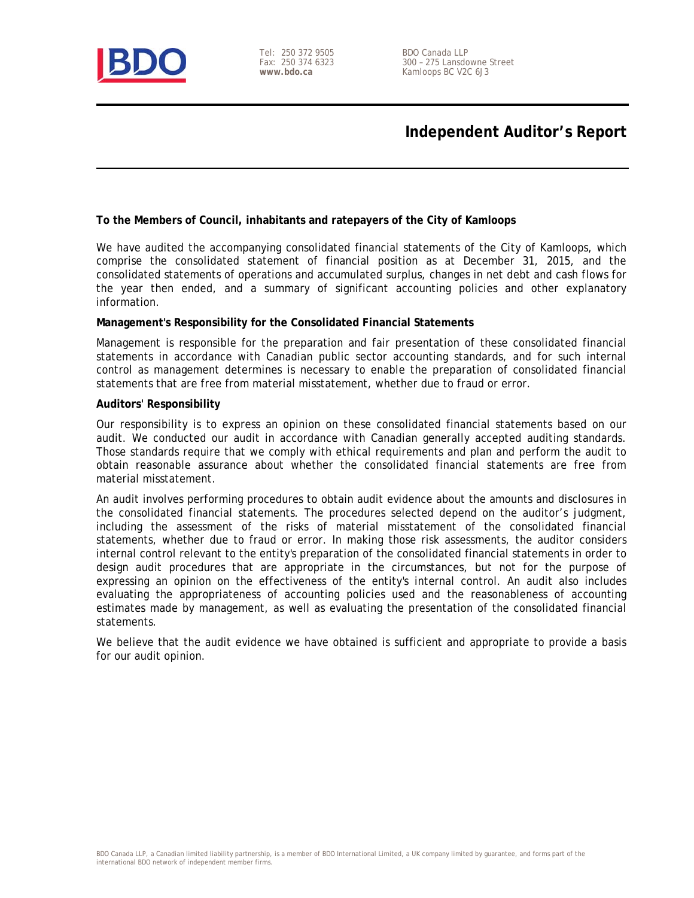Tel: 250 372 9505
Fax: 250 374 6323
**www.bdo.ca**

BDO Canada LLP
300 – 275 Lansdowne Street
Kamloops BC V2C 6J3

# Independent Auditor's Report

**To the Members of Council, inhabitants and ratepayers of the City of Kamloops**

We have audited the accompanying consolidated financial statements of the City of Kamloops, which comprise the consolidated statement of financial position as at December 31, 2015, and the consolidated statements of operations and accumulated surplus, changes in net debt and cash flows for the year then ended, and a summary of significant accounting policies and other explanatory information.

**Management's Responsibility for the Consolidated Financial Statements**

Management is responsible for the preparation and fair presentation of these consolidated financial statements in accordance with Canadian public sector accounting standards, and for such internal control as management determines is necessary to enable the preparation of consolidated financial statements that are free from material misstatement, whether due to fraud or error.

**Auditors' Responsibility**

Our responsibility is to express an opinion on these consolidated financial statements based on our audit. We conducted our audit in accordance with Canadian generally accepted auditing standards. Those standards require that we comply with ethical requirements and plan and perform the audit to obtain reasonable assurance about whether the consolidated financial statements are free from material misstatement.

An audit involves performing procedures to obtain audit evidence about the amounts and disclosures in the consolidated financial statements. The procedures selected depend on the auditor's judgment, including the assessment of the risks of material misstatement of the consolidated financial statements, whether due to fraud or error. In making those risk assessments, the auditor considers internal control relevant to the entity's preparation of the consolidated financial statements in order to design audit procedures that are appropriate in the circumstances, but not for the purpose of expressing an opinion on the effectiveness of the entity's internal control. An audit also includes evaluating the appropriateness of accounting policies used and the reasonableness of accounting estimates made by management, as well as evaluating the presentation of the consolidated financial statements.

We believe that the audit evidence we have obtained is sufficient and appropriate to provide a basis for our audit opinion.

BDO Canada LLP, a Canadian limited liability partnership, is a member of BDO International Limited, a UK company limited by guarantee, and forms part of the international BDO network of independent member firms.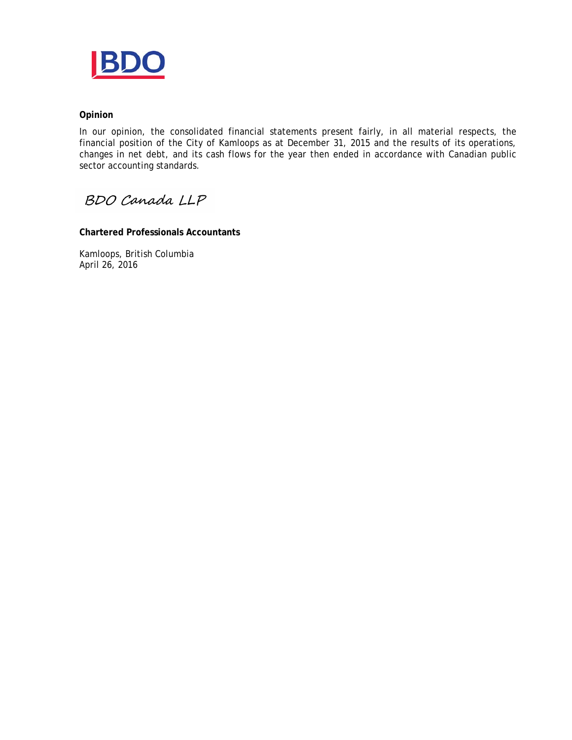**Opinion**

In our opinion, the consolidated financial statements present fairly, in all material respects, the financial position of the City of Kamloops as at December 31, 2015 and the results of its operations, changes in net debt, and its cash flows for the year then ended in accordance with Canadian public sector accounting standards.

BDO Canada LLP

**Chartered Professionals Accountants**

Kamloops, British Columbia
April 26, 2016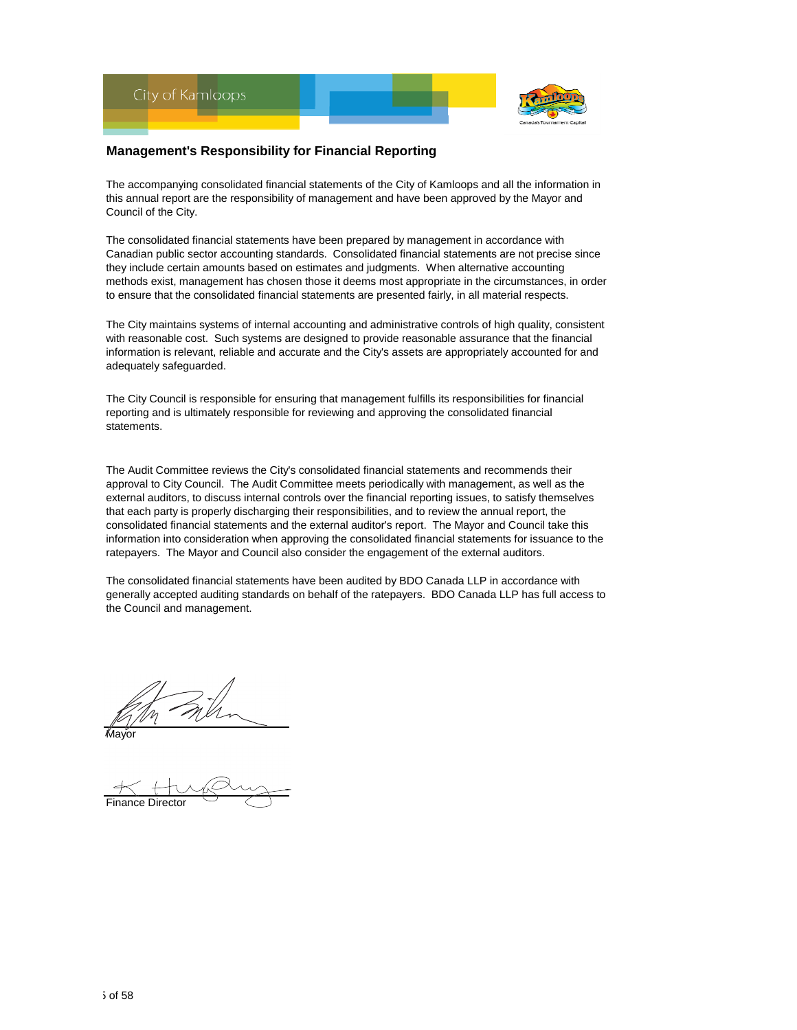# Management's Responsibility for Financial Reporting

The accompanying consolidated financial statements of the City of Kamloops and all the information in this annual report are the responsibility of management and have been approved by the Mayor and Council of the City.

The consolidated financial statements have been prepared by management in accordance with Canadian public sector accounting standards. Consolidated financial statements are not precise since they include certain amounts based on estimates and judgments. When alternative accounting methods exist, management has chosen those it deems most appropriate in the circumstances, in order to ensure that the consolidated financial statements are presented fairly, in all material respects.

The City maintains systems of internal accounting and administrative controls of high quality, consistent with reasonable cost. Such systems are designed to provide reasonable assurance that the financial information is relevant, reliable and accurate and the City's assets are appropriately accounted for and adequately safeguarded.

The City Council is responsible for ensuring that management fulfills its responsibilities for financial reporting and is ultimately responsible for reviewing and approving the consolidated financial statements.

The Audit Committee reviews the City's consolidated financial statements and recommends their approval to City Council. The Audit Committee meets periodically with management, as well as the external auditors, to discuss internal controls over the financial reporting issues, to satisfy themselves that each party is properly discharging their responsibilities, and to review the annual report, the consolidated financial statements and the external auditor's report. The Mayor and Council take this information into consideration when approving the consolidated financial statements for issuance to the ratepayers. The Mayor and Council also consider the engagement of the external auditors.

The consolidated financial statements have been audited by BDO Canada LLP in accordance with generally accepted auditing standards on behalf of the ratepayers. BDO Canada LLP has full access to the Council and management.

Mayor

Finance Director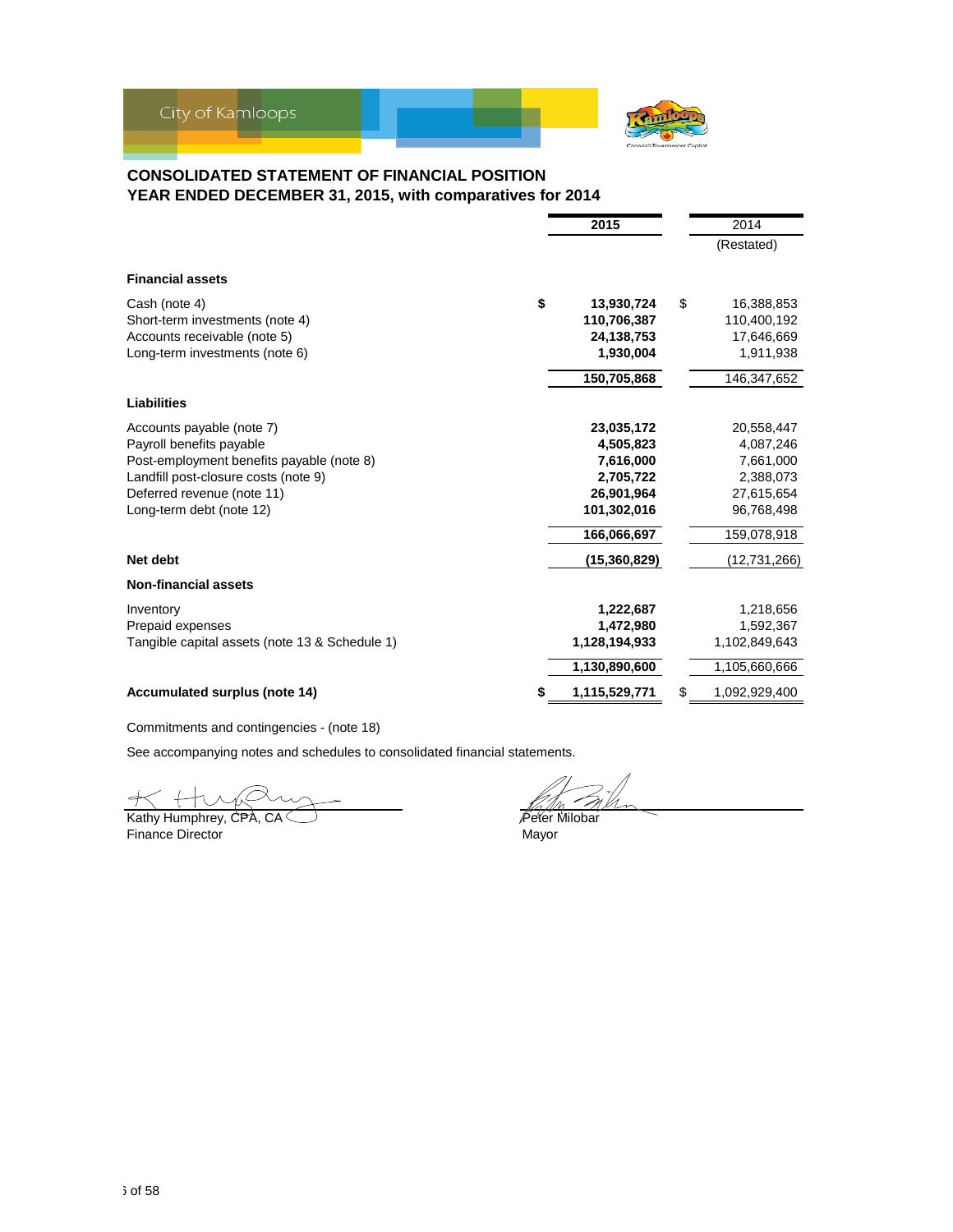City of Kamloops

## CONSOLIDATED STATEMENT OF FINANCIAL POSITION
## YEAR ENDED DECEMBER 31, 2015, with comparatives for 2014

| | 2015 | 2014 (Restated) |
|---|---|---|
| **Financial assets** | | |
| Cash (note 4) | **$ 13,930,724** | $ 16,388,853 |
| Short-term investments (note 4) | **110,706,387** | 110,400,192 |
| Accounts receivable (note 5) | **24,138,753** | 17,646,669 |
| Long-term investments (note 6) | **1,930,004** | 1,911,938 |
| | **150,705,868** | 146,347,652 |
| **Liabilities** | | |
| Accounts payable (note 7) | **23,035,172** | 20,558,447 |
| Payroll benefits payable | **4,505,823** | 4,087,246 |
| Post-employment benefits payable (note 8) | **7,616,000** | 7,661,000 |
| Landfill post-closure costs (note 9) | **2,705,722** | 2,388,073 |
| Deferred revenue (note 11) | **26,901,964** | 27,615,654 |
| Long-term debt (note 12) | **101,302,016** | 96,768,498 |
| | **166,066,697** | 159,078,918 |
| **Net debt** | **(15,360,829)** | (12,731,266) |
| **Non-financial assets** | | |
| Inventory | **1,222,687** | 1,218,656 |
| Prepaid expenses | **1,472,980** | 1,592,367 |
| Tangible capital assets (note 13 & Schedule 1) | **1,128,194,933** | 1,102,849,643 |
| | **1,130,890,600** | 1,105,660,666 |
| **Accumulated surplus (note 14)** | **$ 1,115,529,771** | $ 1,092,929,400 |

Commitments and contingencies - (note 18)

See accompanying notes and schedules to consolidated financial statements.

Kathy Humphrey, CPA, CA
Finance Director

Peter Milobar
Mayor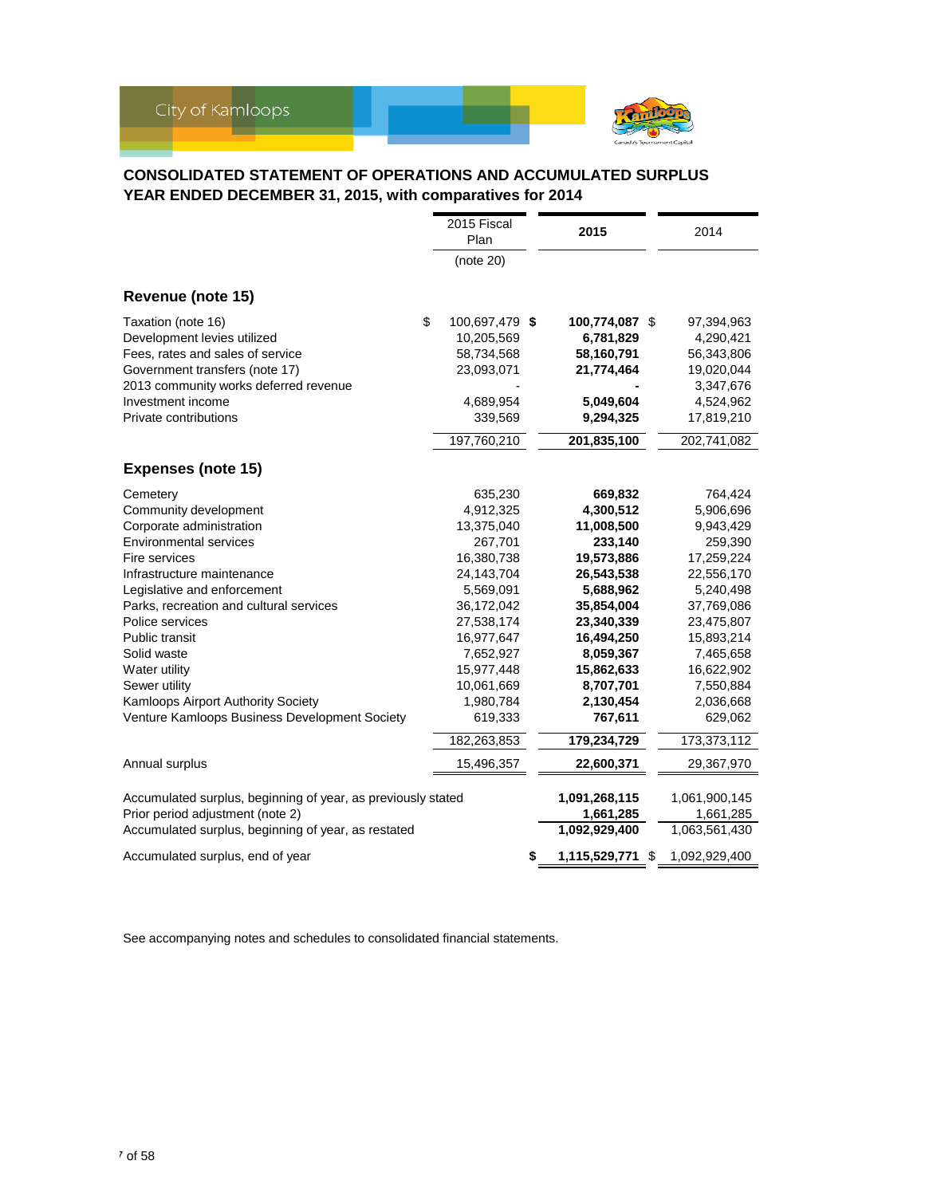City of Kamloops

## CONSOLIDATED STATEMENT OF OPERATIONS AND ACCUMULATED SURPLUS
## YEAR ENDED DECEMBER 31, 2015, with comparatives for 2014

| | 2015 Fiscal Plan (note 20) | 2015 | 2014 |
|---|---|---|---|
| **Revenue (note 15)** | | | |
| Taxation (note 16) | $ 100,697,479 | **$ 100,774,087** | $ 97,394,963 |
| Development levies utilized | 10,205,569 | **6,781,829** | 4,290,421 |
| Fees, rates and sales of service | 58,734,568 | **58,160,791** | 56,343,806 |
| Government transfers (note 17) | 23,093,071 | **21,774,464** | 19,020,044 |
| 2013 community works deferred revenue | - | **-** | 3,347,676 |
| Investment income | 4,689,954 | **5,049,604** | 4,524,962 |
| Private contributions | 339,569 | **9,294,325** | 17,819,210 |
| | 197,760,210 | **201,835,100** | 202,741,082 |
| **Expenses (note 15)** | | | |
| Cemetery | 635,230 | **669,832** | 764,424 |
| Community development | 4,912,325 | **4,300,512** | 5,906,696 |
| Corporate administration | 13,375,040 | **11,008,500** | 9,943,429 |
| Environmental services | 267,701 | **233,140** | 259,390 |
| Fire services | 16,380,738 | **19,573,886** | 17,259,224 |
| Infrastructure maintenance | 24,143,704 | **26,543,538** | 22,556,170 |
| Legislative and enforcement | 5,569,091 | **5,688,962** | 5,240,498 |
| Parks, recreation and cultural services | 36,172,042 | **35,854,004** | 37,769,086 |
| Police services | 27,538,174 | **23,340,339** | 23,475,807 |
| Public transit | 16,977,647 | **16,494,250** | 15,893,214 |
| Solid waste | 7,652,927 | **8,059,367** | 7,465,658 |
| Water utility | 15,977,448 | **15,862,633** | 16,622,902 |
| Sewer utility | 10,061,669 | **8,707,701** | 7,550,884 |
| Kamloops Airport Authority Society | 1,980,784 | **2,130,454** | 2,036,668 |
| Venture Kamloops Business Development Society | 619,333 | **767,611** | 629,062 |
| | 182,263,853 | **179,234,729** | 173,373,112 |
| Annual surplus | 15,496,357 | **22,600,371** | 29,367,970 |
| Accumulated surplus, beginning of year, as previously stated | | **1,091,268,115** | 1,061,900,145 |
| Prior period adjustment (note 2) | | **1,661,285** | 1,661,285 |
| Accumulated surplus, beginning of year, as restated | | **1,092,929,400** | 1,063,561,430 |
| Accumulated surplus, end of year | | **$ 1,115,529,771** | $ 1,092,929,400 |

See accompanying notes and schedules to consolidated financial statements.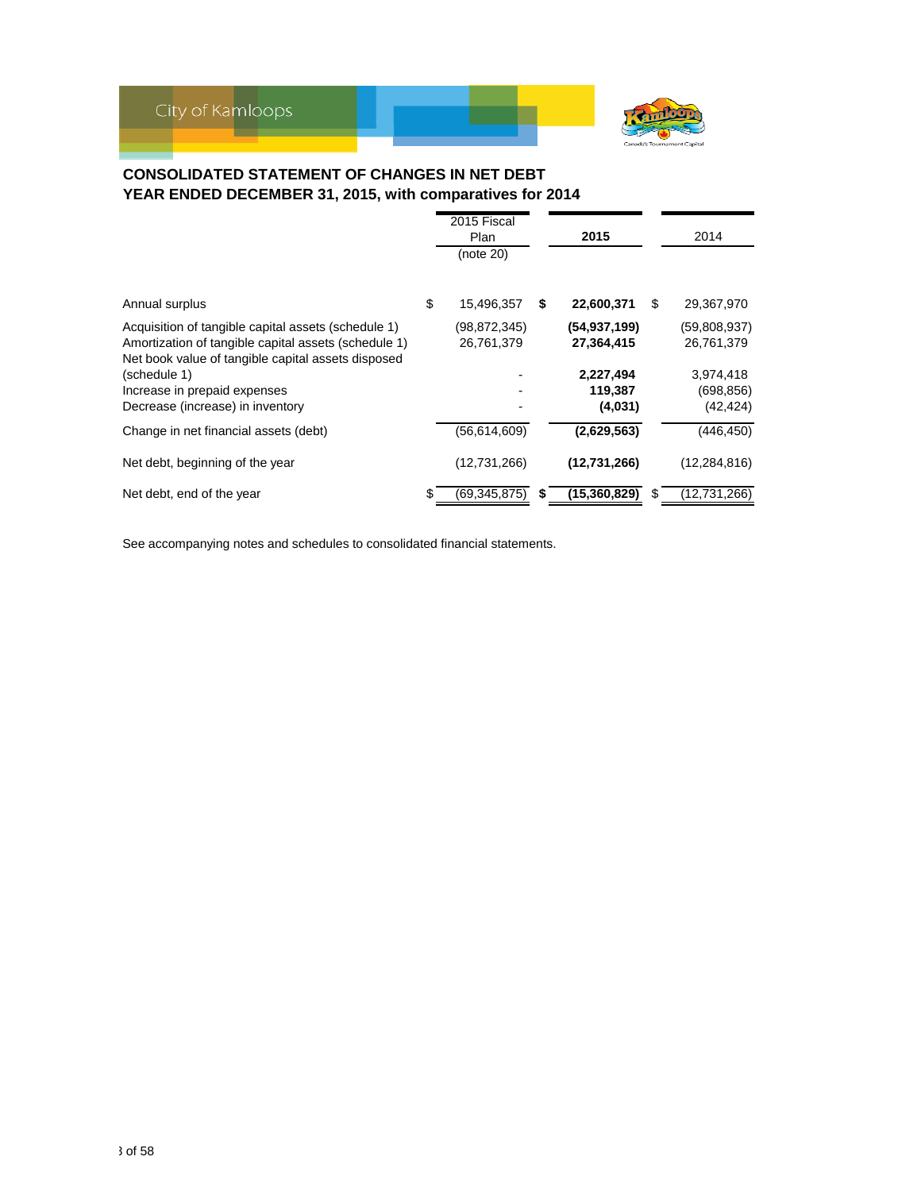City of Kamloops

## CONSOLIDATED STATEMENT OF CHANGES IN NET DEBT
## YEAR ENDED DECEMBER 31, 2015, with comparatives for 2014

| | 2015 Fiscal Plan (note 20) | **2015** | 2014 |
|---|---|---|---|
| Annual surplus | $ 15,496,357 | **$ 22,600,371** | $ 29,367,970 |
| Acquisition of tangible capital assets (schedule 1) | (98,872,345) | **(54,937,199)** | (59,808,937) |
| Amortization of tangible capital assets (schedule 1) | 26,761,379 | **27,364,415** | 26,761,379 |
| Net book value of tangible capital assets disposed (schedule 1) | - | **2,227,494** | 3,974,418 |
| Increase in prepaid expenses | - | **119,387** | (698,856) |
| Decrease (increase) in inventory | - | **(4,031)** | (42,424) |
| Change in net financial assets (debt) | (56,614,609) | **(2,629,563)** | (446,450) |
| Net debt, beginning of the year | (12,731,266) | **(12,731,266)** | (12,284,816) |
| Net debt, end of the year | $ (69,345,875) | **$ (15,360,829)** | $ (12,731,266) |

See accompanying notes and schedules to consolidated financial statements.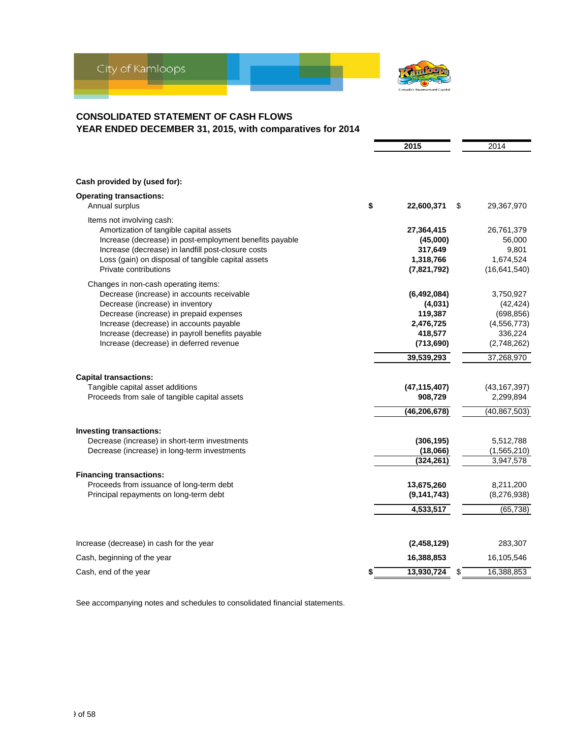City of Kamloops

## CONSOLIDATED STATEMENT OF CASH FLOWS
## YEAR ENDED DECEMBER 31, 2015, with comparatives for 2014

| | 2015 | 2014 |
|---|---|---|
| **Cash provided by (used for):** | | |
| **Operating transactions:** | | |
| Annual surplus | $ **22,600,371** | $ 29,367,970 |
| Items not involving cash: | | |
| Amortization of tangible capital assets | **27,364,415** | 26,761,379 |
| Increase (decrease) in post-employment benefits payable | **(45,000)** | 56,000 |
| Increase (decrease) in landfill post-closure costs | **317,649** | 9,801 |
| Loss (gain) on disposal of tangible capital assets | **1,318,766** | 1,674,524 |
| Private contributions | **(7,821,792)** | (16,641,540) |
| Changes in non-cash operating items: | | |
| Decrease (increase) in accounts receivable | **(6,492,084)** | 3,750,927 |
| Decrease (increase) in inventory | **(4,031)** | (42,424) |
| Decrease (increase) in prepaid expenses | **119,387** | (698,856) |
| Increase (decrease) in accounts payable | **2,476,725** | (4,556,773) |
| Increase (decrease) in payroll benefits payable | **418,577** | 336,224 |
| Increase (decrease) in deferred revenue | **(713,690)** | (2,748,262) |
| | **39,539,293** | 37,268,970 |
| **Capital transactions:** | | |
| Tangible capital asset additions | **(47,115,407)** | (43,167,397) |
| Proceeds from sale of tangible capital assets | **908,729** | 2,299,894 |
| | **(46,206,678)** | (40,867,503) |
| **Investing transactions:** | | |
| Decrease (increase) in short-term investments | **(306,195)** | 5,512,788 |
| Decrease (increase) in long-term investments | **(18,066)** | (1,565,210) |
| | **(324,261)** | 3,947,578 |
| **Financing transactions:** | | |
| Proceeds from issuance of long-term debt | **13,675,260** | 8,211,200 |
| Principal repayments on long-term debt | **(9,141,743)** | (8,276,938) |
| | **4,533,517** | (65,738) |
| Increase (decrease) in cash for the year | **(2,458,129)** | 283,307 |
| Cash, beginning of the year | **16,388,853** | 16,105,546 |
| Cash, end of the year | $ **13,930,724** | $ 16,388,853 |

See accompanying notes and schedules to consolidated financial statements.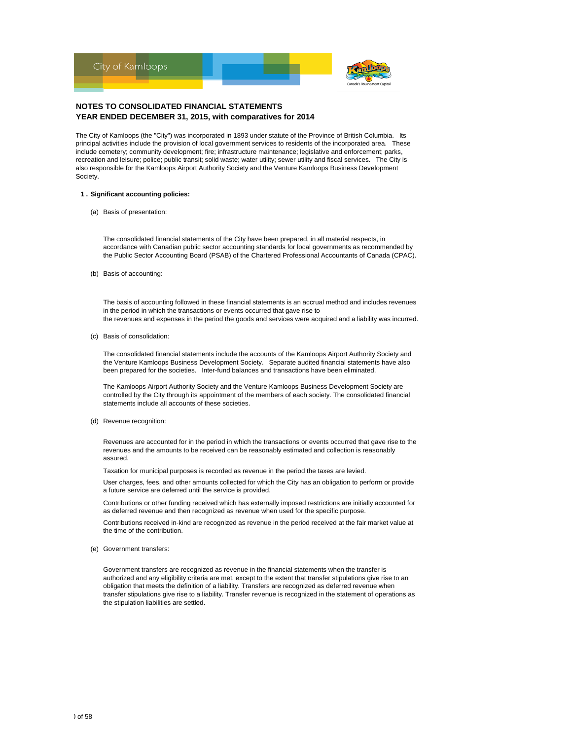## NOTES TO CONSOLIDATED FINANCIAL STATEMENTS
## YEAR ENDED DECEMBER 31, 2015, with comparatives for 2014

The City of Kamloops (the "City") was incorporated in 1893 under statute of the Province of British Columbia. Its principal activities include the provision of local government services to residents of the incorporated area. These include cemetery; community development; fire; infrastructure maintenance; legislative and enforcement; parks, recreation and leisure; police; public transit; solid waste; water utility; sewer utility and fiscal services. The City is also responsible for the Kamloops Airport Authority Society and the Venture Kamloops Business Development Society.

### 1 . Significant accounting policies:

(a) Basis of presentation:

The consolidated financial statements of the City have been prepared, in all material respects, in accordance with Canadian public sector accounting standards for local governments as recommended by the Public Sector Accounting Board (PSAB) of the Chartered Professional Accountants of Canada (CPAC).

(b) Basis of accounting:

The basis of accounting followed in these financial statements is an accrual method and includes revenues in the period in which the transactions or events occurred that gave rise to the revenues and expenses in the period the goods and services were acquired and a liability was incurred.

(c) Basis of consolidation:

The consolidated financial statements include the accounts of the Kamloops Airport Authority Society and the Venture Kamloops Business Development Society. Separate audited financial statements have also been prepared for the societies. Inter-fund balances and transactions have been eliminated.

The Kamloops Airport Authority Society and the Venture Kamloops Business Development Society are controlled by the City through its appointment of the members of each society. The consolidated financial statements include all accounts of these societies.

(d) Revenue recognition:

Revenues are accounted for in the period in which the transactions or events occurred that gave rise to the revenues and the amounts to be received can be reasonably estimated and collection is reasonably assured.

Taxation for municipal purposes is recorded as revenue in the period the taxes are levied.

User charges, fees, and other amounts collected for which the City has an obligation to perform or provide a future service are deferred until the service is provided.

Contributions or other funding received which has externally imposed restrictions are initially accounted for as deferred revenue and then recognized as revenue when used for the specific purpose.

Contributions received in-kind are recognized as revenue in the period received at the fair market value at the time of the contribution.

(e) Government transfers:

Government transfers are recognized as revenue in the financial statements when the transfer is authorized and any eligibility criteria are met, except to the extent that transfer stipulations give rise to an obligation that meets the definition of a liability. Transfers are recognized as deferred revenue when transfer stipulations give rise to a liability. Transfer revenue is recognized in the statement of operations as the stipulation liabilities are settled.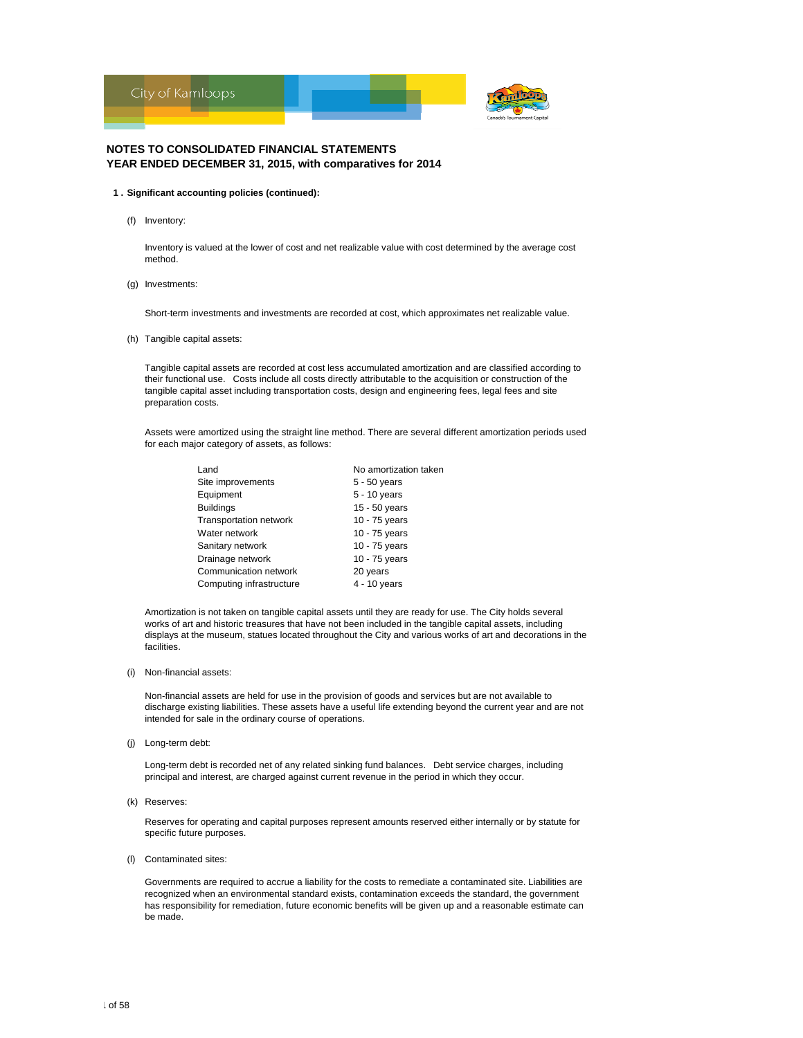# NOTES TO CONSOLIDATED FINANCIAL STATEMENTS
# YEAR ENDED DECEMBER 31, 2015, with comparatives for 2014

## 1 . Significant accounting policies (continued):

(f) Inventory:

Inventory is valued at the lower of cost and net realizable value with cost determined by the average cost method.

(g) Investments:

Short-term investments and investments are recorded at cost, which approximates net realizable value.

(h) Tangible capital assets:

Tangible capital assets are recorded at cost less accumulated amortization and are classified according to their functional use. Costs include all costs directly attributable to the acquisition or construction of the tangible capital asset including transportation costs, design and engineering fees, legal fees and site preparation costs.

Assets were amortized using the straight line method. There are several different amortization periods used for each major category of assets, as follows:

| | |
|---|---|
| Land | No amortization taken |
| Site improvements | 5 - 50 years |
| Equipment | 5 - 10 years |
| Buildings | 15 - 50 years |
| Transportation network | 10 - 75 years |
| Water network | 10 - 75 years |
| Sanitary network | 10 - 75 years |
| Drainage network | 10 - 75 years |
| Communication network | 20 years |
| Computing infrastructure | 4 - 10 years |

Amortization is not taken on tangible capital assets until they are ready for use. The City holds several works of art and historic treasures that have not been included in the tangible capital assets, including displays at the museum, statues located throughout the City and various works of art and decorations in the facilities.

(i) Non-financial assets:

Non-financial assets are held for use in the provision of goods and services but are not available to discharge existing liabilities. These assets have a useful life extending beyond the current year and are not intended for sale in the ordinary course of operations.

(j) Long-term debt:

Long-term debt is recorded net of any related sinking fund balances. Debt service charges, including principal and interest, are charged against current revenue in the period in which they occur.

(k) Reserves:

Reserves for operating and capital purposes represent amounts reserved either internally or by statute for specific future purposes.

(l) Contaminated sites:

Governments are required to accrue a liability for the costs to remediate a contaminated site. Liabilities are recognized when an environmental standard exists, contamination exceeds the standard, the government has responsibility for remediation, future economic benefits will be given up and a reasonable estimate can be made.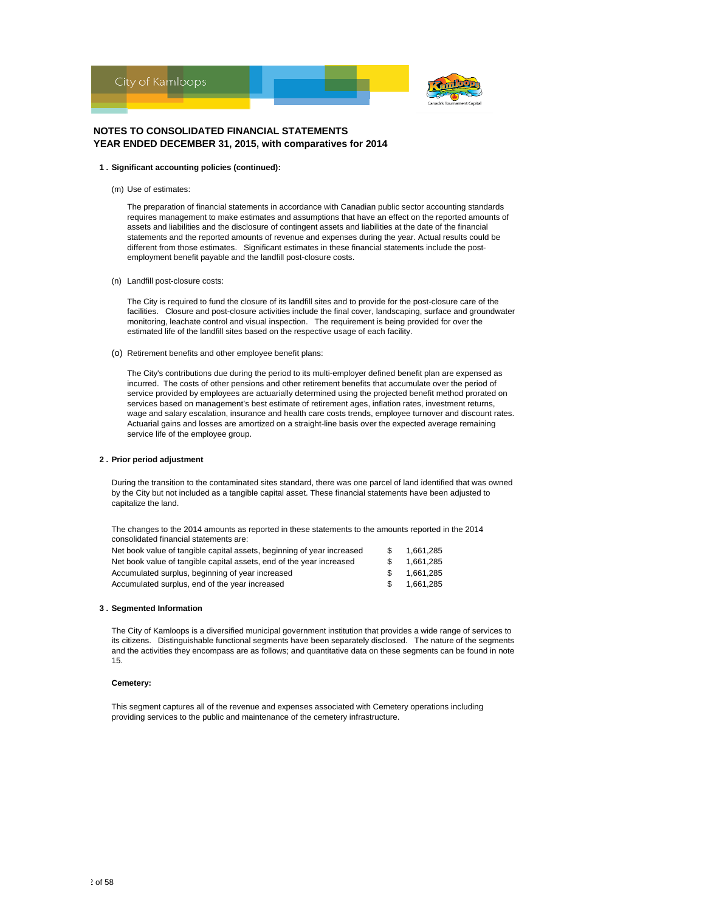# NOTES TO CONSOLIDATED FINANCIAL STATEMENTS
## YEAR ENDED DECEMBER 31, 2015, with comparatives for 2014

### 1 . Significant accounting policies (continued):

(m) Use of estimates:

The preparation of financial statements in accordance with Canadian public sector accounting standards requires management to make estimates and assumptions that have an effect on the reported amounts of assets and liabilities and the disclosure of contingent assets and liabilities at the date of the financial statements and the reported amounts of revenue and expenses during the year. Actual results could be different from those estimates. Significant estimates in these financial statements include the post-employment benefit payable and the landfill post-closure costs.

(n) Landfill post-closure costs:

The City is required to fund the closure of its landfill sites and to provide for the post-closure care of the facilities. Closure and post-closure activities include the final cover, landscaping, surface and groundwater monitoring, leachate control and visual inspection. The requirement is being provided for over the estimated life of the landfill sites based on the respective usage of each facility.

(o) Retirement benefits and other employee benefit plans:

The City's contributions due during the period to its multi-employer defined benefit plan are expensed as incurred. The costs of other pensions and other retirement benefits that accumulate over the period of service provided by employees are actuarially determined using the projected benefit method prorated on services based on management's best estimate of retirement ages, inflation rates, investment returns, wage and salary escalation, insurance and health care costs trends, employee turnover and discount rates. Actuarial gains and losses are amortized on a straight-line basis over the expected average remaining service life of the employee group.

### 2 . Prior period adjustment

During the transition to the contaminated sites standard, there was one parcel of land identified that was owned by the City but not included as a tangible capital asset. These financial statements have been adjusted to capitalize the land.

The changes to the 2014 amounts as reported in these statements to the amounts reported in the 2014 consolidated financial statements are:

| | |
|---|---|
| Net book value of tangible capital assets, beginning of year increased | $ 1,661,285 |
| Net book value of tangible capital assets, end of the year increased | $ 1,661,285 |
| Accumulated surplus, beginning of year increased | $ 1,661,285 |
| Accumulated surplus, end of the year increased | $ 1,661,285 |

### 3 . Segmented Information

The City of Kamloops is a diversified municipal government institution that provides a wide range of services to its citizens. Distinguishable functional segments have been separately disclosed. The nature of the segments and the activities they encompass are as follows; and quantitative data on these segments can be found in note 15.

**Cemetery:**

This segment captures all of the revenue and expenses associated with Cemetery operations including providing services to the public and maintenance of the cemetery infrastructure.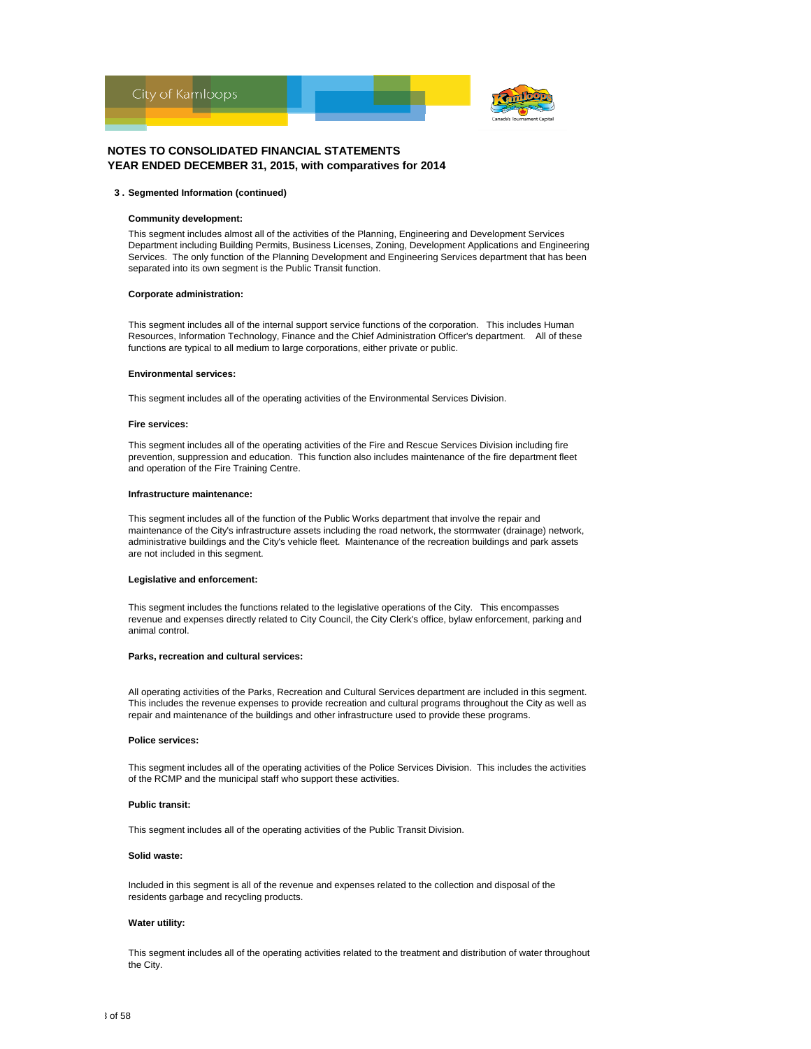# NOTES TO CONSOLIDATED FINANCIAL STATEMENTS
## YEAR ENDED DECEMBER 31, 2015, with comparatives for 2014

### 3 . Segmented Information (continued)

**Community development:**

This segment includes almost all of the activities of the Planning, Engineering and Development Services Department including Building Permits, Business Licenses, Zoning, Development Applications and Engineering Services. The only function of the Planning Development and Engineering Services department that has been separated into its own segment is the Public Transit function.

**Corporate administration:**

This segment includes all of the internal support service functions of the corporation. This includes Human Resources, Information Technology, Finance and the Chief Administration Officer's department. All of these functions are typical to all medium to large corporations, either private or public.

**Environmental services:**

This segment includes all of the operating activities of the Environmental Services Division.

**Fire services:**

This segment includes all of the operating activities of the Fire and Rescue Services Division including fire prevention, suppression and education. This function also includes maintenance of the fire department fleet and operation of the Fire Training Centre.

**Infrastructure maintenance:**

This segment includes all of the function of the Public Works department that involve the repair and maintenance of the City's infrastructure assets including the road network, the stormwater (drainage) network, administrative buildings and the City's vehicle fleet. Maintenance of the recreation buildings and park assets are not included in this segment.

**Legislative and enforcement:**

This segment includes the functions related to the legislative operations of the City. This encompasses revenue and expenses directly related to City Council, the City Clerk's office, bylaw enforcement, parking and animal control.

**Parks, recreation and cultural services:**

All operating activities of the Parks, Recreation and Cultural Services department are included in this segment. This includes the revenue expenses to provide recreation and cultural programs throughout the City as well as repair and maintenance of the buildings and other infrastructure used to provide these programs.

**Police services:**

This segment includes all of the operating activities of the Police Services Division. This includes the activities of the RCMP and the municipal staff who support these activities.

**Public transit:**

This segment includes all of the operating activities of the Public Transit Division.

**Solid waste:**

Included in this segment is all of the revenue and expenses related to the collection and disposal of the residents garbage and recycling products.

**Water utility:**

This segment includes all of the operating activities related to the treatment and distribution of water throughout the City.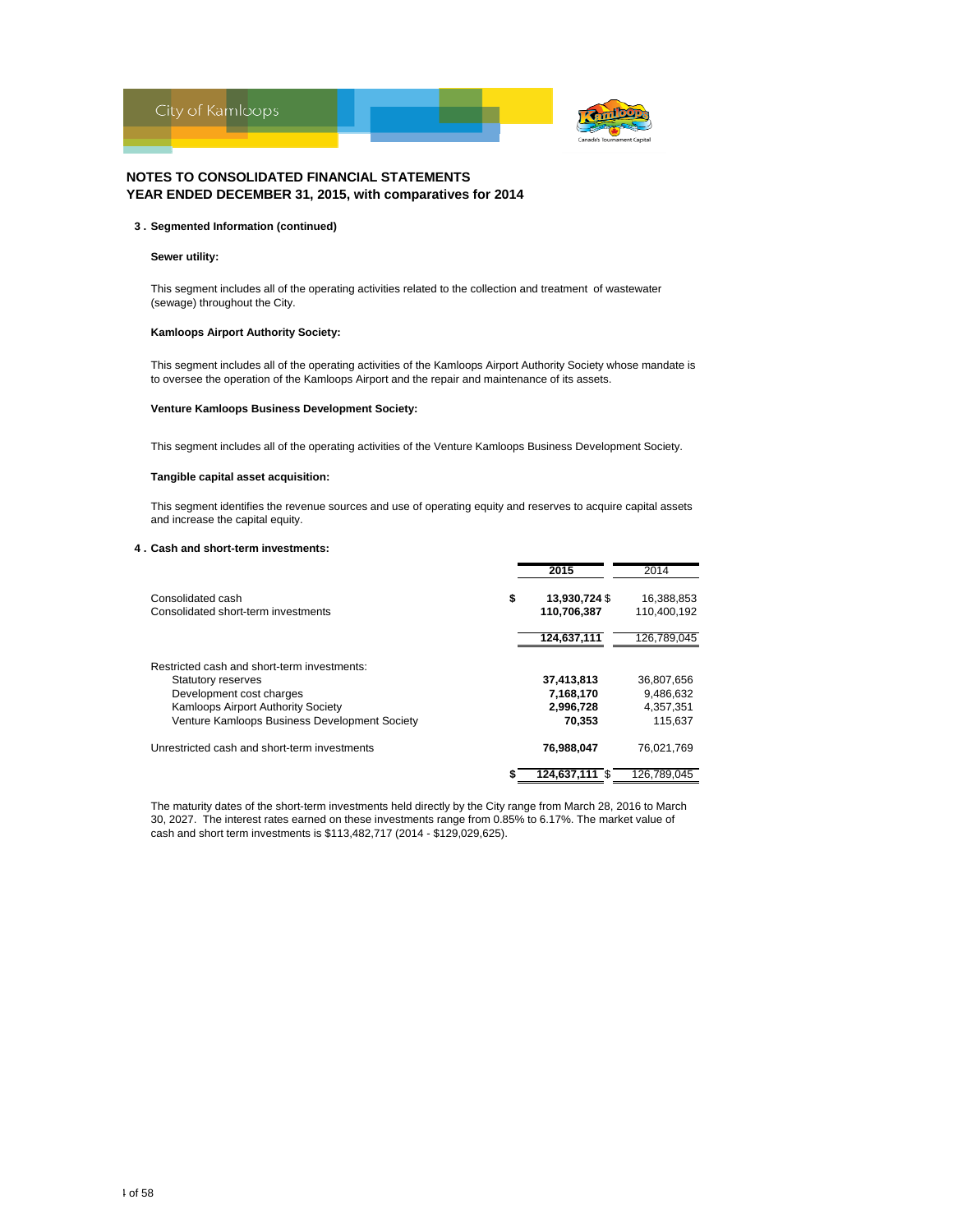**NOTES TO CONSOLIDATED FINANCIAL STATEMENTS**
**YEAR ENDED DECEMBER 31, 2015, with comparatives for 2014**

**3 . Segmented Information (continued)**

**Sewer utility:**

This segment includes all of the operating activities related to the collection and treatment of wastewater (sewage) throughout the City.

**Kamloops Airport Authority Society:**

This segment includes all of the operating activities of the Kamloops Airport Authority Society whose mandate is to oversee the operation of the Kamloops Airport and the repair and maintenance of its assets.

**Venture Kamloops Business Development Society:**

This segment includes all of the operating activities of the Venture Kamloops Business Development Society.

**Tangible capital asset acquisition:**

This segment identifies the revenue sources and use of operating equity and reserves to acquire capital assets and increase the capital equity.

**4 . Cash and short-term investments:**

| | 2015 | 2014 |
|---|---|---|
| Consolidated cash | $ 13,930,724 | $ 16,388,853 |
| Consolidated short-term investments | 110,706,387 | 110,400,192 |
| | 124,637,111 | 126,789,045 |
| Restricted cash and short-term investments: | | |
| Statutory reserves | 37,413,813 | 36,807,656 |
| Development cost charges | 7,168,170 | 9,486,632 |
| Kamloops Airport Authority Society | 2,996,728 | 4,357,351 |
| Venture Kamloops Business Development Society | 70,353 | 115,637 |
| Unrestricted cash and short-term investments | 76,988,047 | 76,021,769 |
| | $ 124,637,111 | $ 126,789,045 |

The maturity dates of the short-term investments held directly by the City range from March 28, 2016 to March 30, 2027. The interest rates earned on these investments range from 0.85% to 6.17%. The market value of cash and short term investments is $113,482,717 (2014 - $129,029,625).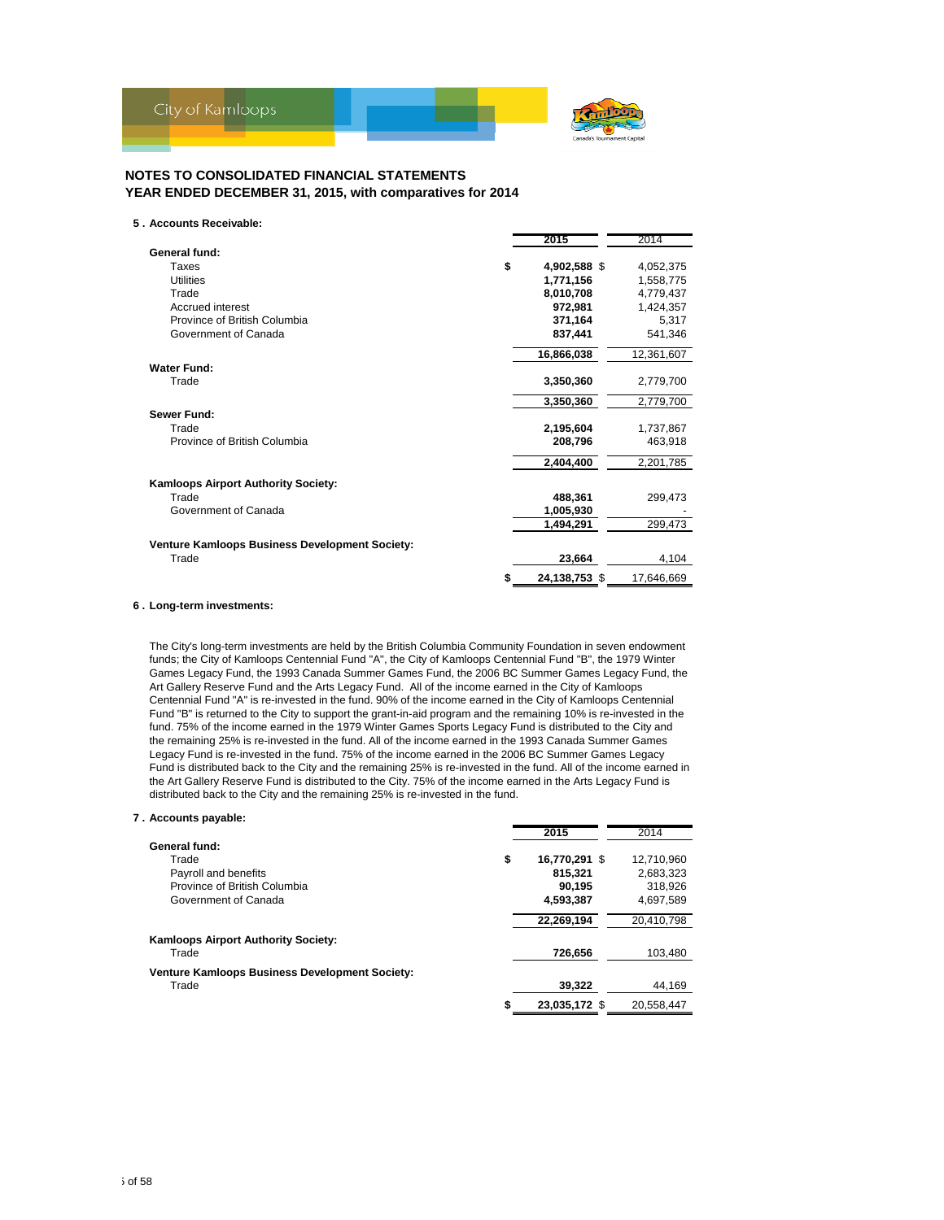## NOTES TO CONSOLIDATED FINANCIAL STATEMENTS
## YEAR ENDED DECEMBER 31, 2015, with comparatives for 2014

### 5 . Accounts Receivable:

| | 2015 | 2014 |
|---|---|---|
| **General fund:** | | |
| Taxes | $ **4,902,588** | $ 4,052,375 |
| Utilities | **1,771,156** | 1,558,775 |
| Trade | **8,010,708** | 4,779,437 |
| Accrued interest | **972,981** | 1,424,357 |
| Province of British Columbia | **371,164** | 5,317 |
| Government of Canada | **837,441** | 541,346 |
| | **16,866,038** | 12,361,607 |
| **Water Fund:** | | |
| Trade | **3,350,360** | 2,779,700 |
| | **3,350,360** | 2,779,700 |
| **Sewer Fund:** | | |
| Trade | **2,195,604** | 1,737,867 |
| Province of British Columbia | **208,796** | 463,918 |
| | **2,404,400** | 2,201,785 |
| **Kamloops Airport Authority Society:** | | |
| Trade | **488,361** | 299,473 |
| Government of Canada | **1,005,930** | - |
| | **1,494,291** | 299,473 |
| **Venture Kamloops Business Development Society:** | | |
| Trade | **23,664** | 4,104 |
| | $ **24,138,753** | $ 17,646,669 |

### 6 . Long-term investments:

The City's long-term investments are held by the British Columbia Community Foundation in seven endowment funds; the City of Kamloops Centennial Fund "A", the City of Kamloops Centennial Fund "B", the 1979 Winter Games Legacy Fund, the 1993 Canada Summer Games Fund, the 2006 BC Summer Games Legacy Fund, the Art Gallery Reserve Fund and the Arts Legacy Fund. All of the income earned in the City of Kamloops Centennial Fund "A" is re-invested in the fund. 90% of the income earned in the City of Kamloops Centennial Fund "B" is returned to the City to support the grant-in-aid program and the remaining 10% is re-invested in the fund. 75% of the income earned in the 1979 Winter Games Sports Legacy Fund is distributed to the City and the remaining 25% is re-invested in the fund. All of the income earned in the 1993 Canada Summer Games Legacy Fund is re-invested in the fund. 75% of the income earned in the 2006 BC Summer Games Legacy Fund is distributed back to the City and the remaining 25% is re-invested in the fund. All of the income earned in the Art Gallery Reserve Fund is distributed to the City. 75% of the income earned in the Arts Legacy Fund is distributed back to the City and the remaining 25% is re-invested in the fund.

### 7 . Accounts payable:

| | 2015 | 2014 |
|---|---|---|
| **General fund:** | | |
| Trade | $ **16,770,291** | $ 12,710,960 |
| Payroll and benefits | **815,321** | 2,683,323 |
| Province of British Columbia | **90,195** | 318,926 |
| Government of Canada | **4,593,387** | 4,697,589 |
| | **22,269,194** | 20,410,798 |
| **Kamloops Airport Authority Society:** | | |
| Trade | **726,656** | 103,480 |
| **Venture Kamloops Business Development Society:** | | |
| Trade | **39,322** | 44,169 |
| | $ **23,035,172** | $ 20,558,447 |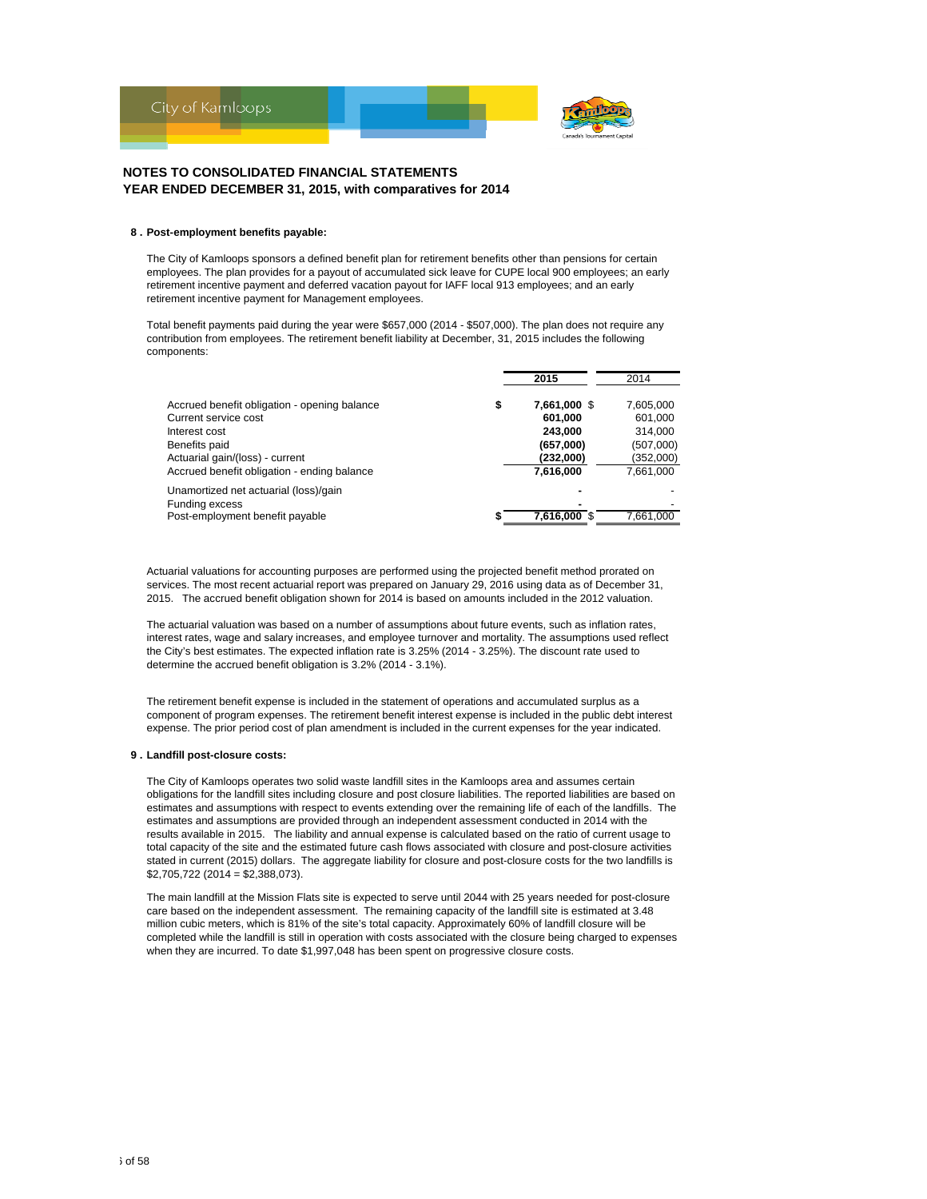# NOTES TO CONSOLIDATED FINANCIAL STATEMENTS
## YEAR ENDED DECEMBER 31, 2015, with comparatives for 2014

### 8 . Post-employment benefits payable:

The City of Kamloops sponsors a defined benefit plan for retirement benefits other than pensions for certain employees. The plan provides for a payout of accumulated sick leave for CUPE local 900 employees; an early retirement incentive payment and deferred vacation payout for IAFF local 913 employees; and an early retirement incentive payment for Management employees.

Total benefit payments paid during the year were $657,000 (2014 - $507,000). The plan does not require any contribution from employees. The retirement benefit liability at December, 31, 2015 includes the following components:

| | | **2015** | 2014 |
|---|---|---|---|
| Accrued benefit obligation - opening balance | $ | **7,661,000** $ | 7,605,000 |
| Current service cost | | **601,000** | 601,000 |
| Interest cost | | **243,000** | 314,000 |
| Benefits paid | | **(657,000)** | (507,000) |
| Actuarial gain/(loss) - current | | **(232,000)** | (352,000) |
| Accrued benefit obligation - ending balance | | **7,616,000** | 7,661,000 |
| Unamortized net actuarial (loss)/gain | | **-** | - |
| Funding excess | | **-** | - |
| Post-employment benefit payable | $ | **7,616,000** $ | 7,661,000 |

Actuarial valuations for accounting purposes are performed using the projected benefit method prorated on services. The most recent actuarial report was prepared on January 29, 2016 using data as of December 31, 2015. The accrued benefit obligation shown for 2014 is based on amounts included in the 2012 valuation.

The actuarial valuation was based on a number of assumptions about future events, such as inflation rates, interest rates, wage and salary increases, and employee turnover and mortality. The assumptions used reflect the City's best estimates. The expected inflation rate is 3.25% (2014 - 3.25%). The discount rate used to determine the accrued benefit obligation is 3.2% (2014 - 3.1%).

The retirement benefit expense is included in the statement of operations and accumulated surplus as a component of program expenses. The retirement benefit interest expense is included in the public debt interest expense. The prior period cost of plan amendment is included in the current expenses for the year indicated.

### 9 . Landfill post-closure costs:

The City of Kamloops operates two solid waste landfill sites in the Kamloops area and assumes certain obligations for the landfill sites including closure and post closure liabilities. The reported liabilities are based on estimates and assumptions with respect to events extending over the remaining life of each of the landfills. The estimates and assumptions are provided through an independent assessment conducted in 2014 with the results available in 2015. The liability and annual expense is calculated based on the ratio of current usage to total capacity of the site and the estimated future cash flows associated with closure and post-closure activities stated in current (2015) dollars. The aggregate liability for closure and post-closure costs for the two landfills is $2,705,722 (2014 = $2,388,073).

The main landfill at the Mission Flats site is expected to serve until 2044 with 25 years needed for post-closure care based on the independent assessment. The remaining capacity of the landfill site is estimated at 3.48 million cubic meters, which is 81% of the site's total capacity. Approximately 60% of landfill closure will be completed while the landfill is still in operation with costs associated with the closure being charged to expenses when they are incurred. To date $1,997,048 has been spent on progressive closure costs.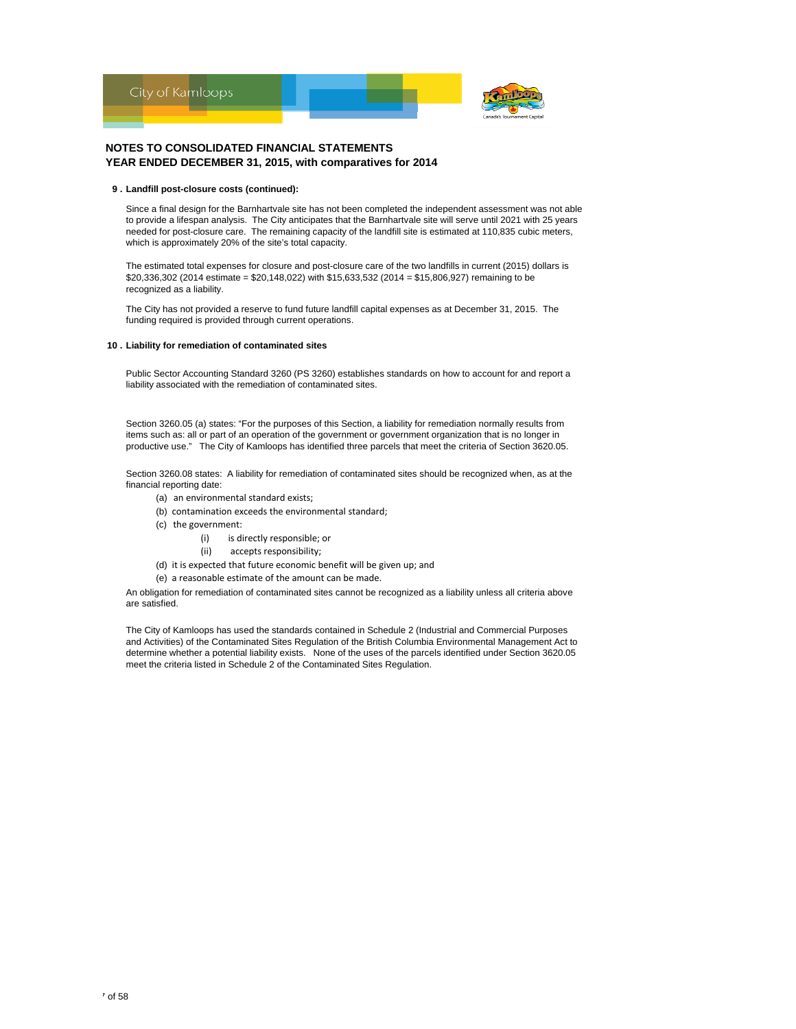## NOTES TO CONSOLIDATED FINANCIAL STATEMENTS
## YEAR ENDED DECEMBER 31, 2015, with comparatives for 2014

### 9 . Landfill post-closure costs (continued):

Since a final design for the Barnhartvale site has not been completed the independent assessment was not able to provide a lifespan analysis. The City anticipates that the Barnhartvale site will serve until 2021 with 25 years needed for post-closure care. The remaining capacity of the landfill site is estimated at 110,835 cubic meters, which is approximately 20% of the site's total capacity.

The estimated total expenses for closure and post-closure care of the two landfills in current (2015) dollars is $20,336,302 (2014 estimate = $20,148,022) with $15,633,532 (2014 = $15,806,927) remaining to be recognized as a liability.

The City has not provided a reserve to fund future landfill capital expenses as at December 31, 2015. The funding required is provided through current operations.

### 10 . Liability for remediation of contaminated sites

Public Sector Accounting Standard 3260 (PS 3260) establishes standards on how to account for and report a liability associated with the remediation of contaminated sites.

Section 3260.05 (a) states: "For the purposes of this Section, a liability for remediation normally results from items such as: all or part of an operation of the government or government organization that is no longer in productive use." The City of Kamloops has identified three parcels that meet the criteria of Section 3620.05.

Section 3260.08 states: A liability for remediation of contaminated sites should be recognized when, as at the financial reporting date:

(a) an environmental standard exists;
(b) contamination exceeds the environmental standard;
(c) the government:
  (i) is directly responsible; or
  (ii) accepts responsibility;
(d) it is expected that future economic benefit will be given up; and
(e) a reasonable estimate of the amount can be made.

An obligation for remediation of contaminated sites cannot be recognized as a liability unless all criteria above are satisfied.

The City of Kamloops has used the standards contained in Schedule 2 (Industrial and Commercial Purposes and Activities) of the Contaminated Sites Regulation of the British Columbia Environmental Management Act to determine whether a potential liability exists. None of the uses of the parcels identified under Section 3620.05 meet the criteria listed in Schedule 2 of the Contaminated Sites Regulation.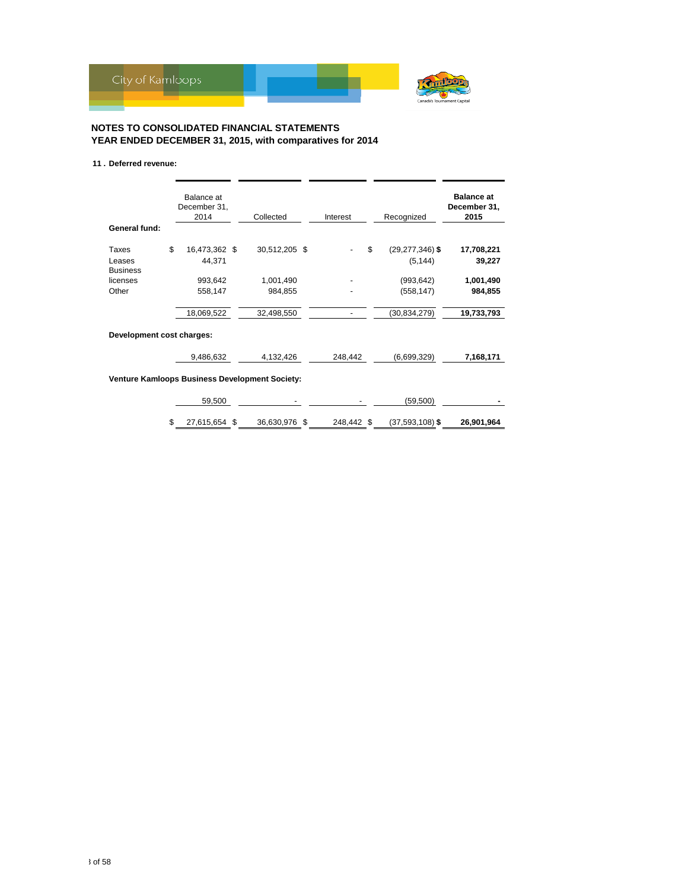## NOTES TO CONSOLIDATED FINANCIAL STATEMENTS
## YEAR ENDED DECEMBER 31, 2015, with comparatives for 2014

### 11 . Deferred revenue:

| | Balance at December 31, 2014 | Collected | Interest | Recognized | **Balance at December 31, 2015** |
|---|---|---|---|---|---|
| **General fund:** | | | | | |
| Taxes | $ 16,473,362 | $ 30,512,205 | $ - | $ (29,277,346) | **$ 17,708,221** |
| Leases | 44,371 | | | (5,144) | **39,227** |
| Business licenses | 993,642 | 1,001,490 | - | (993,642) | **1,001,490** |
| Other | 558,147 | 984,855 | - | (558,147) | **984,855** |
| | 18,069,522 | 32,498,550 | - | (30,834,279) | **19,733,793** |
| **Development cost charges:** | | | | | |
| | 9,486,632 | 4,132,426 | 248,442 | (6,699,329) | **7,168,171** |
| **Venture Kamloops Business Development Society:** | | | | | |
| | 59,500 | - | - | (59,500) | **-** |
| | $ 27,615,654 | $ 36,630,976 | $ 248,442 | $ (37,593,108) | **$ 26,901,964** |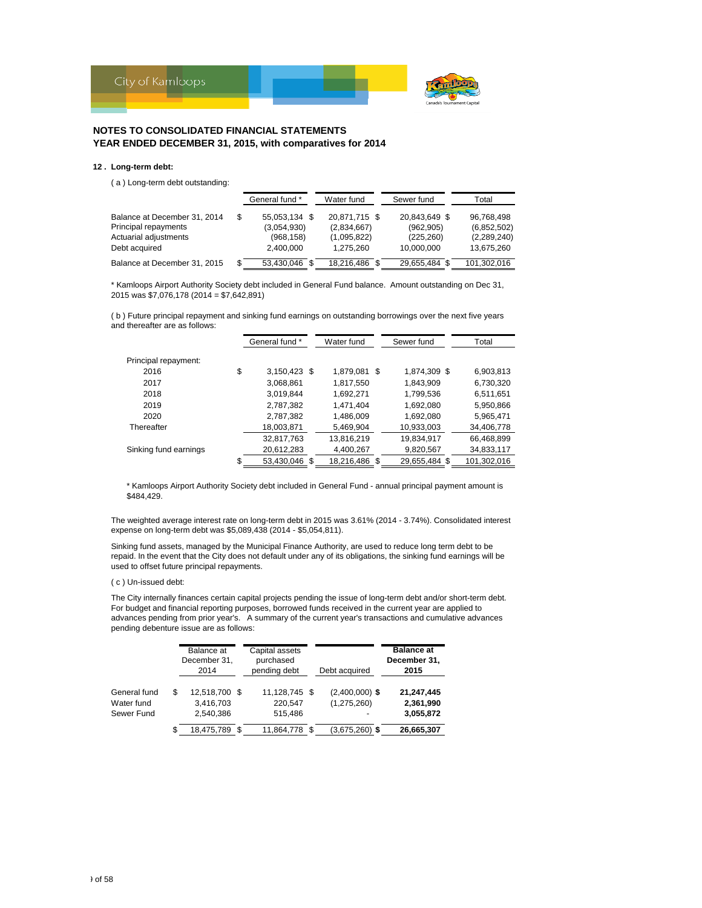## NOTES TO CONSOLIDATED FINANCIAL STATEMENTS
## YEAR ENDED DECEMBER 31, 2015, with comparatives for 2014

### 12 . Long-term debt:

( a ) Long-term debt outstanding:

| | General fund * | Water fund | Sewer fund | Total |
|---|---|---|---|---|
| Balance at December 31, 2014 | $ 55,053,134 | $ 20,871,715 | $ 20,843,649 | $ 96,768,498 |
| Principal repayments | (3,054,930) | (2,834,667) | (962,905) | (6,852,502) |
| Actuarial adjustments | (968,158) | (1,095,822) | (225,260) | (2,289,240) |
| Debt acquired | 2,400,000 | 1,275,260 | 10,000,000 | 13,675,260 |
| Balance at December 31, 2015 | $ 53,430,046 | $ 18,216,486 | $ 29,655,484 | $ 101,302,016 |

* Kamloops Airport Authority Society debt included in General Fund balance. Amount outstanding on Dec 31, 2015 was $7,076,178 (2014 = $7,642,891)

( b ) Future principal repayment and sinking fund earnings on outstanding borrowings over the next five years and thereafter are as follows:

| | General fund * | Water fund | Sewer fund | Total |
|---|---|---|---|---|
| Principal repayment: | | | | |
| 2016 | $ 3,150,423 | $ 1,879,081 | $ 1,874,309 | $ 6,903,813 |
| 2017 | 3,068,861 | 1,817,550 | 1,843,909 | 6,730,320 |
| 2018 | 3,019,844 | 1,692,271 | 1,799,536 | 6,511,651 |
| 2019 | 2,787,382 | 1,471,404 | 1,692,080 | 5,950,866 |
| 2020 | 2,787,382 | 1,486,009 | 1,692,080 | 5,965,471 |
| Thereafter | 18,003,871 | 5,469,904 | 10,933,003 | 34,406,778 |
| | 32,817,763 | 13,816,219 | 19,834,917 | 66,468,899 |
| Sinking fund earnings | 20,612,283 | 4,400,267 | 9,820,567 | 34,833,117 |
| | $ 53,430,046 | $ 18,216,486 | $ 29,655,484 | $ 101,302,016 |

* Kamloops Airport Authority Society debt included in General Fund - annual principal payment amount is $484,429.

The weighted average interest rate on long-term debt in 2015 was 3.61% (2014 - 3.74%). Consolidated interest expense on long-term debt was $5,089,438 (2014 - $5,054,811).

Sinking fund assets, managed by the Municipal Finance Authority, are used to reduce long term debt to be repaid. In the event that the City does not default under any of its obligations, the sinking fund earnings will be used to offset future principal repayments.

( c ) Un-issued debt:

The City internally finances certain capital projects pending the issue of long-term debt and/or short-term debt. For budget and financial reporting purposes, borrowed funds received in the current year are applied to advances pending from prior year's. A summary of the current year's transactions and cumulative advances pending debenture issue are as follows:

| | Balance at December 31, 2014 | Capital assets purchased pending debt | Debt acquired | **Balance at December 31, 2015** |
|---|---|---|---|---|
| General fund | $ 12,518,700 | $ 11,128,745 | $ (2,400,000) | $ **21,247,445** |
| Water fund | 3,416,703 | 220,547 | (1,275,260) | **2,361,990** |
| Sewer Fund | 2,540,386 | 515,486 | - | **3,055,872** |
| | $ 18,475,789 | $ 11,864,778 | $ (3,675,260) | $ **26,665,307** |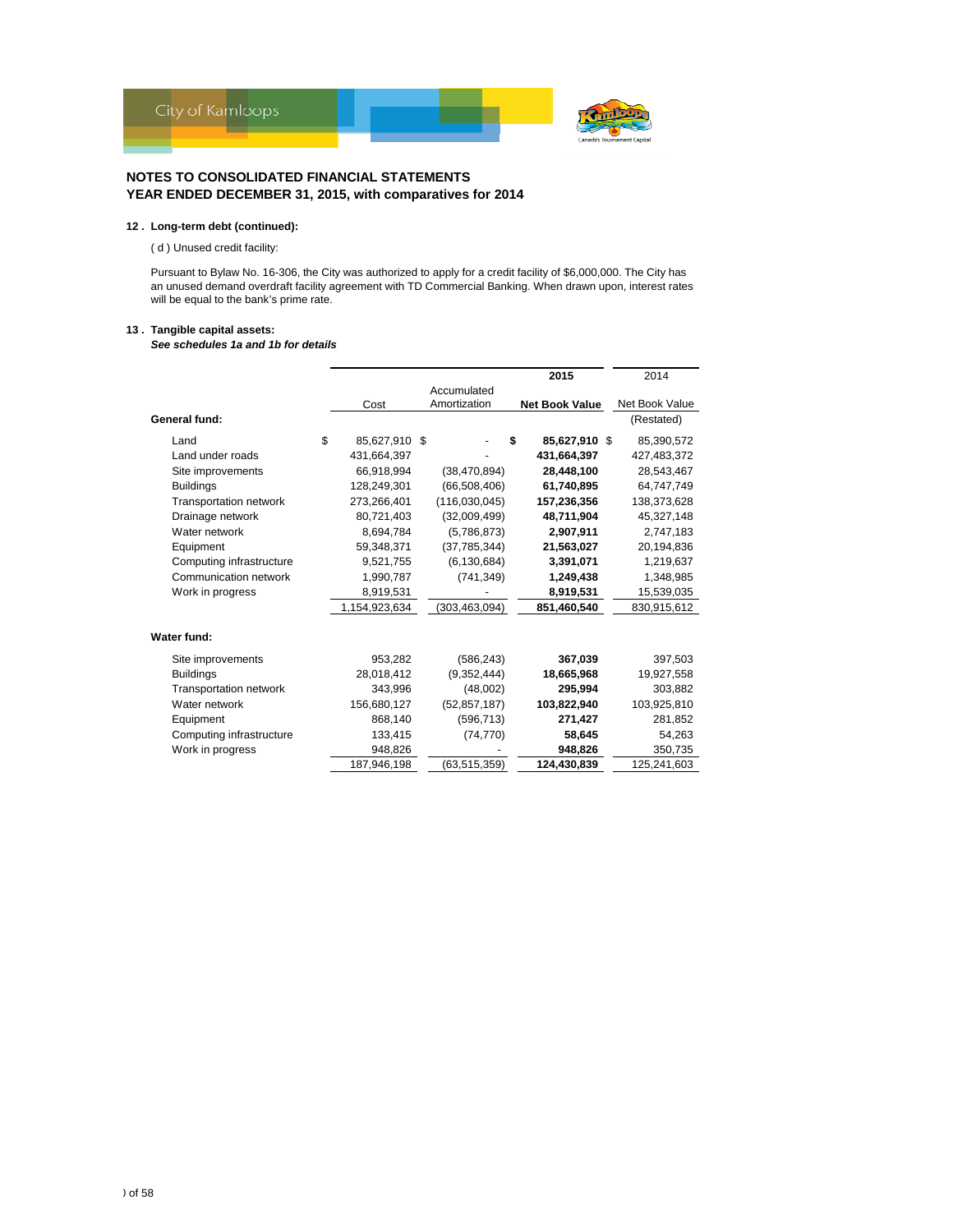## NOTES TO CONSOLIDATED FINANCIAL STATEMENTS
## YEAR ENDED DECEMBER 31, 2015, with comparatives for 2014

### 12. Long-term debt (continued):

( d ) Unused credit facility:

Pursuant to Bylaw No. 16-306, the City was authorized to apply for a credit facility of $6,000,000. The City has an unused demand overdraft facility agreement with TD Commercial Banking. When drawn upon, interest rates will be equal to the bank's prime rate.

### 13. Tangible capital assets:

***See schedules 1a and 1b for details***

| | | | **2015** | 2014 |
|---|---|---|---|---|
| | Cost | Accumulated Amortization | **Net Book Value** | Net Book Value |
| **General fund:** | | | | (Restated) |
| Land | $ 85,627,910 | $ - | **$ 85,627,910** | $ 85,390,572 |
| Land under roads | 431,664,397 | - | **431,664,397** | 427,483,372 |
| Site improvements | 66,918,994 | (38,470,894) | **28,448,100** | 28,543,467 |
| Buildings | 128,249,301 | (66,508,406) | **61,740,895** | 64,747,749 |
| Transportation network | 273,266,401 | (116,030,045) | **157,236,356** | 138,373,628 |
| Drainage network | 80,721,403 | (32,009,499) | **48,711,904** | 45,327,148 |
| Water network | 8,694,784 | (5,786,873) | **2,907,911** | 2,747,183 |
| Equipment | 59,348,371 | (37,785,344) | **21,563,027** | 20,194,836 |
| Computing infrastructure | 9,521,755 | (6,130,684) | **3,391,071** | 1,219,637 |
| Communication network | 1,990,787 | (741,349) | **1,249,438** | 1,348,985 |
| Work in progress | 8,919,531 | - | **8,919,531** | 15,539,035 |
| | 1,154,923,634 | (303,463,094) | **851,460,540** | 830,915,612 |
| **Water fund:** | | | | |
| Site improvements | 953,282 | (586,243) | **367,039** | 397,503 |
| Buildings | 28,018,412 | (9,352,444) | **18,665,968** | 19,927,558 |
| Transportation network | 343,996 | (48,002) | **295,994** | 303,882 |
| Water network | 156,680,127 | (52,857,187) | **103,822,940** | 103,925,810 |
| Equipment | 868,140 | (596,713) | **271,427** | 281,852 |
| Computing infrastructure | 133,415 | (74,770) | **58,645** | 54,263 |
| Work in progress | 948,826 | - | **948,826** | 350,735 |
| | 187,946,198 | (63,515,359) | **124,430,839** | 125,241,603 |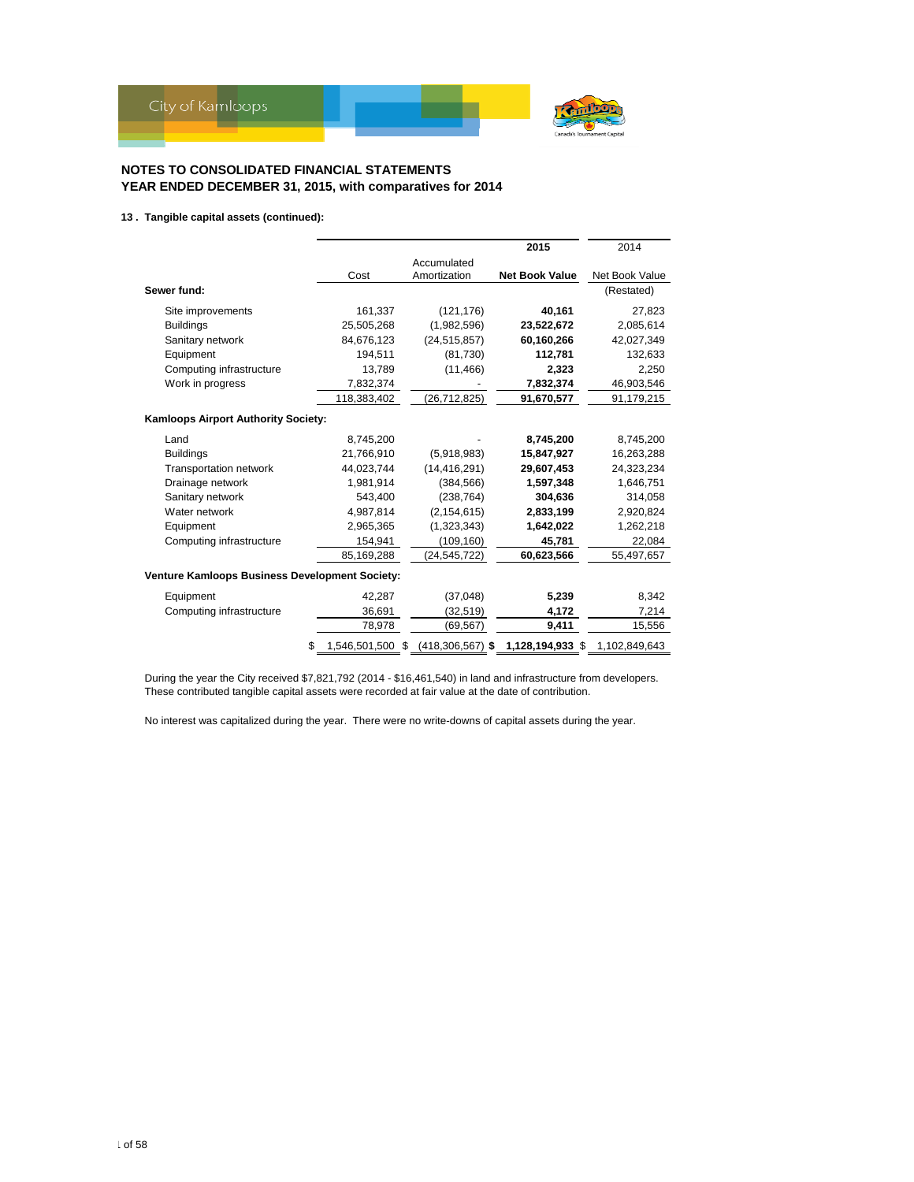## NOTES TO CONSOLIDATED FINANCIAL STATEMENTS
## YEAR ENDED DECEMBER 31, 2015, with comparatives for 2014

### 13 . Tangible capital assets (continued):

| | | | 2015 | 2014 |
|---|---|---|---|---|
| | Cost | Accumulated Amortization | **Net Book Value** | Net Book Value |
| **Sewer fund:** | | | | (Restated) |
| Site improvements | 161,337 | (121,176) | **40,161** | 27,823 |
| Buildings | 25,505,268 | (1,982,596) | **23,522,672** | 2,085,614 |
| Sanitary network | 84,676,123 | (24,515,857) | **60,160,266** | 42,027,349 |
| Equipment | 194,511 | (81,730) | **112,781** | 132,633 |
| Computing infrastructure | 13,789 | (11,466) | **2,323** | 2,250 |
| Work in progress | 7,832,374 | - | **7,832,374** | 46,903,546 |
| | 118,383,402 | (26,712,825) | **91,670,577** | 91,179,215 |
| **Kamloops Airport Authority Society:** | | | | |
| Land | 8,745,200 | - | **8,745,200** | 8,745,200 |
| Buildings | 21,766,910 | (5,918,983) | **15,847,927** | 16,263,288 |
| Transportation network | 44,023,744 | (14,416,291) | **29,607,453** | 24,323,234 |
| Drainage network | 1,981,914 | (384,566) | **1,597,348** | 1,646,751 |
| Sanitary network | 543,400 | (238,764) | **304,636** | 314,058 |
| Water network | 4,987,814 | (2,154,615) | **2,833,199** | 2,920,824 |
| Equipment | 2,965,365 | (1,323,343) | **1,642,022** | 1,262,218 |
| Computing infrastructure | 154,941 | (109,160) | **45,781** | 22,084 |
| | 85,169,288 | (24,545,722) | **60,623,566** | 55,497,657 |
| **Venture Kamloops Business Development Society:** | | | | |
| Equipment | 42,287 | (37,048) | **5,239** | 8,342 |
| Computing infrastructure | 36,691 | (32,519) | **4,172** | 7,214 |
| | 78,978 | (69,567) | **9,411** | 15,556 |
| | $ 1,546,501,500 | $ (418,306,567) | **$ 1,128,194,933** | $ 1,102,849,643 |

During the year the City received $7,821,792 (2014 - $16,461,540) in land and infrastructure from developers. These contributed tangible capital assets were recorded at fair value at the date of contribution.

No interest was capitalized during the year. There were no write-downs of capital assets during the year.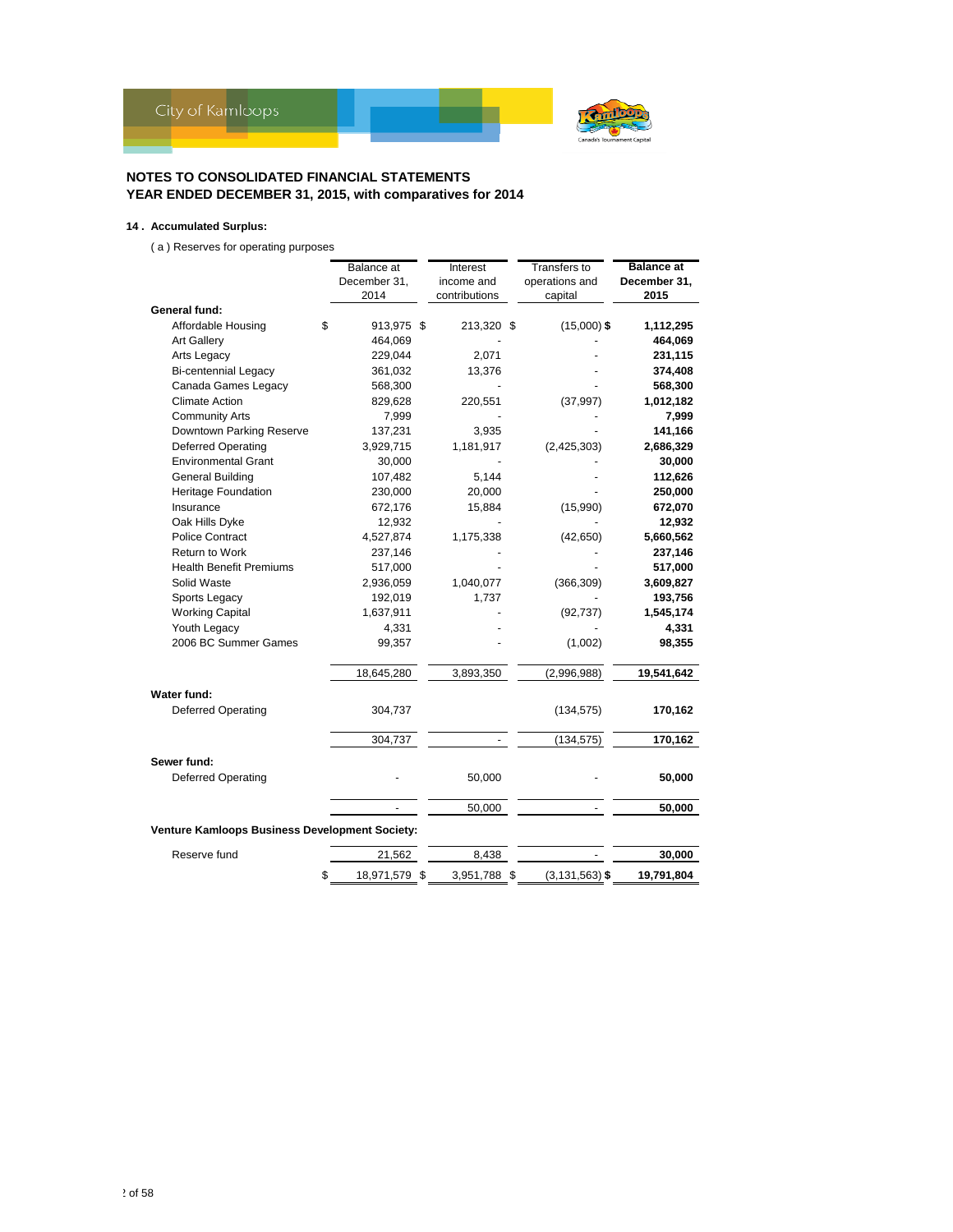## NOTES TO CONSOLIDATED FINANCIAL STATEMENTS
## YEAR ENDED DECEMBER 31, 2015, with comparatives for 2014

### 14. Accumulated Surplus:

(a) Reserves for operating purposes

| | Balance at December 31, 2014 | Interest income and contributions | Transfers to operations and capital | **Balance at December 31, 2015** |
|---|---|---|---|---|
| **General fund:** | | | | |
| Affordable Housing | $ 913,975 | $ 213,320 | $ (15,000) | **$ 1,112,295** |
| Art Gallery | 464,069 | - | - | **464,069** |
| Arts Legacy | 229,044 | 2,071 | - | **231,115** |
| Bi-centennial Legacy | 361,032 | 13,376 | - | **374,408** |
| Canada Games Legacy | 568,300 | - | - | **568,300** |
| Climate Action | 829,628 | 220,551 | (37,997) | **1,012,182** |
| Community Arts | 7,999 | - | - | **7,999** |
| Downtown Parking Reserve | 137,231 | 3,935 | - | **141,166** |
| Deferred Operating | 3,929,715 | 1,181,917 | (2,425,303) | **2,686,329** |
| Environmental Grant | 30,000 | - | - | **30,000** |
| General Building | 107,482 | 5,144 | - | **112,626** |
| Heritage Foundation | 230,000 | 20,000 | - | **250,000** |
| Insurance | 672,176 | 15,884 | (15,990) | **672,070** |
| Oak Hills Dyke | 12,932 | - | - | **12,932** |
| Police Contract | 4,527,874 | 1,175,338 | (42,650) | **5,660,562** |
| Return to Work | 237,146 | - | - | **237,146** |
| Health Benefit Premiums | 517,000 | - | - | **517,000** |
| Solid Waste | 2,936,059 | 1,040,077 | (366,309) | **3,609,827** |
| Sports Legacy | 192,019 | 1,737 | - | **193,756** |
| Working Capital | 1,637,911 | - | (92,737) | **1,545,174** |
| Youth Legacy | 4,331 | - | - | **4,331** |
| 2006 BC Summer Games | 99,357 | - | (1,002) | **98,355** |
| | 18,645,280 | 3,893,350 | (2,996,988) | **19,541,642** |
| **Water fund:** | | | | |
| Deferred Operating | 304,737 | | (134,575) | **170,162** |
| | 304,737 | - | (134,575) | **170,162** |
| **Sewer fund:** | | | | |
| Deferred Operating | - | 50,000 | - | **50,000** |
| | - | 50,000 | - | **50,000** |
| **Venture Kamloops Business Development Society:** | | | | |
| Reserve fund | 21,562 | 8,438 | - | **30,000** |
| | $ 18,971,579 | $ 3,951,788 | $ (3,131,563) | **$ 19,791,804** |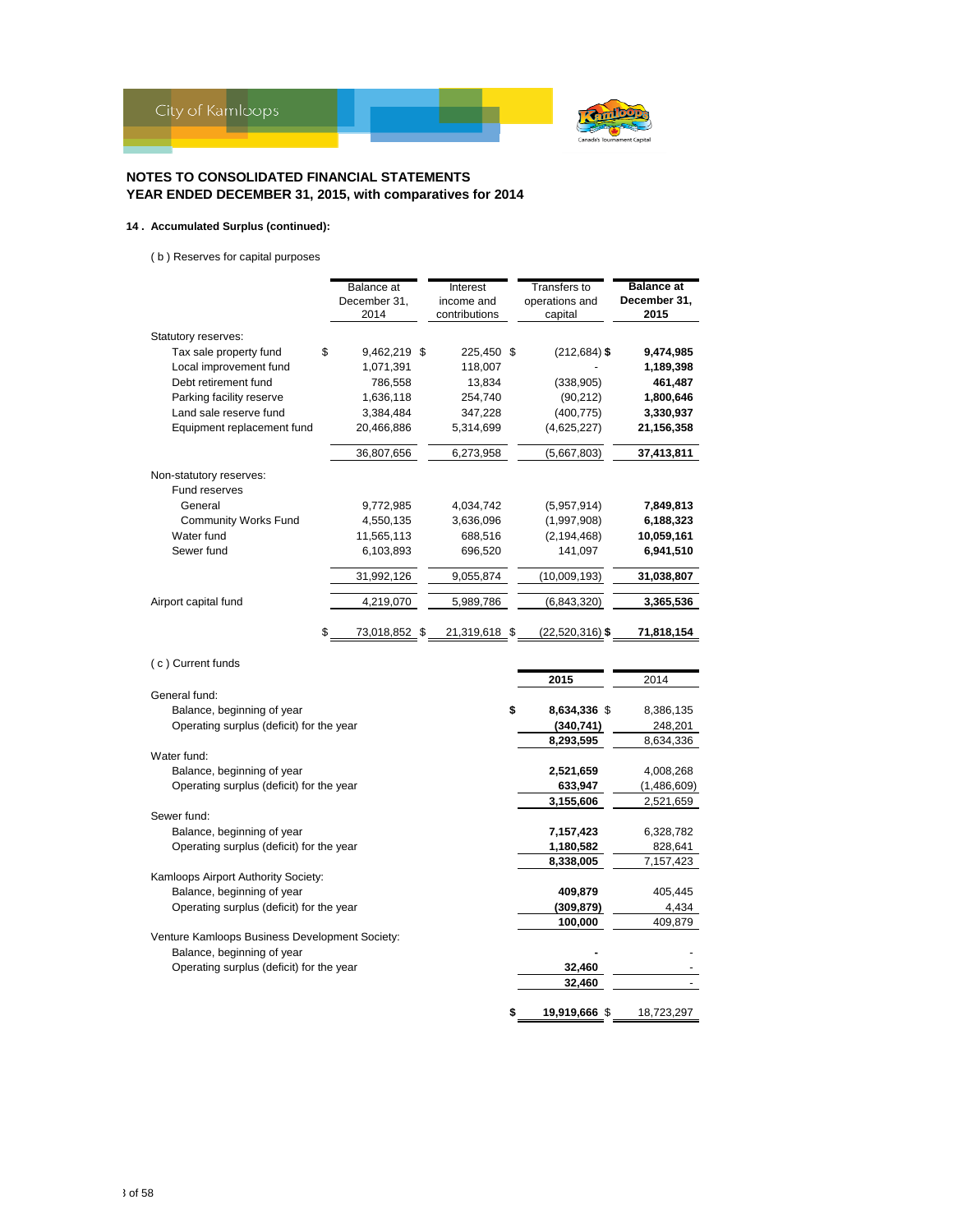## NOTES TO CONSOLIDATED FINANCIAL STATEMENTS
## YEAR ENDED DECEMBER 31, 2015, with comparatives for 2014

### 14 . Accumulated Surplus (continued):

( b ) Reserves for capital purposes

| | Balance at December 31, 2014 | Interest income and contributions | Transfers to operations and capital | **Balance at December 31, 2015** |
|---|---|---|---|---|
| Statutory reserves: | | | | |
| Tax sale property fund | $ 9,462,219 | $ 225,450 | $ (212,684) | **$ 9,474,985** |
| Local improvement fund | 1,071,391 | 118,007 | - | **1,189,398** |
| Debt retirement fund | 786,558 | 13,834 | (338,905) | **461,487** |
| Parking facility reserve | 1,636,118 | 254,740 | (90,212) | **1,800,646** |
| Land sale reserve fund | 3,384,484 | 347,228 | (400,775) | **3,330,937** |
| Equipment replacement fund | 20,466,886 | 5,314,699 | (4,625,227) | **21,156,358** |
| | 36,807,656 | 6,273,958 | (5,667,803) | **37,413,811** |
| Non-statutory reserves: | | | | |
| Fund reserves | | | | |
| General | 9,772,985 | 4,034,742 | (5,957,914) | **7,849,813** |
| Community Works Fund | 4,550,135 | 3,636,096 | (1,997,908) | **6,188,323** |
| Water fund | 11,565,113 | 688,516 | (2,194,468) | **10,059,161** |
| Sewer fund | 6,103,893 | 696,520 | 141,097 | **6,941,510** |
| | 31,992,126 | 9,055,874 | (10,009,193) | **31,038,807** |
| Airport capital fund | 4,219,070 | 5,989,786 | (6,843,320) | **3,365,536** |
| | $ 73,018,852 | $ 21,319,618 | $ (22,520,316) | **$ 71,818,154** |

( c ) Current funds

| | **2015** | 2014 |
|---|---|---|
| General fund: | | |
| Balance, beginning of year | **$ 8,634,336** | $ 8,386,135 |
| Operating surplus (deficit) for the year | **(340,741)** | 248,201 |
| | **8,293,595** | 8,634,336 |
| Water fund: | | |
| Balance, beginning of year | **2,521,659** | 4,008,268 |
| Operating surplus (deficit) for the year | **633,947** | (1,486,609) |
| | **3,155,606** | 2,521,659 |
| Sewer fund: | | |
| Balance, beginning of year | **7,157,423** | 6,328,782 |
| Operating surplus (deficit) for the year | **1,180,582** | 828,641 |
| | **8,338,005** | 7,157,423 |
| Kamloops Airport Authority Society: | | |
| Balance, beginning of year | **409,879** | 405,445 |
| Operating surplus (deficit) for the year | **(309,879)** | 4,434 |
| | **100,000** | 409,879 |
| Venture Kamloops Business Development Society: | | |
| Balance, beginning of year | **-** | - |
| Operating surplus (deficit) for the year | **32,460** | - |
| | **32,460** | - |
| | **$ 19,919,666** | $ 18,723,297 |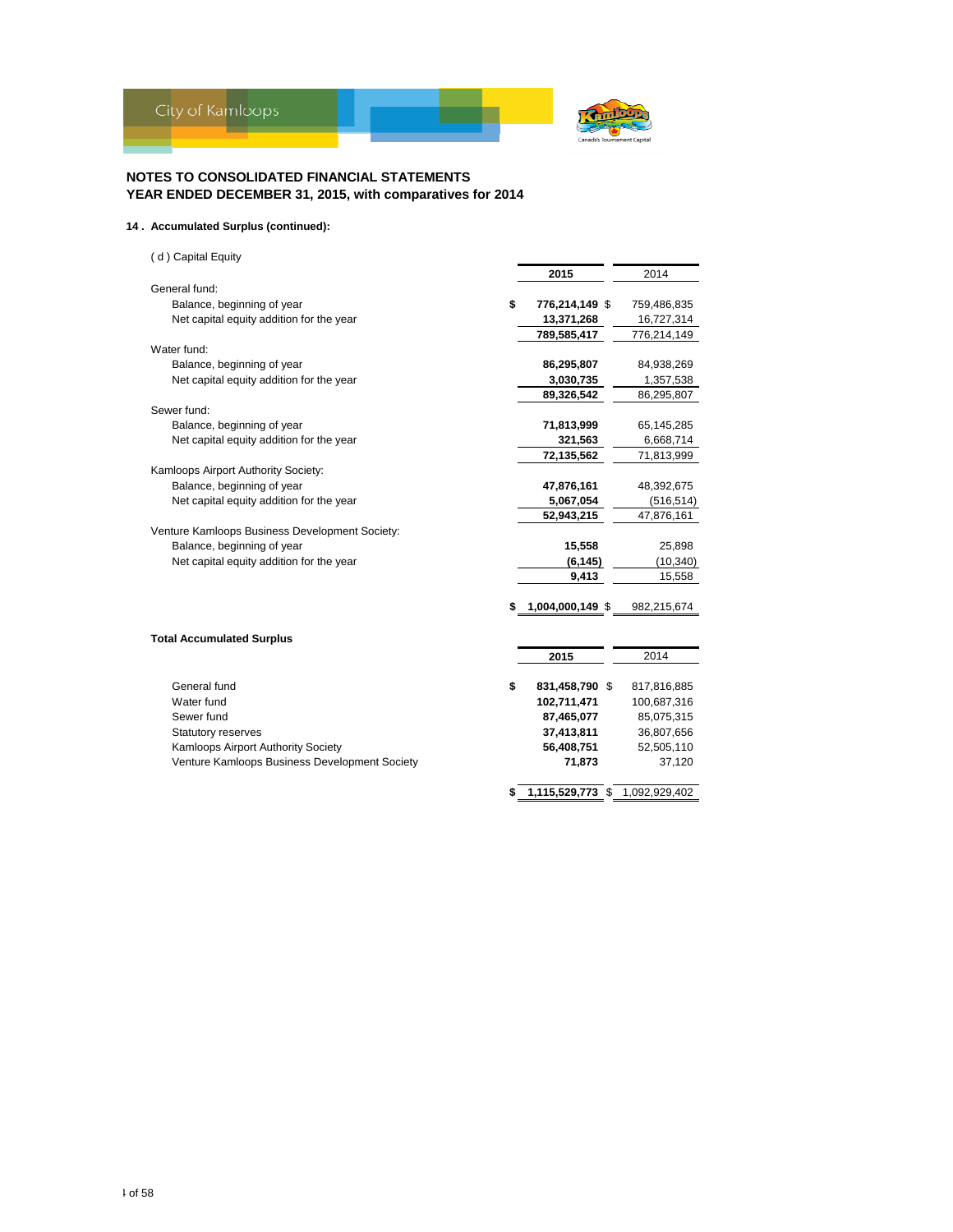## NOTES TO CONSOLIDATED FINANCIAL STATEMENTS
## YEAR ENDED DECEMBER 31, 2015, with comparatives for 2014

### 14 . Accumulated Surplus (continued):

( d ) Capital Equity

| | 2015 | 2014 |
|---|---|---|
| **General fund:** | | |
| Balance, beginning of year | $ 776,214,149 | $ 759,486,835 |
| Net capital equity addition for the year | 13,371,268 | 16,727,314 |
| | 789,585,417 | 776,214,149 |
| **Water fund:** | | |
| Balance, beginning of year | 86,295,807 | 84,938,269 |
| Net capital equity addition for the year | 3,030,735 | 1,357,538 |
| | 89,326,542 | 86,295,807 |
| **Sewer fund:** | | |
| Balance, beginning of year | 71,813,999 | 65,145,285 |
| Net capital equity addition for the year | 321,563 | 6,668,714 |
| | 72,135,562 | 71,813,999 |
| **Kamloops Airport Authority Society:** | | |
| Balance, beginning of year | 47,876,161 | 48,392,675 |
| Net capital equity addition for the year | 5,067,054 | (516,514) |
| | 52,943,215 | 47,876,161 |
| **Venture Kamloops Business Development Society:** | | |
| Balance, beginning of year | 15,558 | 25,898 |
| Net capital equity addition for the year | (6,145) | (10,340) |
| | 9,413 | 15,558 |
| | $ 1,004,000,149 | $ 982,215,674 |

**Total Accumulated Surplus**

| | 2015 | 2014 |
|---|---|---|
| General fund | $ 831,458,790 | $ 817,816,885 |
| Water fund | 102,711,471 | 100,687,316 |
| Sewer fund | 87,465,077 | 85,075,315 |
| Statutory reserves | 37,413,811 | 36,807,656 |
| Kamloops Airport Authority Society | 56,408,751 | 52,505,110 |
| Venture Kamloops Business Development Society | 71,873 | 37,120 |
| | $ 1,115,529,773 | $ 1,092,929,402 |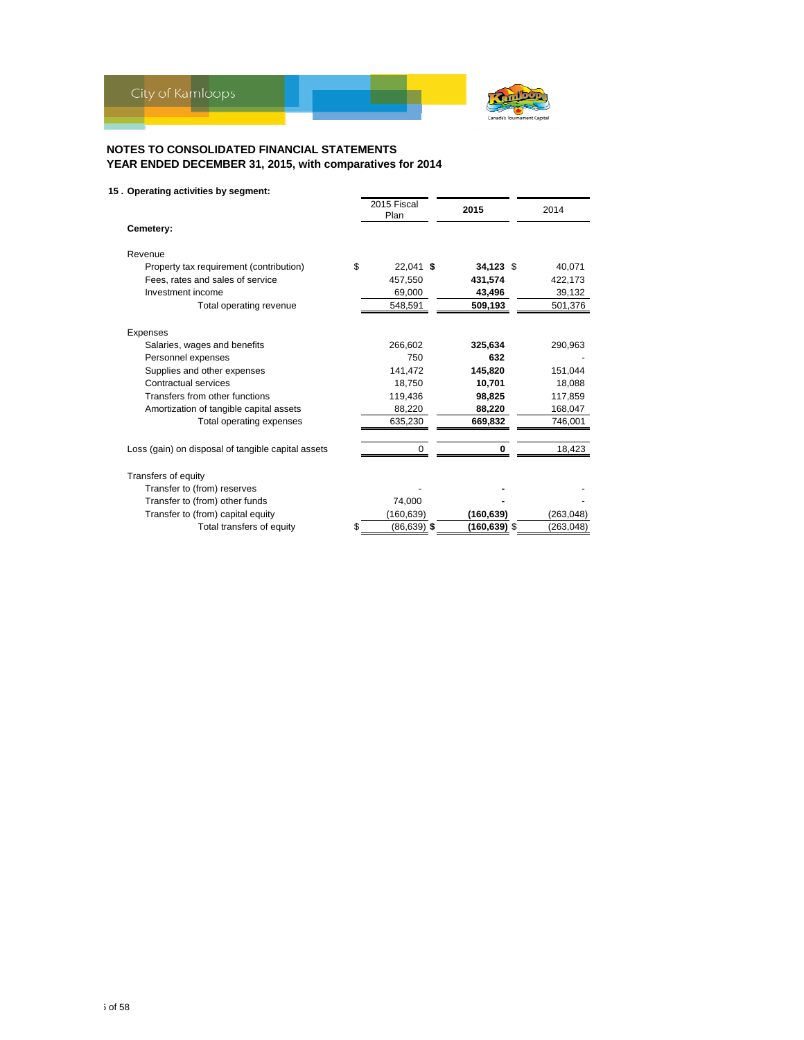## NOTES TO CONSOLIDATED FINANCIAL STATEMENTS
## YEAR ENDED DECEMBER 31, 2015, with comparatives for 2014

### 15 . Operating activities by segment:

| | 2015 Fiscal Plan | **2015** | 2014 |
|---|---|---|---|
| **Cemetery:** | | | |
| Revenue | | | |
| Property tax requirement (contribution) | $ 22,041 | **$ 34,123** | $ 40,071 |
| Fees, rates and sales of service | 457,550 | **431,574** | 422,173 |
| Investment income | 69,000 | **43,496** | 39,132 |
| Total operating revenue | 548,591 | **509,193** | 501,376 |
| Expenses | | | |
| Salaries, wages and benefits | 266,602 | **325,634** | 290,963 |
| Personnel expenses | 750 | **632** | - |
| Supplies and other expenses | 141,472 | **145,820** | 151,044 |
| Contractual services | 18,750 | **10,701** | 18,088 |
| Transfers from other functions | 119,436 | **98,825** | 117,859 |
| Amortization of tangible capital assets | 88,220 | **88,220** | 168,047 |
| Total operating expenses | 635,230 | **669,832** | 746,001 |
| Loss (gain) on disposal of tangible capital assets | 0 | **0** | 18,423 |
| Transfers of equity | | | |
| Transfer to (from) reserves | - | **-** | - |
| Transfer to (from) other funds | 74,000 | **-** | - |
| Transfer to (from) capital equity | (160,639) | **(160,639)** | (263,048) |
| Total transfers of equity | $ (86,639) | **$ (160,639)** | $ (263,048) |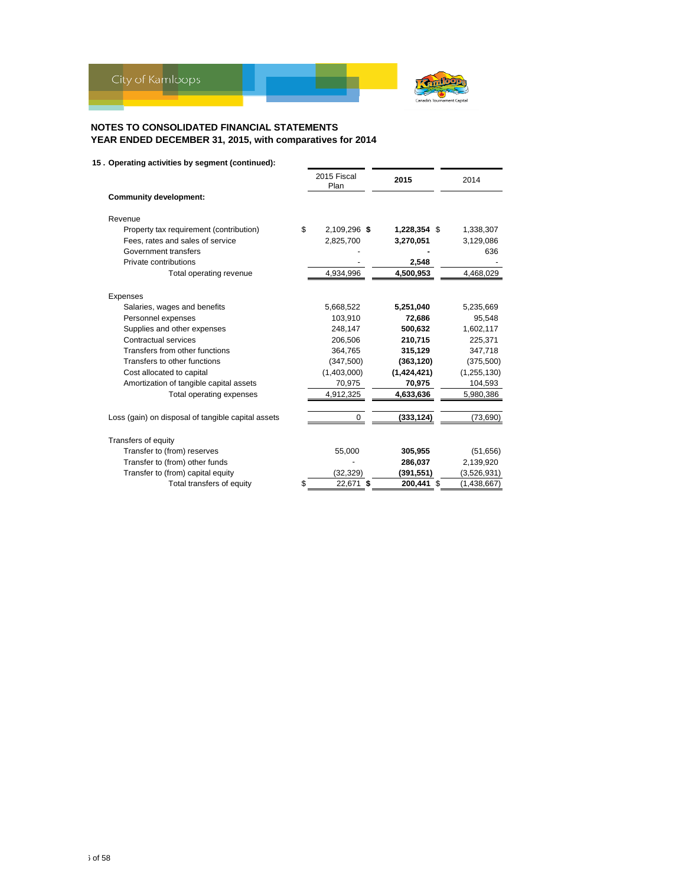## NOTES TO CONSOLIDATED FINANCIAL STATEMENTS
## YEAR ENDED DECEMBER 31, 2015, with comparatives for 2014

**15 . Operating activities by segment (continued):**

| | 2015 Fiscal Plan | **2015** | 2014 |
|---|---|---|---|
| **Community development:** | | | |
| Revenue | | | |
| Property tax requirement (contribution) | $ 2,109,296 | **$ 1,228,354** | $ 1,338,307 |
| Fees, rates and sales of service | 2,825,700 | **3,270,051** | 3,129,086 |
| Government transfers | - | **-** | 636 |
| Private contributions | - | **2,548** | - |
| Total operating revenue | 4,934,996 | **4,500,953** | 4,468,029 |
| Expenses | | | |
| Salaries, wages and benefits | 5,668,522 | **5,251,040** | 5,235,669 |
| Personnel expenses | 103,910 | **72,686** | 95,548 |
| Supplies and other expenses | 248,147 | **500,632** | 1,602,117 |
| Contractual services | 206,506 | **210,715** | 225,371 |
| Transfers from other functions | 364,765 | **315,129** | 347,718 |
| Transfers to other functions | (347,500) | **(363,120)** | (375,500) |
| Cost allocated to capital | (1,403,000) | **(1,424,421)** | (1,255,130) |
| Amortization of tangible capital assets | 70,975 | **70,975** | 104,593 |
| Total operating expenses | 4,912,325 | **4,633,636** | 5,980,386 |
| Loss (gain) on disposal of tangible capital assets | 0 | **(333,124)** | (73,690) |
| Transfers of equity | | | |
| Transfer to (from) reserves | 55,000 | **305,955** | (51,656) |
| Transfer to (from) other funds | - | **286,037** | 2,139,920 |
| Transfer to (from) capital equity | (32,329) | **(391,551)** | (3,526,931) |
| Total transfers of equity | $ 22,671 | **$ 200,441** | $ (1,438,667) |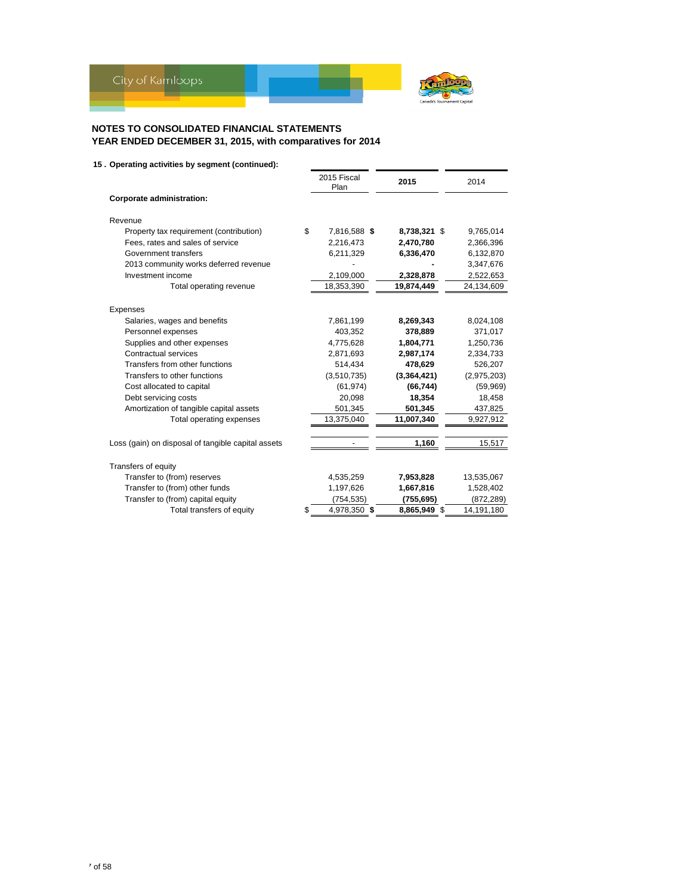## NOTES TO CONSOLIDATED FINANCIAL STATEMENTS
## YEAR ENDED DECEMBER 31, 2015, with comparatives for 2014

### 15 . Operating activities by segment (continued):

| | 2015 Fiscal Plan | 2015 | 2014 |
|---|---|---|---|
| **Corporate administration:** | | | |
| Revenue | | | |
| Property tax requirement (contribution) | $ 7,816,588 | **$ 8,738,321** | $ 9,765,014 |
| Fees, rates and sales of service | 2,216,473 | **2,470,780** | 2,366,396 |
| Government transfers | 6,211,329 | **6,336,470** | 6,132,870 |
| 2013 community works deferred revenue | - | **-** | 3,347,676 |
| Investment income | 2,109,000 | **2,328,878** | 2,522,653 |
| Total operating revenue | 18,353,390 | **19,874,449** | 24,134,609 |
| Expenses | | | |
| Salaries, wages and benefits | 7,861,199 | **8,269,343** | 8,024,108 |
| Personnel expenses | 403,352 | **378,889** | 371,017 |
| Supplies and other expenses | 4,775,628 | **1,804,771** | 1,250,736 |
| Contractual services | 2,871,693 | **2,987,174** | 2,334,733 |
| Transfers from other functions | 514,434 | **478,629** | 526,207 |
| Transfers to other functions | (3,510,735) | **(3,364,421)** | (2,975,203) |
| Cost allocated to capital | (61,974) | **(66,744)** | (59,969) |
| Debt servicing costs | 20,098 | **18,354** | 18,458 |
| Amortization of tangible capital assets | 501,345 | **501,345** | 437,825 |
| Total operating expenses | 13,375,040 | **11,007,340** | 9,927,912 |
| Loss (gain) on disposal of tangible capital assets | - | **1,160** | 15,517 |
| Transfers of equity | | | |
| Transfer to (from) reserves | 4,535,259 | **7,953,828** | 13,535,067 |
| Transfer to (from) other funds | 1,197,626 | **1,667,816** | 1,528,402 |
| Transfer to (from) capital equity | (754,535) | **(755,695)** | (872,289) |
| Total transfers of equity | $ 4,978,350 | **$ 8,865,949** | $ 14,191,180 |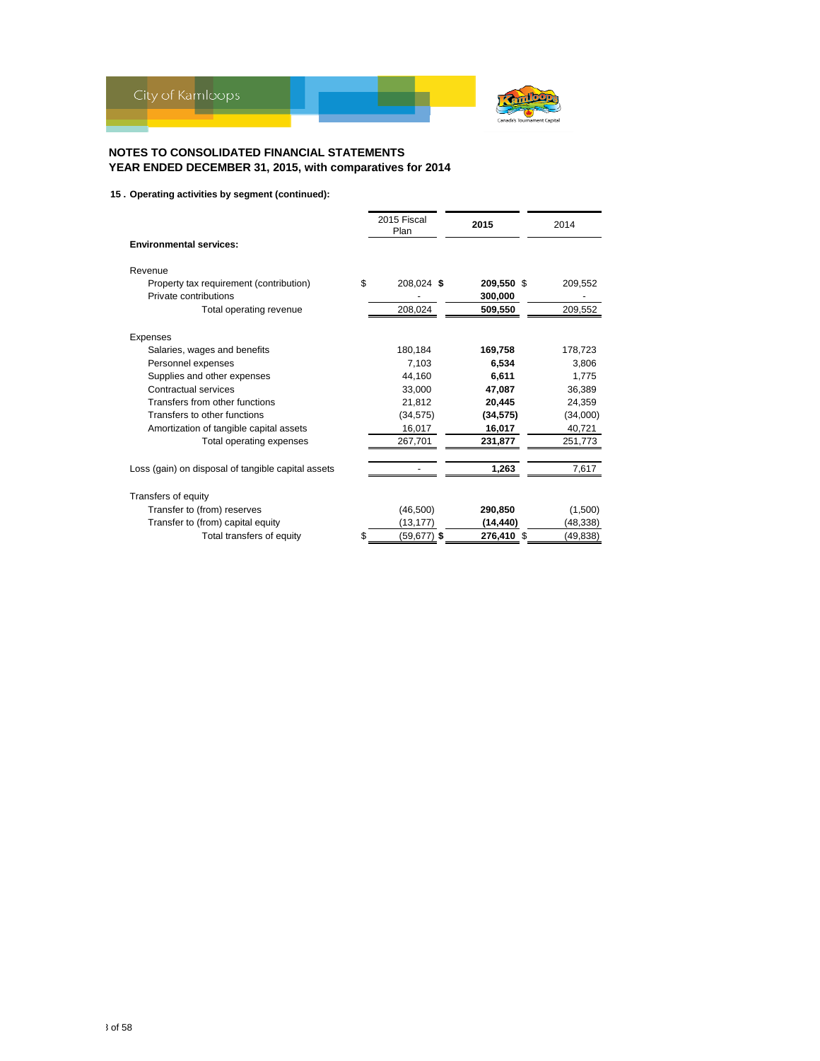## NOTES TO CONSOLIDATED FINANCIAL STATEMENTS
## YEAR ENDED DECEMBER 31, 2015, with comparatives for 2014

### 15 . Operating activities by segment (continued):

| | 2015 Fiscal Plan | **2015** | 2014 |
|---|---|---|---|
| **Environmental services:** | | | |
| Revenue | | | |
| Property tax requirement (contribution) | $ 208,024 | **$ 209,550** | $ 209,552 |
| Private contributions | - | **300,000** | - |
| Total operating revenue | 208,024 | **509,550** | 209,552 |
| Expenses | | | |
| Salaries, wages and benefits | 180,184 | **169,758** | 178,723 |
| Personnel expenses | 7,103 | **6,534** | 3,806 |
| Supplies and other expenses | 44,160 | **6,611** | 1,775 |
| Contractual services | 33,000 | **47,087** | 36,389 |
| Transfers from other functions | 21,812 | **20,445** | 24,359 |
| Transfers to other functions | (34,575) | **(34,575)** | (34,000) |
| Amortization of tangible capital assets | 16,017 | **16,017** | 40,721 |
| Total operating expenses | 267,701 | **231,877** | 251,773 |
| Loss (gain) on disposal of tangible capital assets | - | **1,263** | 7,617 |
| Transfers of equity | | | |
| Transfer to (from) reserves | (46,500) | **290,850** | (1,500) |
| Transfer to (from) capital equity | (13,177) | **(14,440)** | (48,338) |
| Total transfers of equity | $ (59,677) | **$ 276,410** | $ (49,838) |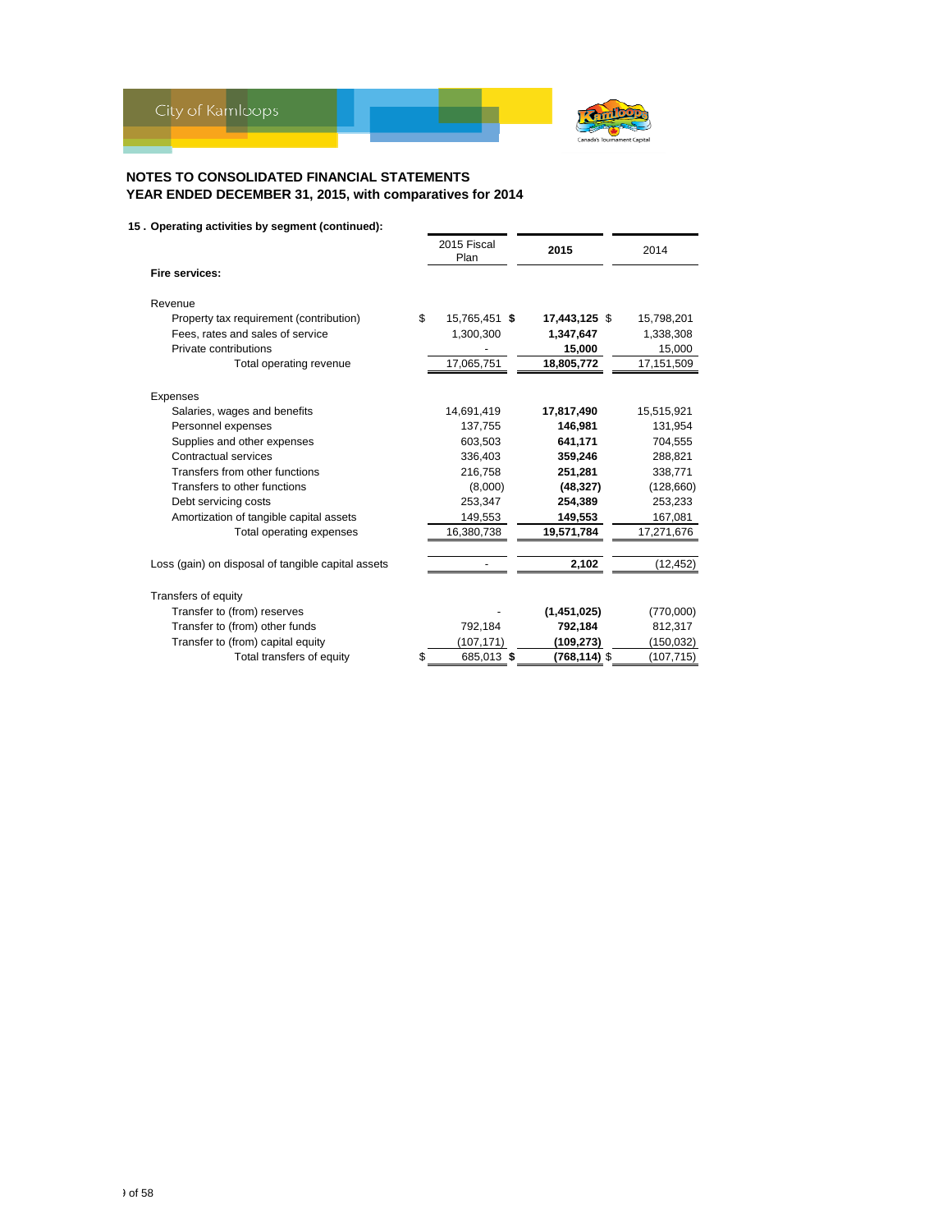## NOTES TO CONSOLIDATED FINANCIAL STATEMENTS
## YEAR ENDED DECEMBER 31, 2015, with comparatives for 2014

### 15 . Operating activities by segment (continued):

| | 2015 Fiscal Plan | 2015 | 2014 |
|---|---|---|---|
| **Fire services:** | | | |
| Revenue | | | |
| Property tax requirement (contribution) | $ 15,765,451 | **$ 17,443,125** | $ 15,798,201 |
| Fees, rates and sales of service | 1,300,300 | **1,347,647** | 1,338,308 |
| Private contributions | - | **15,000** | 15,000 |
| Total operating revenue | 17,065,751 | **18,805,772** | 17,151,509 |
| Expenses | | | |
| Salaries, wages and benefits | 14,691,419 | **17,817,490** | 15,515,921 |
| Personnel expenses | 137,755 | **146,981** | 131,954 |
| Supplies and other expenses | 603,503 | **641,171** | 704,555 |
| Contractual services | 336,403 | **359,246** | 288,821 |
| Transfers from other functions | 216,758 | **251,281** | 338,771 |
| Transfers to other functions | (8,000) | **(48,327)** | (128,660) |
| Debt servicing costs | 253,347 | **254,389** | 253,233 |
| Amortization of tangible capital assets | 149,553 | **149,553** | 167,081 |
| Total operating expenses | 16,380,738 | **19,571,784** | 17,271,676 |
| Loss (gain) on disposal of tangible capital assets | - | **2,102** | (12,452) |
| Transfers of equity | | | |
| Transfer to (from) reserves | - | **(1,451,025)** | (770,000) |
| Transfer to (from) other funds | 792,184 | **792,184** | 812,317 |
| Transfer to (from) capital equity | (107,171) | **(109,273)** | (150,032) |
| Total transfers of equity | $ 685,013 | **$ (768,114)** | $ (107,715) |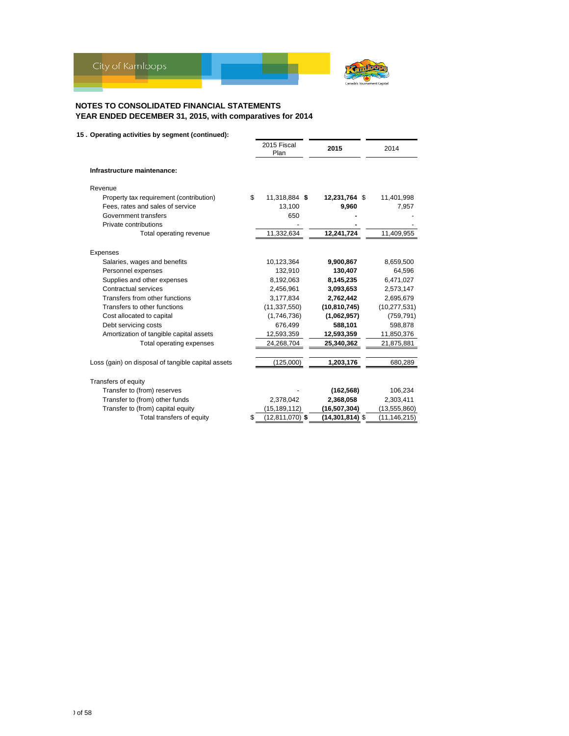## NOTES TO CONSOLIDATED FINANCIAL STATEMENTS
## YEAR ENDED DECEMBER 31, 2015, with comparatives for 2014

**15 . Operating activities by segment (continued):**

| | 2015 Fiscal Plan | **2015** | 2014 |
|---|---|---|---|
| **Infrastructure maintenance:** | | | |
| Revenue | | | |
| Property tax requirement (contribution) | $ 11,318,884 | **$ 12,231,764** | $ 11,401,998 |
| Fees, rates and sales of service | 13,100 | **9,960** | 7,957 |
| Government transfers | 650 | **-** | - |
| Private contributions | - | **-** | - |
| Total operating revenue | 11,332,634 | **12,241,724** | 11,409,955 |
| Expenses | | | |
| Salaries, wages and benefits | 10,123,364 | **9,900,867** | 8,659,500 |
| Personnel expenses | 132,910 | **130,407** | 64,596 |
| Supplies and other expenses | 8,192,063 | **8,145,235** | 6,471,027 |
| Contractual services | 2,456,961 | **3,093,653** | 2,573,147 |
| Transfers from other functions | 3,177,834 | **2,762,442** | 2,695,679 |
| Transfers to other functions | (11,337,550) | **(10,810,745)** | (10,277,531) |
| Cost allocated to capital | (1,746,736) | **(1,062,957)** | (759,791) |
| Debt servicing costs | 676,499 | **588,101** | 598,878 |
| Amortization of tangible capital assets | 12,593,359 | **12,593,359** | 11,850,376 |
| Total operating expenses | 24,268,704 | **25,340,362** | 21,875,881 |
| Loss (gain) on disposal of tangible capital assets | (125,000) | **1,203,176** | 680,289 |
| Transfers of equity | | | |
| Transfer to (from) reserves | - | **(162,568)** | 106,234 |
| Transfer to (from) other funds | 2,378,042 | **2,368,058** | 2,303,411 |
| Transfer to (from) capital equity | (15,189,112) | **(16,507,304)** | (13,555,860) |
| Total transfers of equity | $ (12,811,070) | **$ (14,301,814)** | $ (11,146,215) |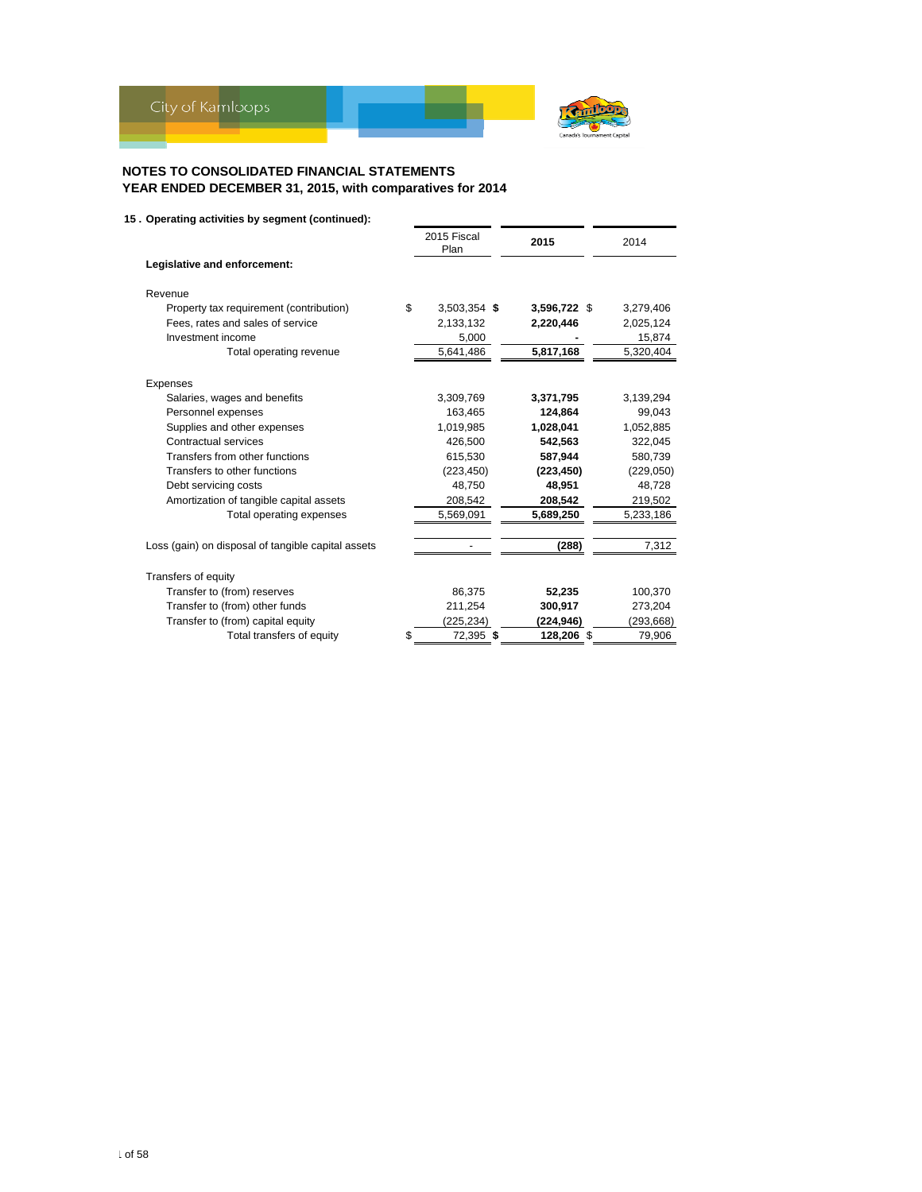# NOTES TO CONSOLIDATED FINANCIAL STATEMENTS
## YEAR ENDED DECEMBER 31, 2015, with comparatives for 2014

### 15 . Operating activities by segment (continued):

| | 2015 Fiscal Plan | **2015** | 2014 |
|---|---|---|---|
| **Legislative and enforcement:** | | | |
| Revenue | | | |
| Property tax requirement (contribution) | $ 3,503,354 | **$ 3,596,722** | $ 3,279,406 |
| Fees, rates and sales of service | 2,133,132 | **2,220,446** | 2,025,124 |
| Investment income | 5,000 | **-** | 15,874 |
| Total operating revenue | 5,641,486 | **5,817,168** | 5,320,404 |
| Expenses | | | |
| Salaries, wages and benefits | 3,309,769 | **3,371,795** | 3,139,294 |
| Personnel expenses | 163,465 | **124,864** | 99,043 |
| Supplies and other expenses | 1,019,985 | **1,028,041** | 1,052,885 |
| Contractual services | 426,500 | **542,563** | 322,045 |
| Transfers from other functions | 615,530 | **587,944** | 580,739 |
| Transfers to other functions | (223,450) | **(223,450)** | (229,050) |
| Debt servicing costs | 48,750 | **48,951** | 48,728 |
| Amortization of tangible capital assets | 208,542 | **208,542** | 219,502 |
| Total operating expenses | 5,569,091 | **5,689,250** | 5,233,186 |
| Loss (gain) on disposal of tangible capital assets | - | **(288)** | 7,312 |
| Transfers of equity | | | |
| Transfer to (from) reserves | 86,375 | **52,235** | 100,370 |
| Transfer to (from) other funds | 211,254 | **300,917** | 273,204 |
| Transfer to (from) capital equity | (225,234) | **(224,946)** | (293,668) |
| Total transfers of equity | $ 72,395 | **$ 128,206** | $ 79,906 |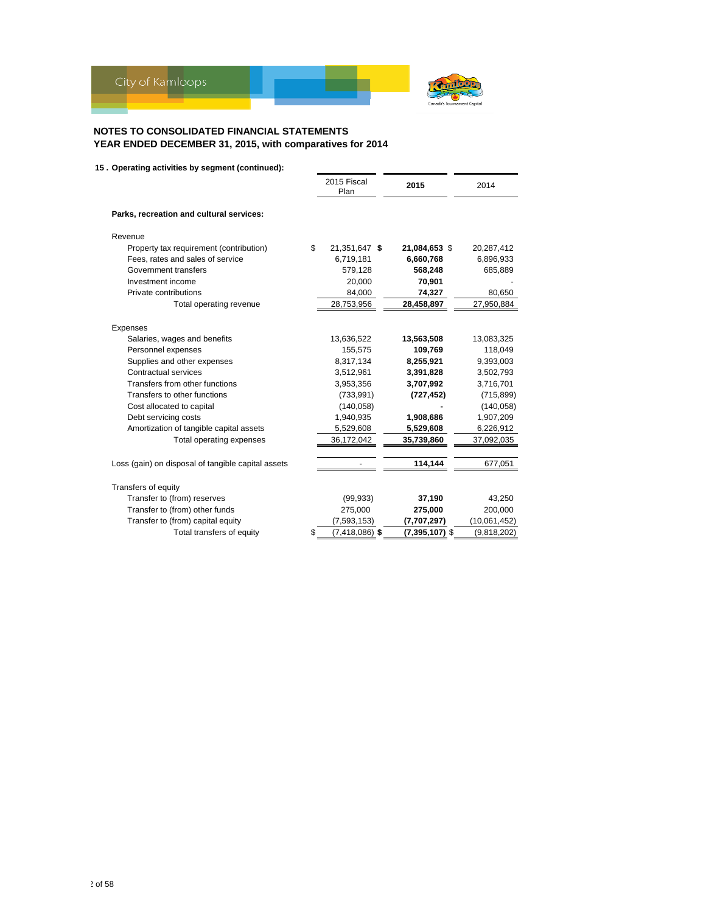# NOTES TO CONSOLIDATED FINANCIAL STATEMENTS
## YEAR ENDED DECEMBER 31, 2015, with comparatives for 2014

### 15 . Operating activities by segment (continued):

| | 2015 Fiscal Plan | **2015** | 2014 |
|---|---|---|---|
| **Parks, recreation and cultural services:** | | | |
| Revenue | | | |
| Property tax requirement (contribution) | $ 21,351,647 | **$ 21,084,653** | $ 20,287,412 |
| Fees, rates and sales of service | 6,719,181 | **6,660,768** | 6,896,933 |
| Government transfers | 579,128 | **568,248** | 685,889 |
| Investment income | 20,000 | **70,901** | - |
| Private contributions | 84,000 | **74,327** | 80,650 |
| Total operating revenue | 28,753,956 | **28,458,897** | 27,950,884 |
| Expenses | | | |
| Salaries, wages and benefits | 13,636,522 | **13,563,508** | 13,083,325 |
| Personnel expenses | 155,575 | **109,769** | 118,049 |
| Supplies and other expenses | 8,317,134 | **8,255,921** | 9,393,003 |
| Contractual services | 3,512,961 | **3,391,828** | 3,502,793 |
| Transfers from other functions | 3,953,356 | **3,707,992** | 3,716,701 |
| Transfers to other functions | (733,991) | **(727,452)** | (715,899) |
| Cost allocated to capital | (140,058) | **-** | (140,058) |
| Debt servicing costs | 1,940,935 | **1,908,686** | 1,907,209 |
| Amortization of tangible capital assets | 5,529,608 | **5,529,608** | 6,226,912 |
| Total operating expenses | 36,172,042 | **35,739,860** | 37,092,035 |
| Loss (gain) on disposal of tangible capital assets | - | **114,144** | 677,051 |
| Transfers of equity | | | |
| Transfer to (from) reserves | (99,933) | **37,190** | 43,250 |
| Transfer to (from) other funds | 275,000 | **275,000** | 200,000 |
| Transfer to (from) capital equity | (7,593,153) | **(7,707,297)** | (10,061,452) |
| Total transfers of equity | $ (7,418,086) | **$ (7,395,107)** | $ (9,818,202) |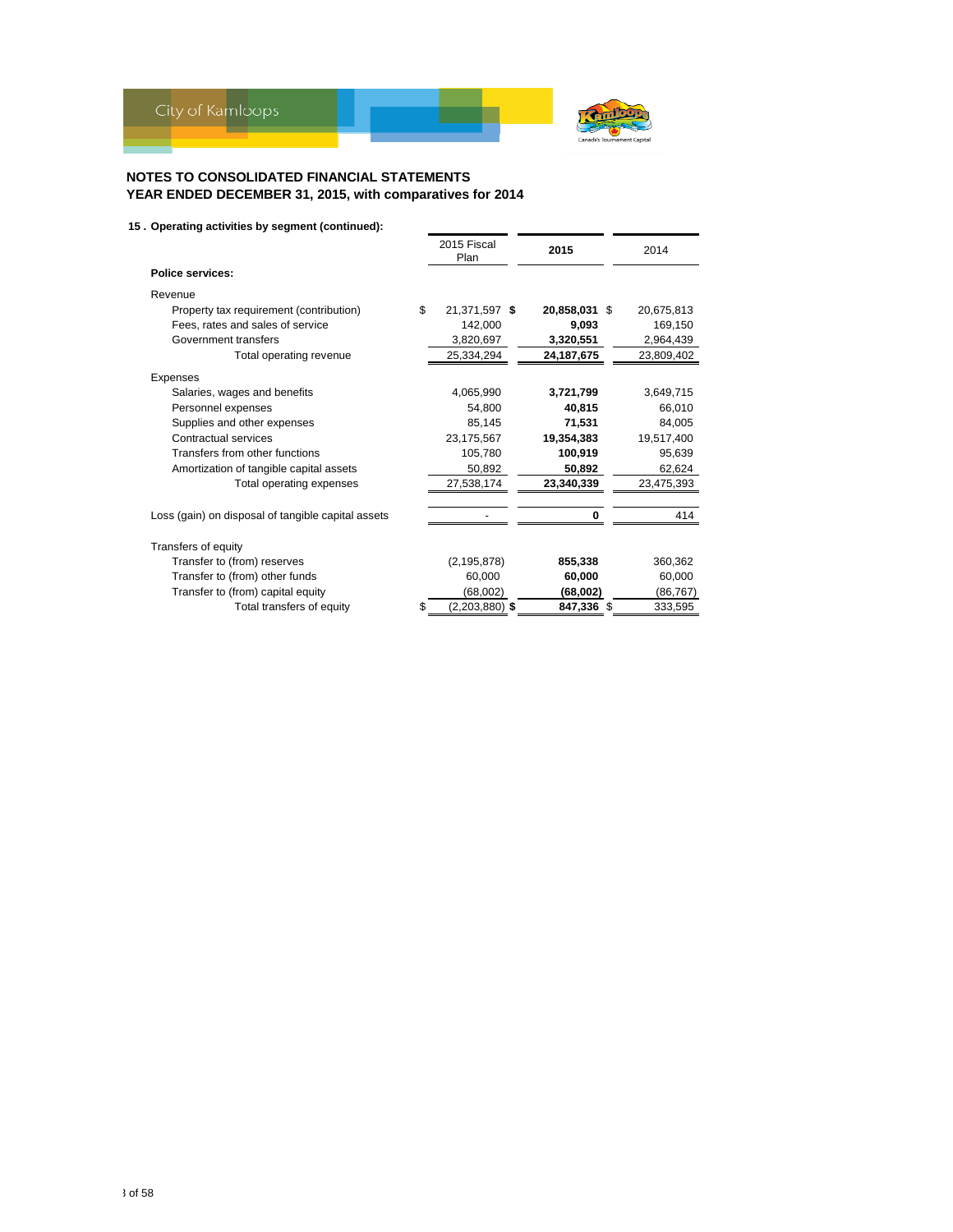**NOTES TO CONSOLIDATED FINANCIAL STATEMENTS**
**YEAR ENDED DECEMBER 31, 2015, with comparatives for 2014**

**15 . Operating activities by segment (continued):**

| | 2015 Fiscal Plan | 2015 | 2014 |
|---|---|---|---|
| **Police services:** | | | |
| Revenue | | | |
| Property tax requirement (contribution) | $ 21,371,597 | **$ 20,858,031** | $ 20,675,813 |
| Fees, rates and sales of service | 142,000 | **9,093** | 169,150 |
| Government transfers | 3,820,697 | **3,320,551** | 2,964,439 |
| Total operating revenue | 25,334,294 | **24,187,675** | 23,809,402 |
| Expenses | | | |
| Salaries, wages and benefits | 4,065,990 | **3,721,799** | 3,649,715 |
| Personnel expenses | 54,800 | **40,815** | 66,010 |
| Supplies and other expenses | 85,145 | **71,531** | 84,005 |
| Contractual services | 23,175,567 | **19,354,383** | 19,517,400 |
| Transfers from other functions | 105,780 | **100,919** | 95,639 |
| Amortization of tangible capital assets | 50,892 | **50,892** | 62,624 |
| Total operating expenses | 27,538,174 | **23,340,339** | 23,475,393 |
| Loss (gain) on disposal of tangible capital assets | - | **0** | 414 |
| Transfers of equity | | | |
| Transfer to (from) reserves | (2,195,878) | **855,338** | 360,362 |
| Transfer to (from) other funds | 60,000 | **60,000** | 60,000 |
| Transfer to (from) capital equity | (68,002) | **(68,002)** | (86,767) |
| Total transfers of equity | $ (2,203,880) | **$ 847,336** | $ 333,595 |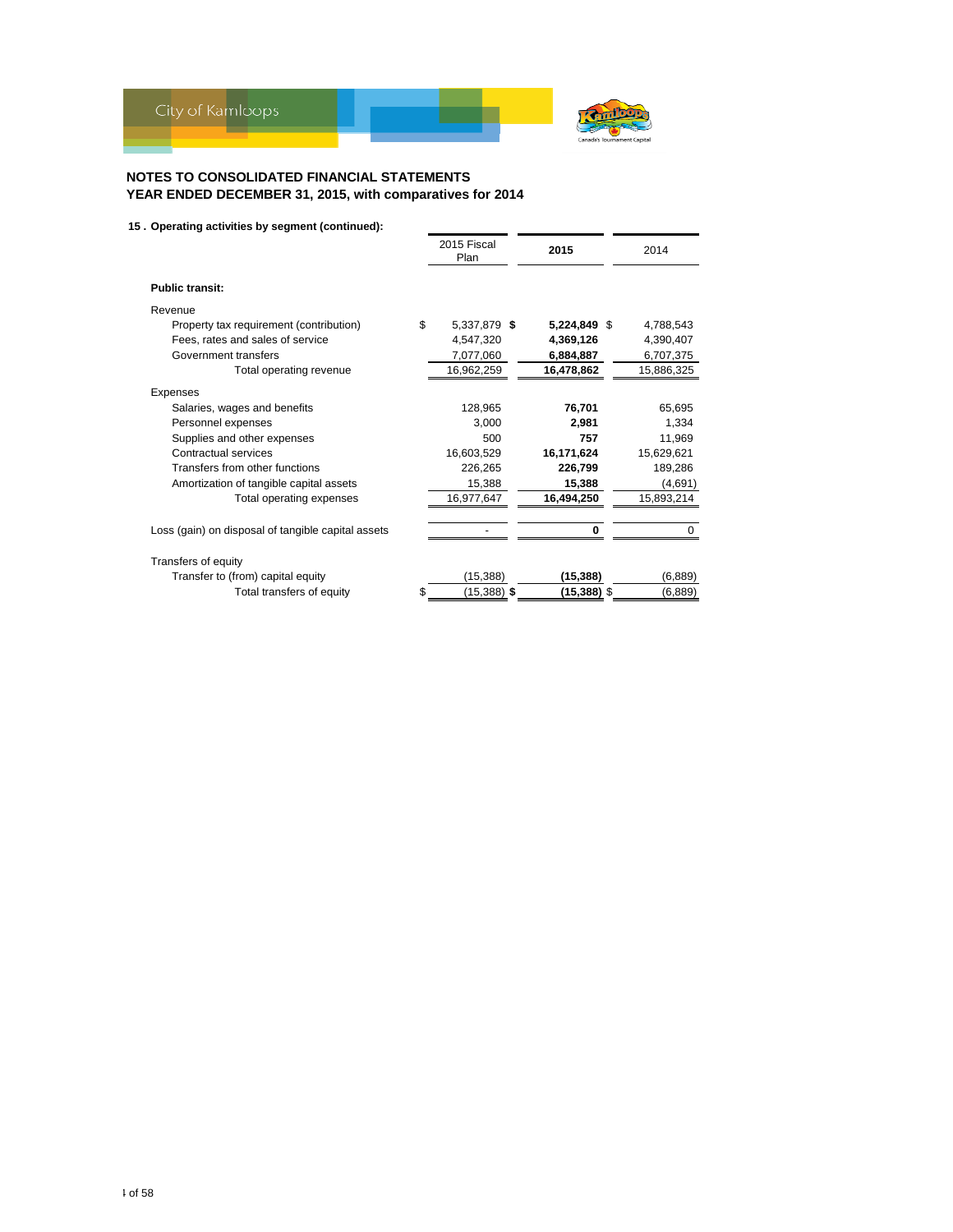## NOTES TO CONSOLIDATED FINANCIAL STATEMENTS
## YEAR ENDED DECEMBER 31, 2015, with comparatives for 2014

**15 . Operating activities by segment (continued):**

| | 2015 Fiscal Plan | **2015** | 2014 |
|---|---|---|---|
| **Public transit:** | | | |
| Revenue | | | |
| Property tax requirement (contribution) | $ 5,337,879 | **$ 5,224,849** | $ 4,788,543 |
| Fees, rates and sales of service | 4,547,320 | **4,369,126** | 4,390,407 |
| Government transfers | 7,077,060 | **6,884,887** | 6,707,375 |
| Total operating revenue | 16,962,259 | **16,478,862** | 15,886,325 |
| Expenses | | | |
| Salaries, wages and benefits | 128,965 | **76,701** | 65,695 |
| Personnel expenses | 3,000 | **2,981** | 1,334 |
| Supplies and other expenses | 500 | **757** | 11,969 |
| Contractual services | 16,603,529 | **16,171,624** | 15,629,621 |
| Transfers from other functions | 226,265 | **226,799** | 189,286 |
| Amortization of tangible capital assets | 15,388 | **15,388** | (4,691) |
| Total operating expenses | 16,977,647 | **16,494,250** | 15,893,214 |
| Loss (gain) on disposal of tangible capital assets | - | **0** | 0 |
| Transfers of equity | | | |
| Transfer to (from) capital equity | (15,388) | **(15,388)** | (6,889) |
| Total transfers of equity | $ (15,388) | **$ (15,388)** | $ (6,889) |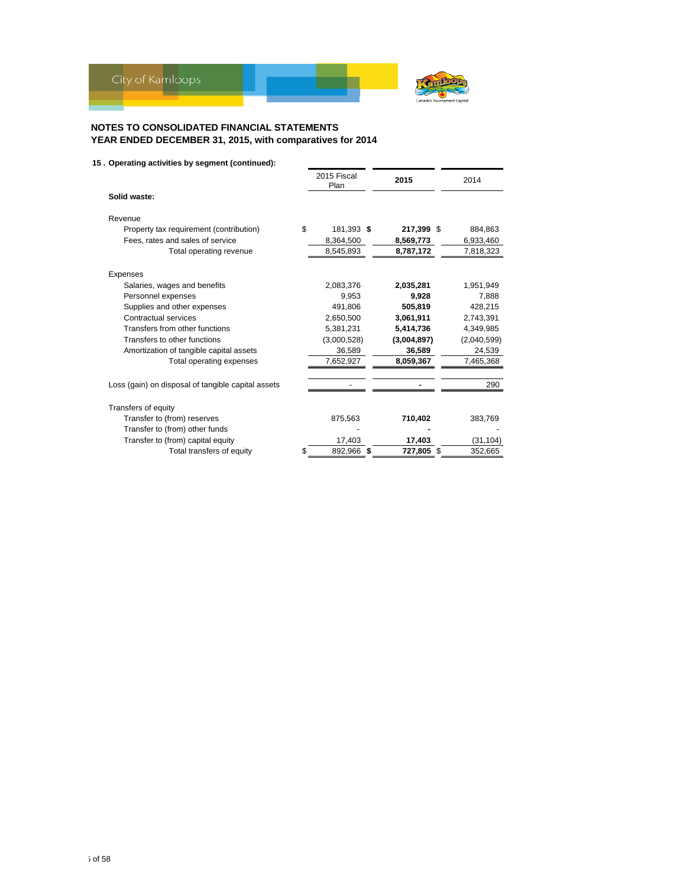## NOTES TO CONSOLIDATED FINANCIAL STATEMENTS
## YEAR ENDED DECEMBER 31, 2015, with comparatives for 2014

### 15 . Operating activities by segment (continued):

| | 2015 Fiscal Plan | 2015 | 2014 |
|---|---|---|---|
| **Solid waste:** | | | |
| Revenue | | | |
| Property tax requirement (contribution) | $ 181,393 | **$ 217,399** | $ 884,863 |
| Fees, rates and sales of service | 8,364,500 | **8,569,773** | 6,933,460 |
| Total operating revenue | 8,545,893 | **8,787,172** | 7,818,323 |
| Expenses | | | |
| Salaries, wages and benefits | 2,083,376 | **2,035,281** | 1,951,949 |
| Personnel expenses | 9,953 | **9,928** | 7,888 |
| Supplies and other expenses | 491,806 | **505,819** | 428,215 |
| Contractual services | 2,650,500 | **3,061,911** | 2,743,391 |
| Transfers from other functions | 5,381,231 | **5,414,736** | 4,349,985 |
| Transfers to other functions | (3,000,528) | **(3,004,897)** | (2,040,599) |
| Amortization of tangible capital assets | 36,589 | **36,589** | 24,539 |
| Total operating expenses | 7,652,927 | **8,059,367** | 7,465,368 |
| Loss (gain) on disposal of tangible capital assets | - | **-** | 290 |
| Transfers of equity | | | |
| Transfer to (from) reserves | 875,563 | **710,402** | 383,769 |
| Transfer to (from) other funds | - | **-** | - |
| Transfer to (from) capital equity | 17,403 | **17,403** | (31,104) |
| Total transfers of equity | $ 892,966 | **$ 727,805** | $ 352,665 |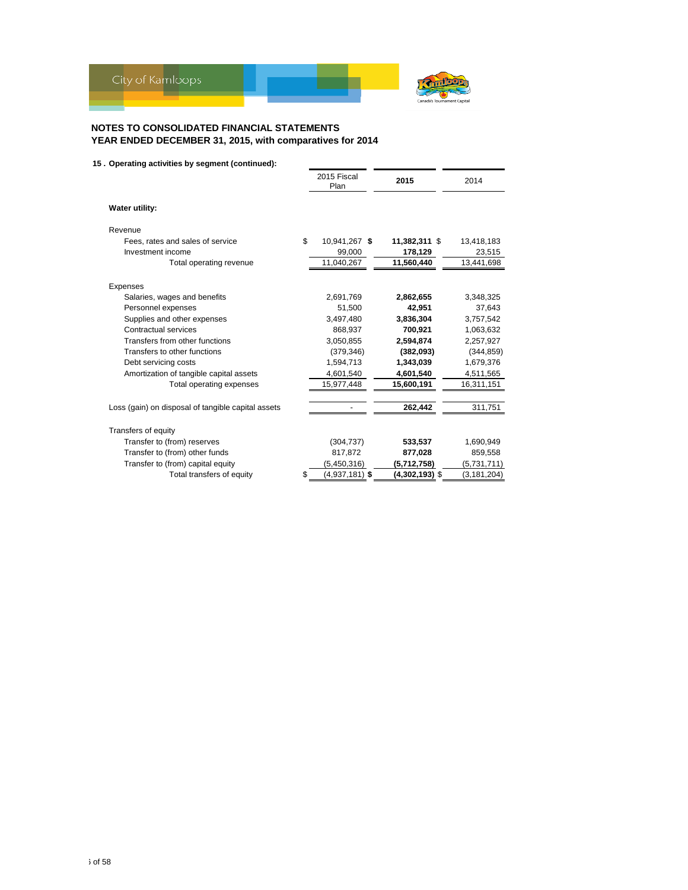## NOTES TO CONSOLIDATED FINANCIAL STATEMENTS
## YEAR ENDED DECEMBER 31, 2015, with comparatives for 2014

**15 . Operating activities by segment (continued):**

| | 2015 Fiscal Plan | **2015** | 2014 |
|---|---|---|---|
| **Water utility:** | | | |
| Revenue | | | |
| Fees, rates and sales of service | $ 10,941,267 | **$ 11,382,311** | $ 13,418,183 |
| Investment income | 99,000 | **178,129** | 23,515 |
| Total operating revenue | 11,040,267 | **11,560,440** | 13,441,698 |
| Expenses | | | |
| Salaries, wages and benefits | 2,691,769 | **2,862,655** | 3,348,325 |
| Personnel expenses | 51,500 | **42,951** | 37,643 |
| Supplies and other expenses | 3,497,480 | **3,836,304** | 3,757,542 |
| Contractual services | 868,937 | **700,921** | 1,063,632 |
| Transfers from other functions | 3,050,855 | **2,594,874** | 2,257,927 |
| Transfers to other functions | (379,346) | **(382,093)** | (344,859) |
| Debt servicing costs | 1,594,713 | **1,343,039** | 1,679,376 |
| Amortization of tangible capital assets | 4,601,540 | **4,601,540** | 4,511,565 |
| Total operating expenses | 15,977,448 | **15,600,191** | 16,311,151 |
| Loss (gain) on disposal of tangible capital assets | - | **262,442** | 311,751 |
| Transfers of equity | | | |
| Transfer to (from) reserves | (304,737) | **533,537** | 1,690,949 |
| Transfer to (from) other funds | 817,872 | **877,028** | 859,558 |
| Transfer to (from) capital equity | (5,450,316) | **(5,712,758)** | (5,731,711) |
| Total transfers of equity | $ (4,937,181) | **$ (4,302,193)** | $ (3,181,204) |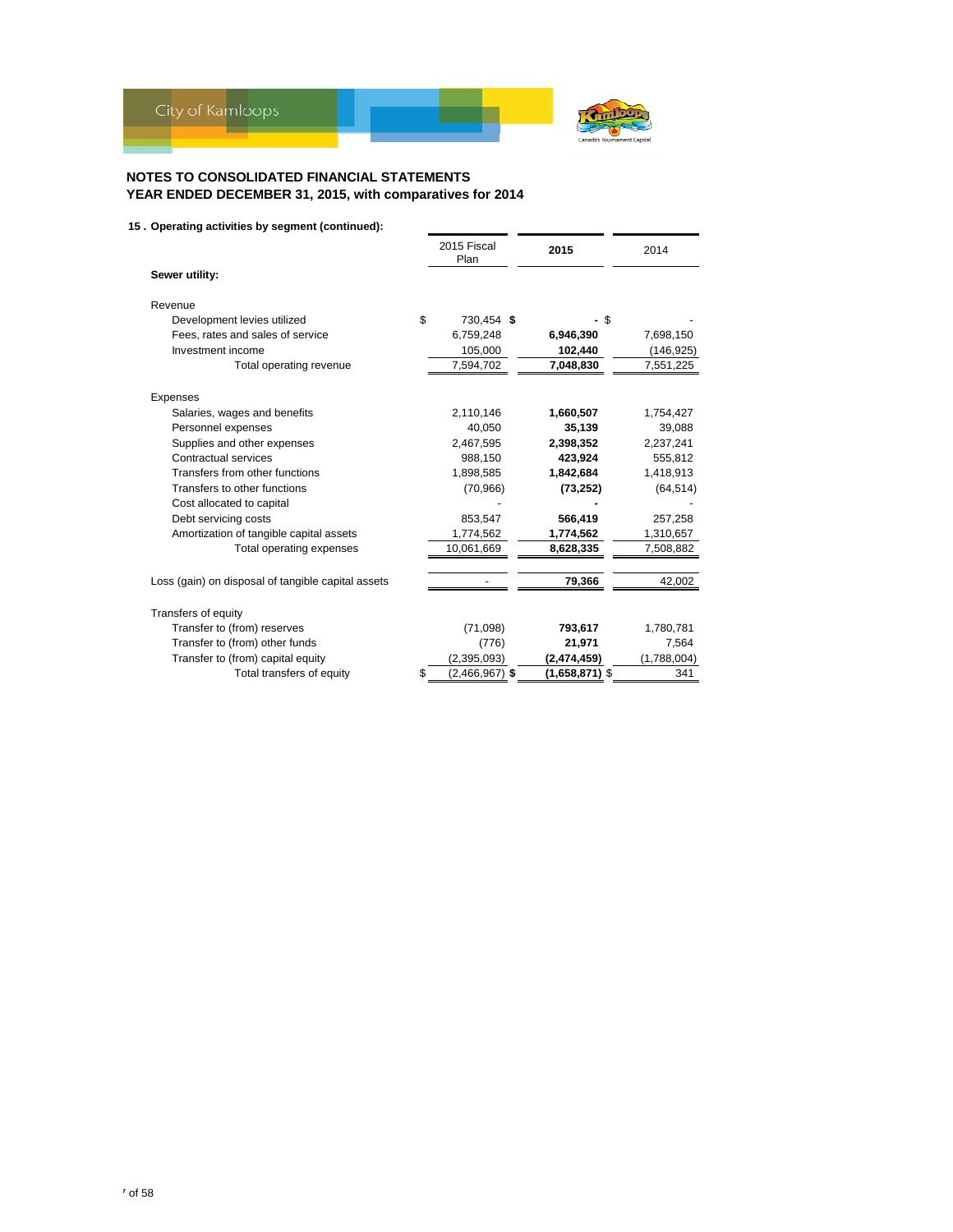# NOTES TO CONSOLIDATED FINANCIAL STATEMENTS
## YEAR ENDED DECEMBER 31, 2015, with comparatives for 2014

### 15 . Operating activities by segment (continued):

| | 2015 Fiscal Plan | 2015 | 2014 |
|---|---|---|---|
| **Sewer utility:** | | | |
| Revenue | | | |
| Development levies utilized | $ 730,454 | **$ -** | $ - |
| Fees, rates and sales of service | 6,759,248 | **6,946,390** | 7,698,150 |
| Investment income | 105,000 | **102,440** | (146,925) |
| Total operating revenue | 7,594,702 | **7,048,830** | 7,551,225 |
| Expenses | | | |
| Salaries, wages and benefits | 2,110,146 | **1,660,507** | 1,754,427 |
| Personnel expenses | 40,050 | **35,139** | 39,088 |
| Supplies and other expenses | 2,467,595 | **2,398,352** | 2,237,241 |
| Contractual services | 988,150 | **423,924** | 555,812 |
| Transfers from other functions | 1,898,585 | **1,842,684** | 1,418,913 |
| Transfers to other functions | (70,966) | **(73,252)** | (64,514) |
| Cost allocated to capital | - | **-** | - |
| Debt servicing costs | 853,547 | **566,419** | 257,258 |
| Amortization of tangible capital assets | 1,774,562 | **1,774,562** | 1,310,657 |
| Total operating expenses | 10,061,669 | **8,628,335** | 7,508,882 |
| Loss (gain) on disposal of tangible capital assets | - | **79,366** | 42,002 |
| Transfers of equity | | | |
| Transfer to (from) reserves | (71,098) | **793,617** | 1,780,781 |
| Transfer to (from) other funds | (776) | **21,971** | 7,564 |
| Transfer to (from) capital equity | (2,395,093) | **(2,474,459)** | (1,788,004) |
| Total transfers of equity | $ (2,466,967) | **$ (1,658,871)** | $ 341 |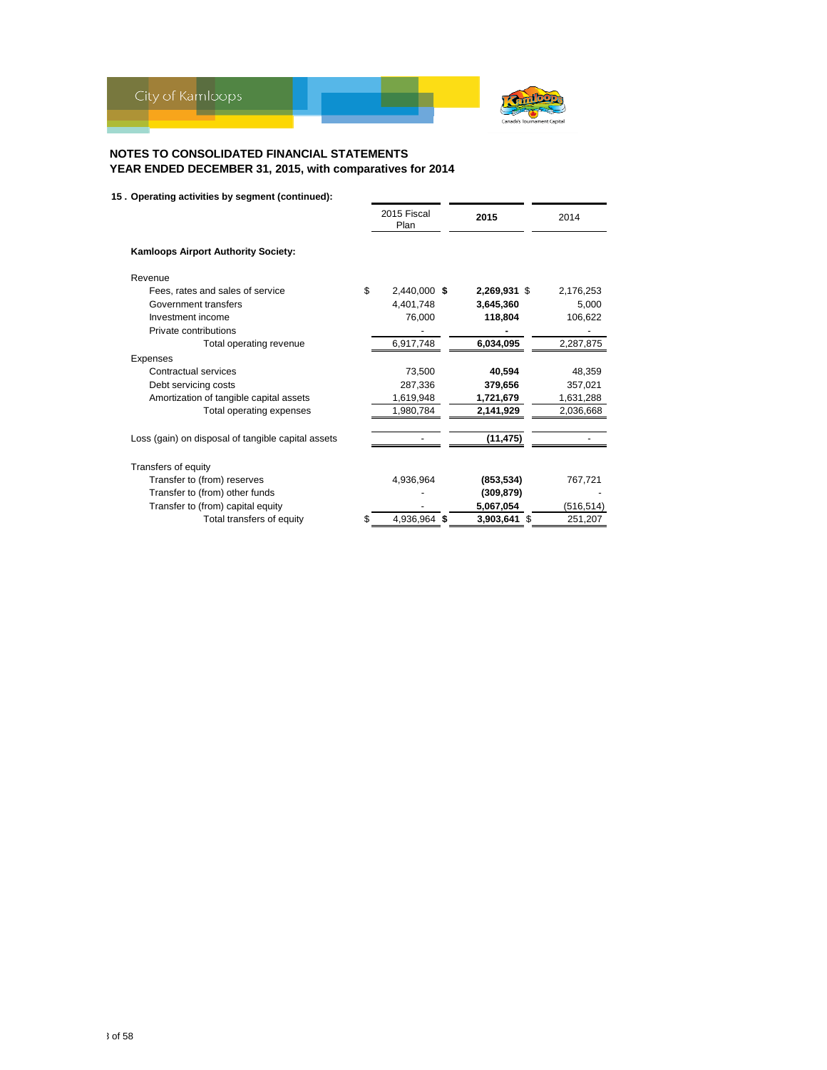# NOTES TO CONSOLIDATED FINANCIAL STATEMENTS
## YEAR ENDED DECEMBER 31, 2015, with comparatives for 2014

**15 . Operating activities by segment (continued):**

| | 2015 Fiscal Plan | **2015** | 2014 |
|---|---|---|---|
| **Kamloops Airport Authority Society:** | | | |
| Revenue | | | |
| Fees, rates and sales of service | $ 2,440,000 | **$ 2,269,931** | $ 2,176,253 |
| Government transfers | 4,401,748 | **3,645,360** | 5,000 |
| Investment income | 76,000 | **118,804** | 106,622 |
| Private contributions | - | **-** | - |
| Total operating revenue | 6,917,748 | **6,034,095** | 2,287,875 |
| Expenses | | | |
| Contractual services | 73,500 | **40,594** | 48,359 |
| Debt servicing costs | 287,336 | **379,656** | 357,021 |
| Amortization of tangible capital assets | 1,619,948 | **1,721,679** | 1,631,288 |
| Total operating expenses | 1,980,784 | **2,141,929** | 2,036,668 |
| Loss (gain) on disposal of tangible capital assets | - | **(11,475)** | - |
| Transfers of equity | | | |
| Transfer to (from) reserves | 4,936,964 | **(853,534)** | 767,721 |
| Transfer to (from) other funds | - | **(309,879)** | - |
| Transfer to (from) capital equity | - | **5,067,054** | (516,514) |
| Total transfers of equity | $ 4,936,964 | **$ 3,903,641** | $ 251,207 |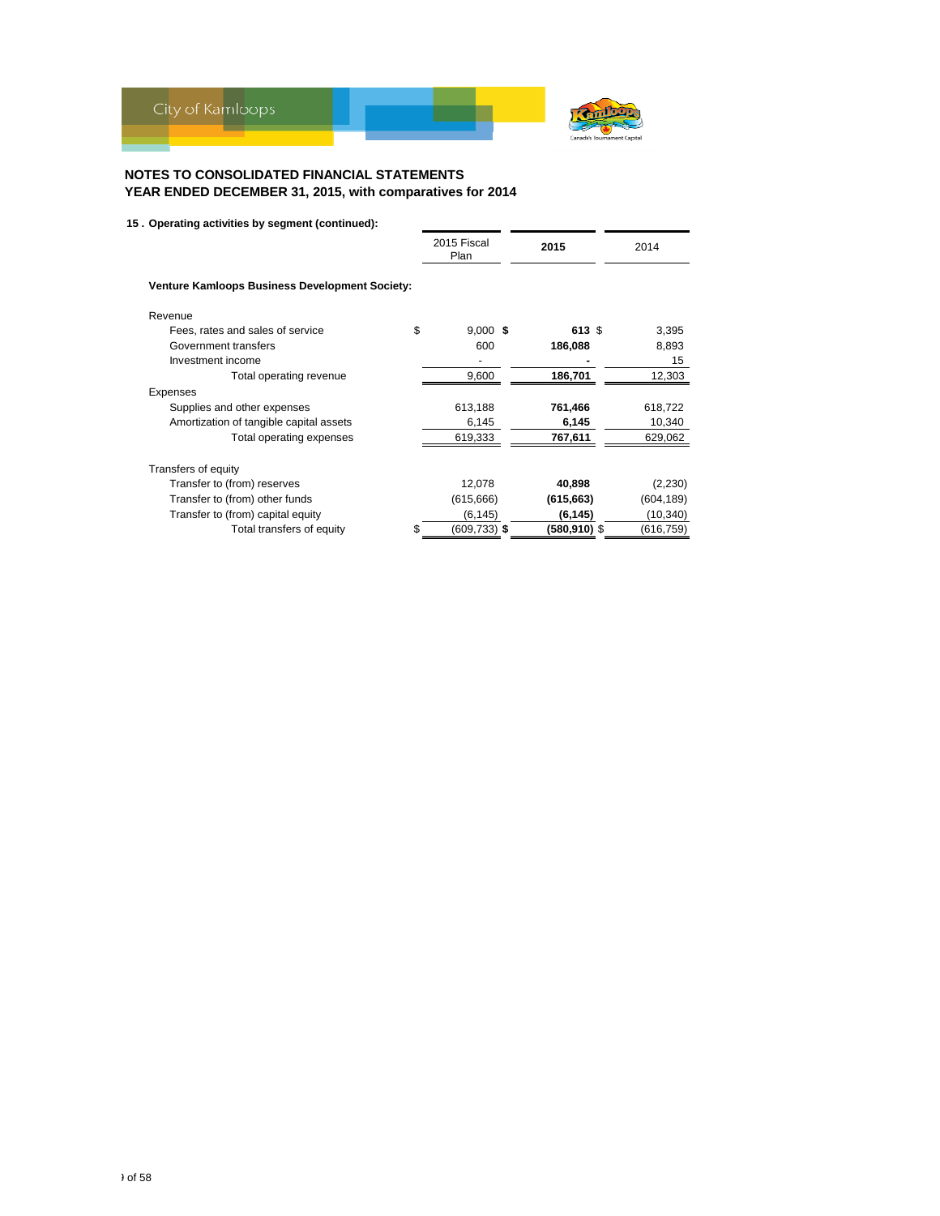## NOTES TO CONSOLIDATED FINANCIAL STATEMENTS
## YEAR ENDED DECEMBER 31, 2015, with comparatives for 2014

**15 . Operating activities by segment (continued):**

| | 2015 Fiscal Plan | **2015** | 2014 |
|---|---|---|---|
| **Venture Kamloops Business Development Society:** | | | |
| Revenue | | | |
| Fees, rates and sales of service | $ 9,000 | **$ 613** | $ 3,395 |
| Government transfers | 600 | **186,088** | 8,893 |
| Investment income | - | **-** | 15 |
| Total operating revenue | 9,600 | **186,701** | 12,303 |
| Expenses | | | |
| Supplies and other expenses | 613,188 | **761,466** | 618,722 |
| Amortization of tangible capital assets | 6,145 | **6,145** | 10,340 |
| Total operating expenses | 619,333 | **767,611** | 629,062 |
| Transfers of equity | | | |
| Transfer to (from) reserves | 12,078 | **40,898** | (2,230) |
| Transfer to (from) other funds | (615,666) | **(615,663)** | (604,189) |
| Transfer to (from) capital equity | (6,145) | **(6,145)** | (10,340) |
| Total transfers of equity | $ (609,733) | **$ (580,910)** | $ (616,759) |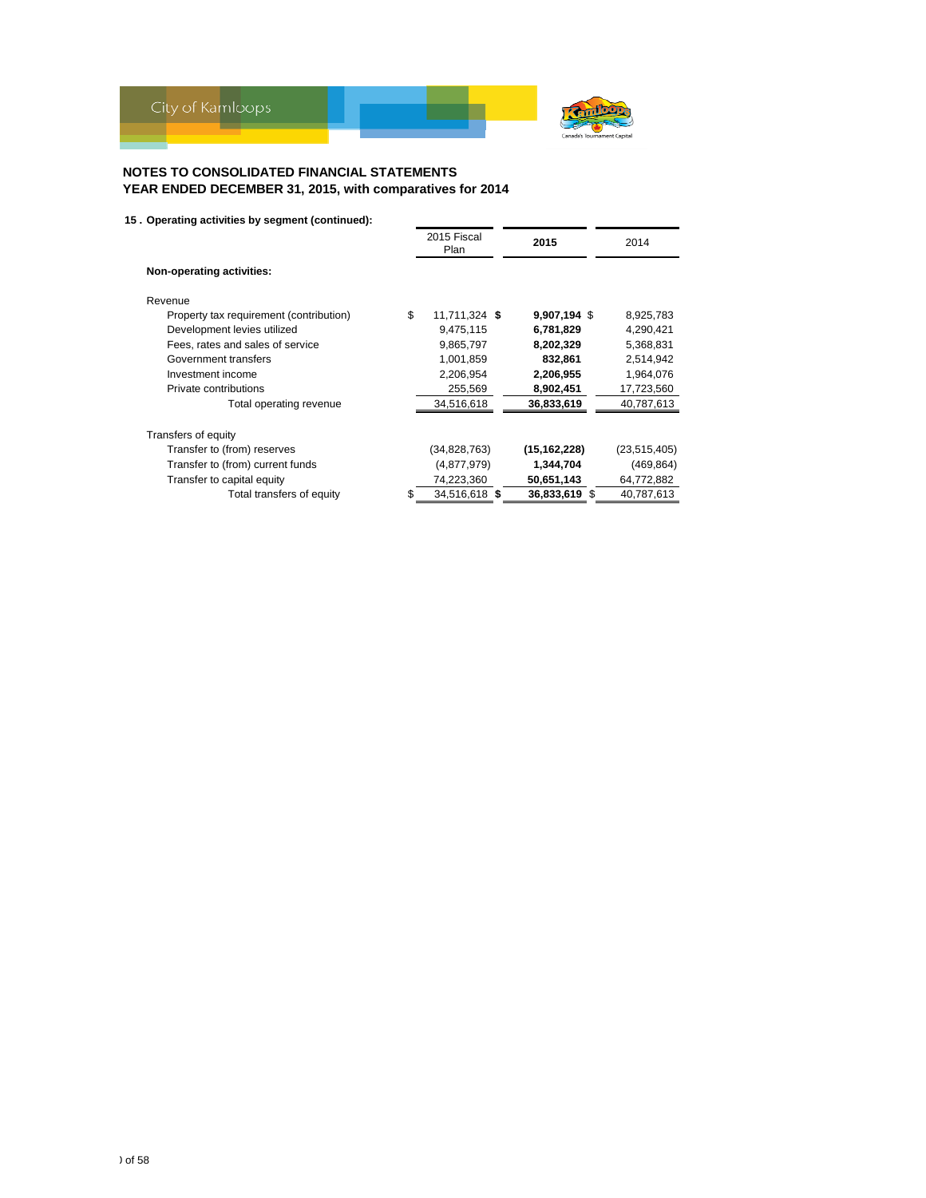City of Kamloops

**NOTES TO CONSOLIDATED FINANCIAL STATEMENTS**
**YEAR ENDED DECEMBER 31, 2015, with comparatives for 2014**

**15 . Operating activities by segment (continued):**

| | 2015 Fiscal Plan | **2015** | 2014 |
|---|---|---|---|
| **Non-operating activities:** | | | |
| Revenue | | | |
| Property tax requirement (contribution) | $ 11,711,324 | **$ 9,907,194** | $ 8,925,783 |
| Development levies utilized | 9,475,115 | **6,781,829** | 4,290,421 |
| Fees, rates and sales of service | 9,865,797 | **8,202,329** | 5,368,831 |
| Government transfers | 1,001,859 | **832,861** | 2,514,942 |
| Investment income | 2,206,954 | **2,206,955** | 1,964,076 |
| Private contributions | 255,569 | **8,902,451** | 17,723,560 |
| Total operating revenue | 34,516,618 | **36,833,619** | 40,787,613 |
| Transfers of equity | | | |
| Transfer to (from) reserves | (34,828,763) | **(15,162,228)** | (23,515,405) |
| Transfer to (from) current funds | (4,877,979) | **1,344,704** | (469,864) |
| Transfer to capital equity | 74,223,360 | **50,651,143** | 64,772,882 |
| Total transfers of equity | $ 34,516,618 | **$ 36,833,619** | $ 40,787,613 |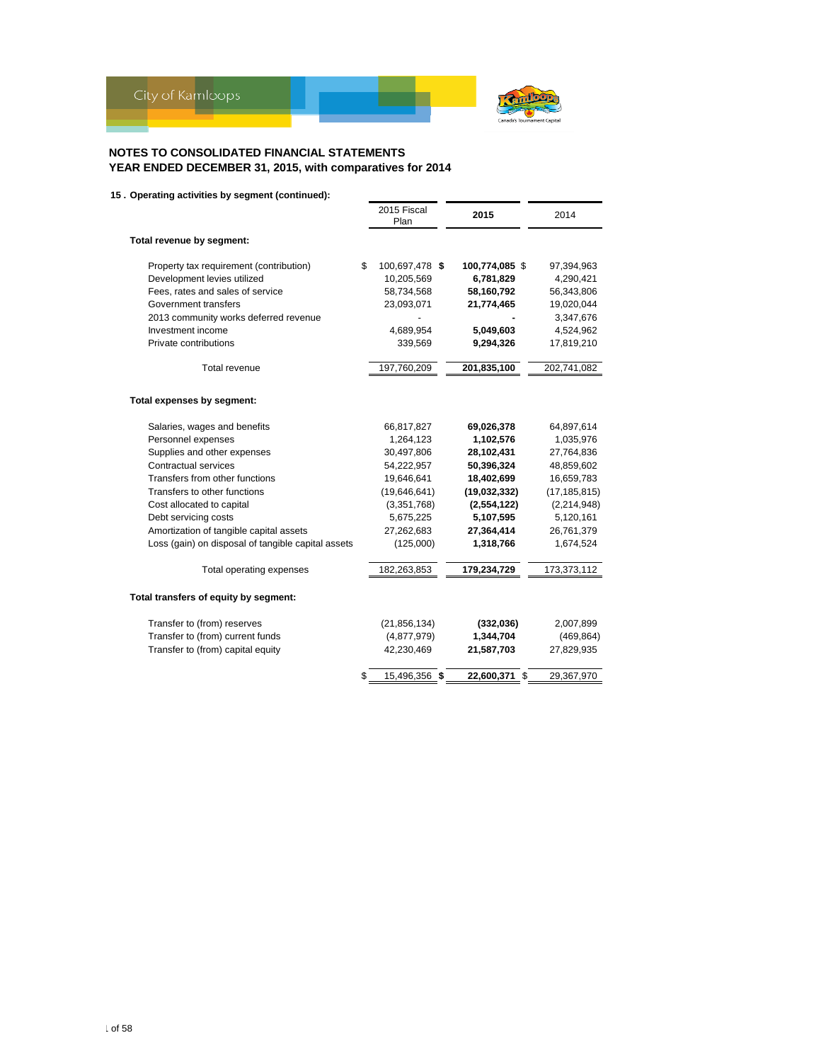## NOTES TO CONSOLIDATED FINANCIAL STATEMENTS
## YEAR ENDED DECEMBER 31, 2015, with comparatives for 2014

### 15 . Operating activities by segment (continued):

| | 2015 Fiscal Plan | **2015** | 2014 |
|---|---|---|---|
| **Total revenue by segment:** | | | |
| Property tax requirement (contribution) | $ 100,697,478 | **$ 100,774,085** | $ 97,394,963 |
| Development levies utilized | 10,205,569 | **6,781,829** | 4,290,421 |
| Fees, rates and sales of service | 58,734,568 | **58,160,792** | 56,343,806 |
| Government transfers | 23,093,071 | **21,774,465** | 19,020,044 |
| 2013 community works deferred revenue | - | **-** | 3,347,676 |
| Investment income | 4,689,954 | **5,049,603** | 4,524,962 |
| Private contributions | 339,569 | **9,294,326** | 17,819,210 |
| Total revenue | 197,760,209 | **201,835,100** | 202,741,082 |
| **Total expenses by segment:** | | | |
| Salaries, wages and benefits | 66,817,827 | **69,026,378** | 64,897,614 |
| Personnel expenses | 1,264,123 | **1,102,576** | 1,035,976 |
| Supplies and other expenses | 30,497,806 | **28,102,431** | 27,764,836 |
| Contractual services | 54,222,957 | **50,396,324** | 48,859,602 |
| Transfers from other functions | 19,646,641 | **18,402,699** | 16,659,783 |
| Transfers to other functions | (19,646,641) | **(19,032,332)** | (17,185,815) |
| Cost allocated to capital | (3,351,768) | **(2,554,122)** | (2,214,948) |
| Debt servicing costs | 5,675,225 | **5,107,595** | 5,120,161 |
| Amortization of tangible capital assets | 27,262,683 | **27,364,414** | 26,761,379 |
| Loss (gain) on disposal of tangible capital assets | (125,000) | **1,318,766** | 1,674,524 |
| Total operating expenses | 182,263,853 | **179,234,729** | 173,373,112 |
| **Total transfers of equity by segment:** | | | |
| Transfer to (from) reserves | (21,856,134) | **(332,036)** | 2,007,899 |
| Transfer to (from) current funds | (4,877,979) | **1,344,704** | (469,864) |
| Transfer to (from) capital equity | 42,230,469 | **21,587,703** | 27,829,935 |
| | $ 15,496,356 | **$ 22,600,371** | $ 29,367,970 |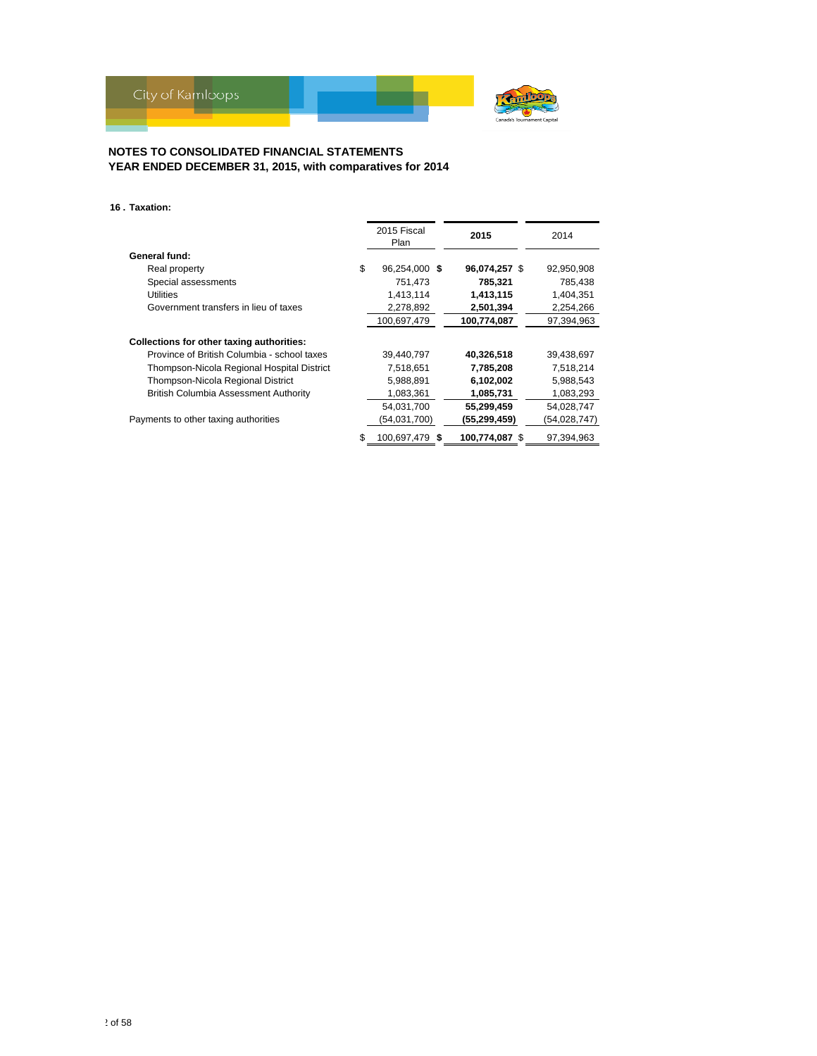**NOTES TO CONSOLIDATED FINANCIAL STATEMENTS**
**YEAR ENDED DECEMBER 31, 2015, with comparatives for 2014**

**16 . Taxation:**

| | 2015 Fiscal Plan | 2015 | 2014 |
|---|---|---|---|
| **General fund:** | | | |
| Real property | $ 96,254,000 | **$ 96,074,257** | $ 92,950,908 |
| Special assessments | 751,473 | **785,321** | 785,438 |
| Utilities | 1,413,114 | **1,413,115** | 1,404,351 |
| Government transfers in lieu of taxes | 2,278,892 | **2,501,394** | 2,254,266 |
| | 100,697,479 | **100,774,087** | 97,394,963 |
| **Collections for other taxing authorities:** | | | |
| Province of British Columbia - school taxes | 39,440,797 | **40,326,518** | 39,438,697 |
| Thompson-Nicola Regional Hospital District | 7,518,651 | **7,785,208** | 7,518,214 |
| Thompson-Nicola Regional District | 5,988,891 | **6,102,002** | 5,988,543 |
| British Columbia Assessment Authority | 1,083,361 | **1,085,731** | 1,083,293 |
| | 54,031,700 | **55,299,459** | 54,028,747 |
| Payments to other taxing authorities | (54,031,700) | **(55,299,459)** | (54,028,747) |
| | $ 100,697,479 | **$ 100,774,087** | $ 97,394,963 |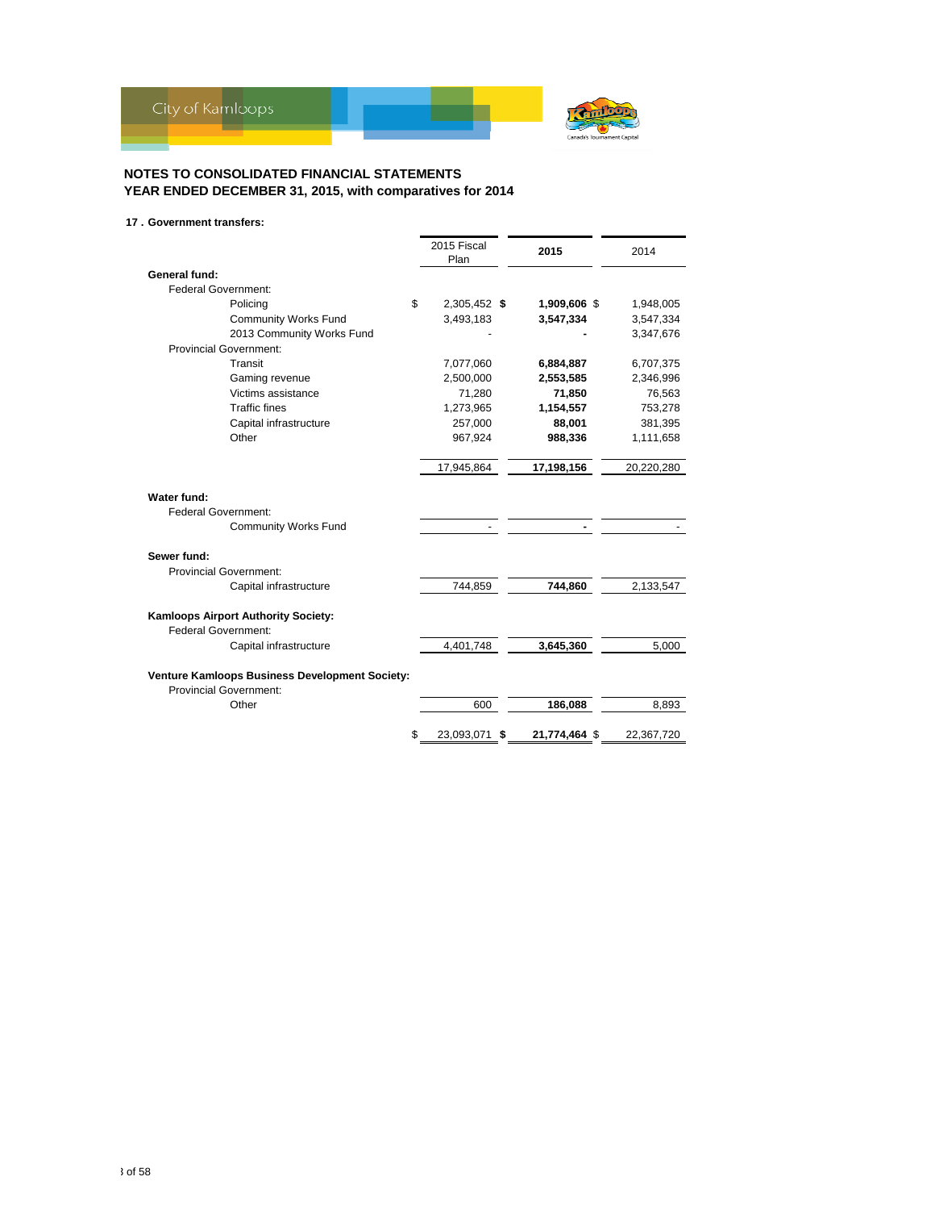## NOTES TO CONSOLIDATED FINANCIAL STATEMENTS
## YEAR ENDED DECEMBER 31, 2015, with comparatives for 2014

**17 . Government transfers:**

| | 2015 Fiscal Plan | **2015** | 2014 |
|---|---|---|---|
| **General fund:** | | | |
| Federal Government: | | | |
| Policing | $ 2,305,452 | **$ 1,909,606** | $ 1,948,005 |
| Community Works Fund | 3,493,183 | **3,547,334** | 3,547,334 |
| 2013 Community Works Fund | - | **-** | 3,347,676 |
| Provincial Government: | | | |
| Transit | 7,077,060 | **6,884,887** | 6,707,375 |
| Gaming revenue | 2,500,000 | **2,553,585** | 2,346,996 |
| Victims assistance | 71,280 | **71,850** | 76,563 |
| Traffic fines | 1,273,965 | **1,154,557** | 753,278 |
| Capital infrastructure | 257,000 | **88,001** | 381,395 |
| Other | 967,924 | **988,336** | 1,111,658 |
| | 17,945,864 | **17,198,156** | 20,220,280 |
| **Water fund:** | | | |
| Federal Government: | | | |
| Community Works Fund | - | **-** | - |
| **Sewer fund:** | | | |
| Provincial Government: | | | |
| Capital infrastructure | 744,859 | **744,860** | 2,133,547 |
| **Kamloops Airport Authority Society:** | | | |
| Federal Government: | | | |
| Capital infrastructure | 4,401,748 | **3,645,360** | 5,000 |
| **Venture Kamloops Business Development Society:** | | | |
| Provincial Government: | | | |
| Other | 600 | **186,088** | 8,893 |
| | $ 23,093,071 | **$ 21,774,464** | $ 22,367,720 |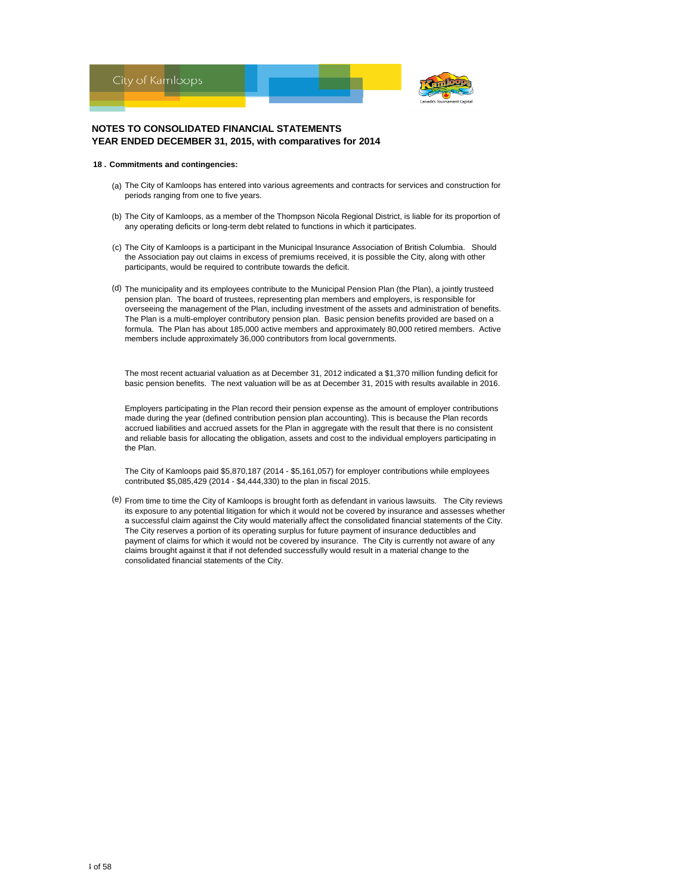# NOTES TO CONSOLIDATED FINANCIAL STATEMENTS
## YEAR ENDED DECEMBER 31, 2015, with comparatives for 2014

### 18 . Commitments and contingencies:

(a) The City of Kamloops has entered into various agreements and contracts for services and construction for periods ranging from one to five years.

(b) The City of Kamloops, as a member of the Thompson Nicola Regional District, is liable for its proportion of any operating deficits or long-term debt related to functions in which it participates.

(c) The City of Kamloops is a participant in the Municipal Insurance Association of British Columbia. Should the Association pay out claims in excess of premiums received, it is possible the City, along with other participants, would be required to contribute towards the deficit.

(d) The municipality and its employees contribute to the Municipal Pension Plan (the Plan), a jointly trusteed pension plan. The board of trustees, representing plan members and employers, is responsible for overseeing the management of the Plan, including investment of the assets and administration of benefits. The Plan is a multi-employer contributory pension plan. Basic pension benefits provided are based on a formula. The Plan has about 185,000 active members and approximately 80,000 retired members. Active members include approximately 36,000 contributors from local governments.

The most recent actuarial valuation as at December 31, 2012 indicated a $1,370 million funding deficit for basic pension benefits. The next valuation will be as at December 31, 2015 with results available in 2016.

Employers participating in the Plan record their pension expense as the amount of employer contributions made during the year (defined contribution pension plan accounting). This is because the Plan records accrued liabilities and accrued assets for the Plan in aggregate with the result that there is no consistent and reliable basis for allocating the obligation, assets and cost to the individual employers participating in the Plan.

The City of Kamloops paid $5,870,187 (2014 - $5,161,057) for employer contributions while employees contributed $5,085,429 (2014 - $4,444,330) to the plan in fiscal 2015.

(e) From time to time the City of Kamloops is brought forth as defendant in various lawsuits. The City reviews its exposure to any potential litigation for which it would not be covered by insurance and assesses whether a successful claim against the City would materially affect the consolidated financial statements of the City. The City reserves a portion of its operating surplus for future payment of insurance deductibles and payment of claims for which it would not be covered by insurance. The City is currently not aware of any claims brought against it that if not defended successfully would result in a material change to the consolidated financial statements of the City.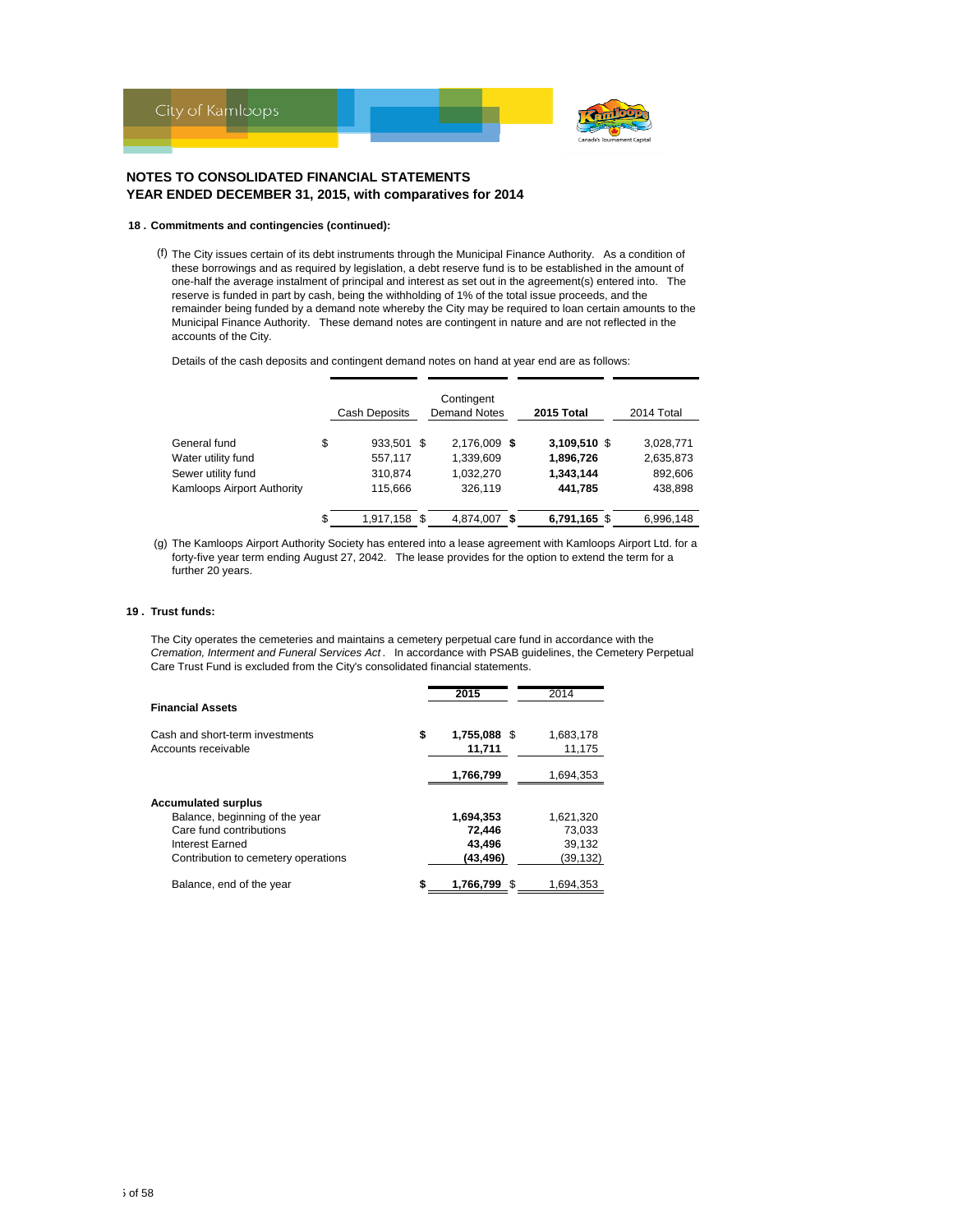## NOTES TO CONSOLIDATED FINANCIAL STATEMENTS
## YEAR ENDED DECEMBER 31, 2015, with comparatives for 2014

### 18 . Commitments and contingencies (continued):

(f) The City issues certain of its debt instruments through the Municipal Finance Authority. As a condition of these borrowings and as required by legislation, a debt reserve fund is to be established in the amount of one-half the average instalment of principal and interest as set out in the agreement(s) entered into. The reserve is funded in part by cash, being the withholding of 1% of the total issue proceeds, and the remainder being funded by a demand note whereby the City may be required to loan certain amounts to the Municipal Finance Authority. These demand notes are contingent in nature and are not reflected in the accounts of the City.

Details of the cash deposits and contingent demand notes on hand at year end are as follows:

| | Cash Deposits | Contingent Demand Notes | **2015 Total** | 2014 Total |
|---|---|---|---|---|
| General fund | $ 933,501 | $ 2,176,009 | **$ 3,109,510** | $ 3,028,771 |
| Water utility fund | 557,117 | 1,339,609 | **1,896,726** | 2,635,873 |
| Sewer utility fund | 310,874 | 1,032,270 | **1,343,144** | 892,606 |
| Kamloops Airport Authority | 115,666 | 326,119 | **441,785** | 438,898 |
| | $ 1,917,158 | $ 4,874,007 | **$ 6,791,165** | $ 6,996,148 |

(g) The Kamloops Airport Authority Society has entered into a lease agreement with Kamloops Airport Ltd. for a forty-five year term ending August 27, 2042. The lease provides for the option to extend the term for a further 20 years.

### 19 . Trust funds:

The City operates the cemeteries and maintains a cemetery perpetual care fund in accordance with the *Cremation, Interment and Funeral Services Act*. In accordance with PSAB guidelines, the Cemetery Perpetual Care Trust Fund is excluded from the City's consolidated financial statements.

| | **2015** | 2014 |
|---|---|---|
| **Financial Assets** | | |
| Cash and short-term investments | **$ 1,755,088** | $ 1,683,178 |
| Accounts receivable | **11,711** | 11,175 |
| | **1,766,799** | 1,694,353 |
| **Accumulated surplus** | | |
| Balance, beginning of the year | **1,694,353** | 1,621,320 |
| Care fund contributions | **72,446** | 73,033 |
| Interest Earned | **43,496** | 39,132 |
| Contribution to cemetery operations | **(43,496)** | (39,132) |
| Balance, end of the year | **$ 1,766,799** | $ 1,694,353 |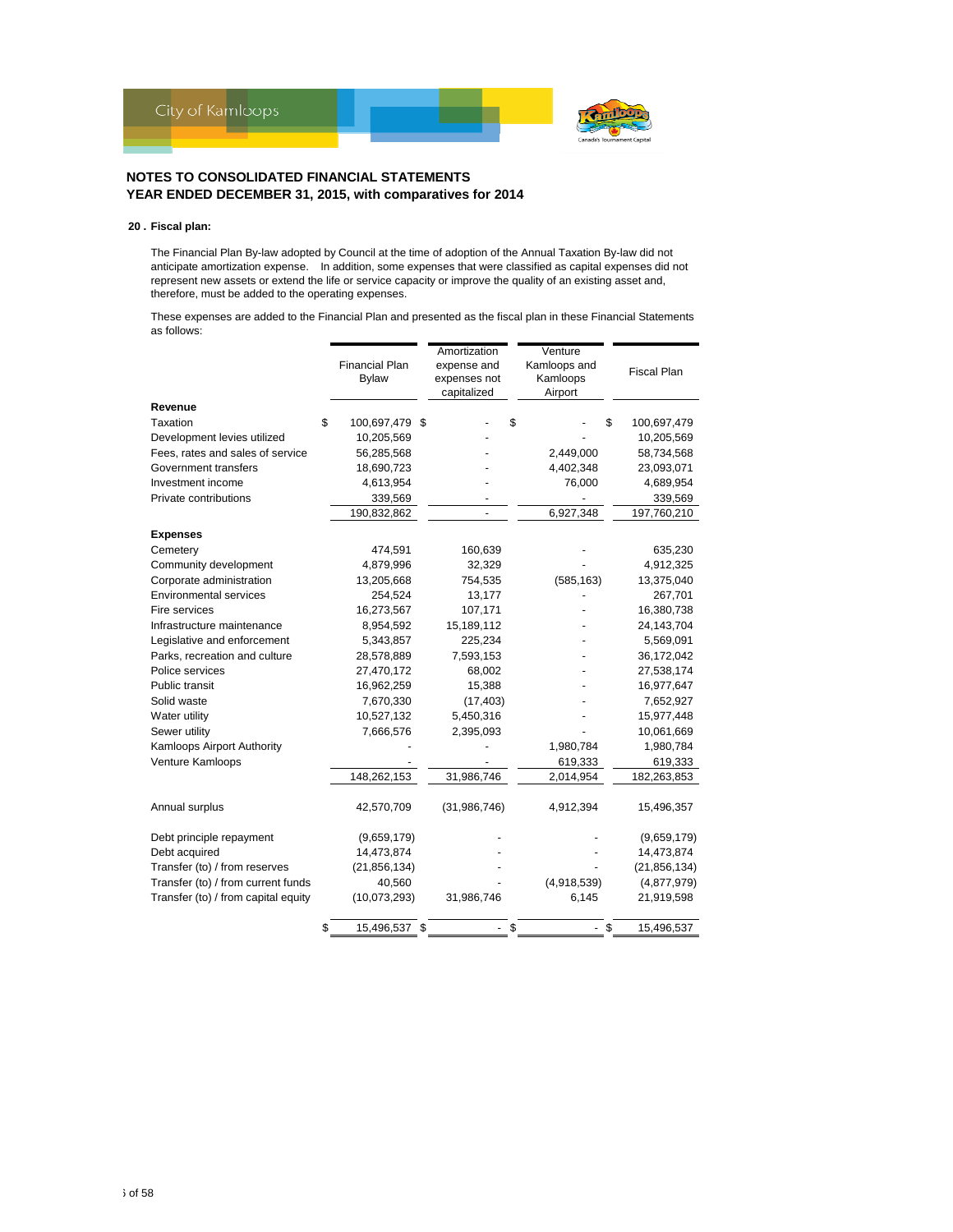## NOTES TO CONSOLIDATED FINANCIAL STATEMENTS
## YEAR ENDED DECEMBER 31, 2015, with comparatives for 2014

### 20 . Fiscal plan:

The Financial Plan By-law adopted by Council at the time of adoption of the Annual Taxation By-law did not anticipate amortization expense. In addition, some expenses that were classified as capital expenses did not represent new assets or extend the life or service capacity or improve the quality of an existing asset and, therefore, must be added to the operating expenses.

These expenses are added to the Financial Plan and presented as the fiscal plan in these Financial Statements as follows:

| | Financial Plan Bylaw | Amortization expense and expenses not capitalized | Venture Kamloops and Kamloops Airport | Fiscal Plan |
|---|---|---|---|---|
| **Revenue** | | | | |
| Taxation | $ 100,697,479 | $ - | $ - | $ 100,697,479 |
| Development levies utilized | 10,205,569 | - | - | 10,205,569 |
| Fees, rates and sales of service | 56,285,568 | - | 2,449,000 | 58,734,568 |
| Government transfers | 18,690,723 | - | 4,402,348 | 23,093,071 |
| Investment income | 4,613,954 | - | 76,000 | 4,689,954 |
| Private contributions | 339,569 | - | - | 339,569 |
| | 190,832,862 | - | 6,927,348 | 197,760,210 |
| **Expenses** | | | | |
| Cemetery | 474,591 | 160,639 | - | 635,230 |
| Community development | 4,879,996 | 32,329 | - | 4,912,325 |
| Corporate administration | 13,205,668 | 754,535 | (585,163) | 13,375,040 |
| Environmental services | 254,524 | 13,177 | - | 267,701 |
| Fire services | 16,273,567 | 107,171 | - | 16,380,738 |
| Infrastructure maintenance | 8,954,592 | 15,189,112 | - | 24,143,704 |
| Legislative and enforcement | 5,343,857 | 225,234 | - | 5,569,091 |
| Parks, recreation and culture | 28,578,889 | 7,593,153 | - | 36,172,042 |
| Police services | 27,470,172 | 68,002 | - | 27,538,174 |
| Public transit | 16,962,259 | 15,388 | - | 16,977,647 |
| Solid waste | 7,670,330 | (17,403) | - | 7,652,927 |
| Water utility | 10,527,132 | 5,450,316 | - | 15,977,448 |
| Sewer utility | 7,666,576 | 2,395,093 | - | 10,061,669 |
| Kamloops Airport Authority | - | - | 1,980,784 | 1,980,784 |
| Venture Kamloops | - | - | 619,333 | 619,333 |
| | 148,262,153 | 31,986,746 | 2,014,954 | 182,263,853 |
| Annual surplus | 42,570,709 | (31,986,746) | 4,912,394 | 15,496,357 |
| Debt principle repayment | (9,659,179) | - | - | (9,659,179) |
| Debt acquired | 14,473,874 | - | - | 14,473,874 |
| Transfer (to) / from reserves | (21,856,134) | - | - | (21,856,134) |
| Transfer (to) / from current funds | 40,560 | - | (4,918,539) | (4,877,979) |
| Transfer (to) / from capital equity | (10,073,293) | 31,986,746 | 6,145 | 21,919,598 |
| | $ 15,496,537 | $ - | $ - | $ 15,496,537 |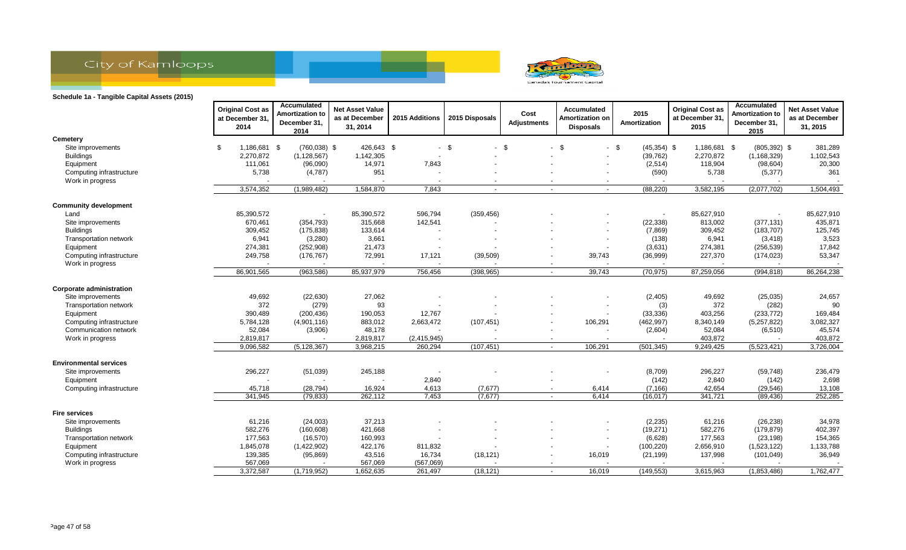City of Kamloops

**Schedule 1a - Tangible Capital Assets (2015)**

| | Original Cost as at December 31, 2014 | Accumulated Amortization to December 31, 2014 | Net Asset Value as at December 31, 2014 | 2015 Additions | 2015 Disposals | Cost Adjustments | Accumulated Amortization on Disposals | 2015 Amortization | Original Cost as at December 31, 2015 | Accumulated Amortization to December 31, 2015 | Net Asset Value as at December 31, 2015 |
|---|---|---|---|---|---|---|---|---|---|---|---|
| **Cemetery** | | | | | | | | | | | |
| Site improvements | $ 1,186,681 | $ (760,038) | $ 426,643 | $ - | $ - | $ - | $ - | $ (45,354) | $ 1,186,681 | $ (805,392) | $ 381,289 |
| Buildings | 2,270,872 | (1,128,567) | 1,142,305 | - | - | - | - | (39,762) | 2,270,872 | (1,168,329) | 1,102,543 |
| Equipment | 111,061 | (96,090) | 14,971 | 7,843 | - | - | - | (2,514) | 118,904 | (98,604) | 20,300 |
| Computing infrastructure | 5,738 | (4,787) | 951 | - | - | - | - | (590) | 5,738 | (5,377) | 361 |
| Work in progress | - | - | - | - | - | - | - | - | - | - | - |
| | 3,574,352 | (1,989,482) | 1,584,870 | 7,843 | - | - | - | (88,220) | 3,582,195 | (2,077,702) | 1,504,493 |
| **Community development** | | | | | | | | | | | |
| Land | 85,390,572 | - | 85,390,572 | 596,794 | (359,456) | - | - | - | 85,627,910 | - | 85,627,910 |
| Site improvements | 670,461 | (354,793) | 315,668 | 142,541 | - | - | - | (22,338) | 813,002 | (377,131) | 435,871 |
| Buildings | 309,452 | (175,838) | 133,614 | - | - | - | - | (7,869) | 309,452 | (183,707) | 125,745 |
| Transportation network | 6,941 | (3,280) | 3,661 | - | - | - | - | (138) | 6,941 | (3,418) | 3,523 |
| Equipment | 274,381 | (252,908) | 21,473 | - | - | - | - | (3,631) | 274,381 | (256,539) | 17,842 |
| Computing infrastructure | 249,758 | (176,767) | 72,991 | 17,121 | (39,509) | - | 39,743 | (36,999) | 227,370 | (174,023) | 53,347 |
| Work in progress | - | - | - | - | - | - | - | - | - | - | - |
| | 86,901,565 | (963,586) | 85,937,979 | 756,456 | (398,965) | - | 39,743 | (70,975) | 87,259,056 | (994,818) | 86,264,238 |
| **Corporate administration** | | | | | | | | | | | |
| Site improvements | 49,692 | (22,630) | 27,062 | - | - | - | - | (2,405) | 49,692 | (25,035) | 24,657 |
| Transportation network | 372 | (279) | 93 | - | - | - | - | (3) | 372 | (282) | 90 |
| Equipment | 390,489 | (200,436) | 190,053 | 12,767 | - | - | - | (33,336) | 403,256 | (233,772) | 169,484 |
| Computing infrastructure | 5,784,128 | (4,901,116) | 883,012 | 2,663,472 | (107,451) | - | 106,291 | (462,997) | 8,340,149 | (5,257,822) | 3,082,327 |
| Communication network | 52,084 | (3,906) | 48,178 | - | - | - | - | (2,604) | 52,084 | (6,510) | 45,574 |
| Work in progress | 2,819,817 | - | 2,819,817 | (2,415,945) | - | - | - | - | 403,872 | - | 403,872 |
| | 9,096,582 | (5,128,367) | 3,968,215 | 260,294 | (107,451) | - | 106,291 | (501,345) | 9,249,425 | (5,523,421) | 3,726,004 |
| **Environmental services** | | | | | | | | | | | |
| Site improvements | 296,227 | (51,039) | 245,188 | - | - | - | - | (8,709) | 296,227 | (59,748) | 236,479 |
| Equipment | - | - | - | 2,840 | - | - | - | (142) | 2,840 | (142) | 2,698 |
| Computing infrastructure | 45,718 | (28,794) | 16,924 | 4,613 | (7,677) | - | 6,414 | (7,166) | 42,654 | (29,546) | 13,108 |
| | 341,945 | (79,833) | 262,112 | 7,453 | (7,677) | - | 6,414 | (16,017) | 341,721 | (89,436) | 252,285 |
| **Fire services** | | | | | | | | | | | |
| Site improvements | 61,216 | (24,003) | 37,213 | - | - | - | - | (2,235) | 61,216 | (26,238) | 34,978 |
| Buildings | 582,276 | (160,608) | 421,668 | - | - | - | - | (19,271) | 582,276 | (179,879) | 402,397 |
| Transportation network | 177,563 | (16,570) | 160,993 | - | - | - | - | (6,628) | 177,563 | (23,198) | 154,365 |
| Equipment | 1,845,078 | (1,422,902) | 422,176 | 811,832 | - | - | - | (100,220) | 2,656,910 | (1,523,122) | 1,133,788 |
| Computing infrastructure | 139,385 | (95,869) | 43,516 | 16,734 | (18,121) | - | 16,019 | (21,199) | 137,998 | (101,049) | 36,949 |
| Work in progress | 567,069 | - | 567,069 | (567,069) | - | - | - | - | - | - | - |
| | 3,372,587 | (1,719,952) | 1,652,635 | 261,497 | (18,121) | - | 16,019 | (149,553) | 3,615,963 | (1,853,486) | 1,762,477 |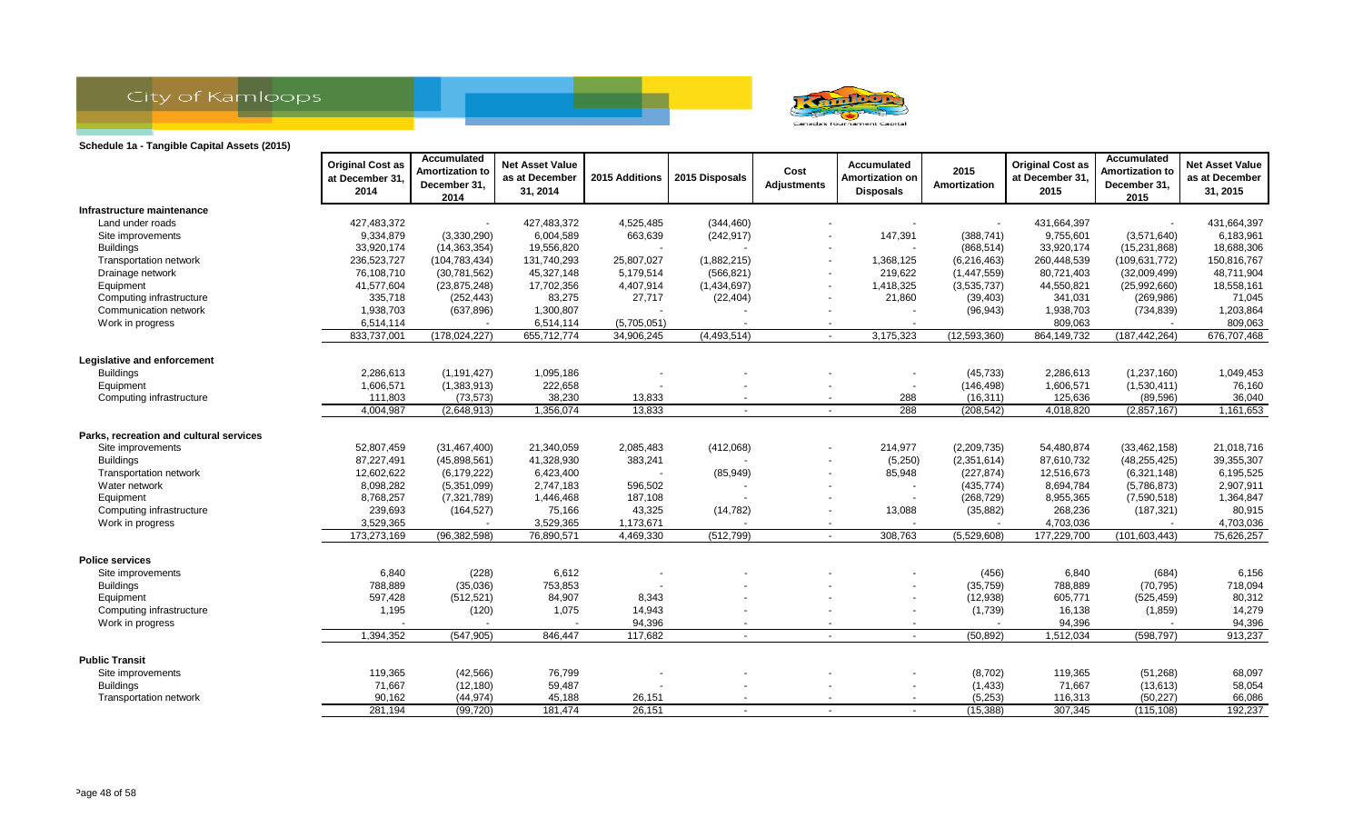City of Kamloops

**Schedule 1a - Tangible Capital Assets (2015)**

| | Original Cost as at December 31, 2014 | Accumulated Amortization to December 31, 2014 | Net Asset Value as at December 31, 2014 | 2015 Additions | 2015 Disposals | Cost Adjustments | Accumulated Amortization on Disposals | 2015 Amortization | Original Cost as at December 31, 2015 | Accumulated Amortization to December 31, 2015 | Net Asset Value as at December 31, 2015 |
|---|---|---|---|---|---|---|---|---|---|---|---|
| **Infrastructure maintenance** | | | | | | | | | | | |
| Land under roads | 427,483,372 | - | 427,483,372 | 4,525,485 | (344,460) | - | - | - | 431,664,397 | - | 431,664,397 |
| Site improvements | 9,334,879 | (3,330,290) | 6,004,589 | 663,639 | (242,917) | - | 147,391 | (388,741) | 9,755,601 | (3,571,640) | 6,183,961 |
| Buildings | 33,920,174 | (14,363,354) | 19,556,820 | - | - | - | - | (868,514) | 33,920,174 | (15,231,868) | 18,688,306 |
| Transportation network | 236,523,727 | (104,783,434) | 131,740,293 | 25,807,027 | (1,882,215) | - | 1,368,125 | (6,216,463) | 260,448,539 | (109,631,772) | 150,816,767 |
| Drainage network | 76,108,710 | (30,781,562) | 45,327,148 | 5,179,514 | (566,821) | - | 219,622 | (1,447,559) | 80,721,403 | (32,009,499) | 48,711,904 |
| Equipment | 41,577,604 | (23,875,248) | 17,702,356 | 4,407,914 | (1,434,697) | - | 1,418,325 | (3,535,737) | 44,550,821 | (25,992,660) | 18,558,161 |
| Computing infrastructure | 335,718 | (252,443) | 83,275 | 27,717 | (22,404) | - | 21,860 | (39,403) | 341,031 | (269,986) | 71,045 |
| Communication network | 1,938,703 | (637,896) | 1,300,807 | - | - | - | - | (96,943) | 1,938,703 | (734,839) | 1,203,864 |
| Work in progress | 6,514,114 | - | 6,514,114 | (5,705,051) | - | - | - | | 809,063 | - | 809,063 |
| | 833,737,001 | (178,024,227) | 655,712,774 | 34,906,245 | (4,493,514) | - | 3,175,323 | (12,593,360) | 864,149,732 | (187,442,264) | 676,707,468 |
| **Legislative and enforcement** | | | | | | | | | | | |
| Buildings | 2,286,613 | (1,191,427) | 1,095,186 | - | - | - | - | (45,733) | 2,286,613 | (1,237,160) | 1,049,453 |
| Equipment | 1,606,571 | (1,383,913) | 222,658 | - | - | - | - | (146,498) | 1,606,571 | (1,530,411) | 76,160 |
| Computing infrastructure | 111,803 | (73,573) | 38,230 | 13,833 | - | - | 288 | (16,311) | 125,636 | (89,596) | 36,040 |
| | 4,004,987 | (2,648,913) | 1,356,074 | 13,833 | - | - | 288 | (208,542) | 4,018,820 | (2,857,167) | 1,161,653 |
| **Parks, recreation and cultural services** | | | | | | | | | | | |
| Site improvements | 52,807,459 | (31,467,400) | 21,340,059 | 2,085,483 | (412,068) | - | 214,977 | (2,209,735) | 54,480,874 | (33,462,158) | 21,018,716 |
| Buildings | 87,227,491 | (45,898,561) | 41,328,930 | 383,241 | - | - | (5,250) | (2,351,614) | 87,610,732 | (48,255,425) | 39,355,307 |
| Transportation network | 12,602,622 | (6,179,222) | 6,423,400 | - | (85,949) | - | 85,948 | (227,874) | 12,516,673 | (6,321,148) | 6,195,525 |
| Water network | 8,098,282 | (5,351,099) | 2,747,183 | 596,502 | - | - | - | (435,774) | 8,694,784 | (5,786,873) | 2,907,911 |
| Equipment | 8,768,257 | (7,321,789) | 1,446,468 | 187,108 | - | - | - | (268,729) | 8,955,365 | (7,590,518) | 1,364,847 |
| Computing infrastructure | 239,693 | (164,527) | 75,166 | 43,325 | (14,782) | - | 13,088 | (35,882) | 268,236 | (187,321) | 80,915 |
| Work in progress | 3,529,365 | - | 3,529,365 | 1,173,671 | - | - | - | - | 4,703,036 | - | 4,703,036 |
| | 173,273,169 | (96,382,598) | 76,890,571 | 4,469,330 | (512,799) | - | 308,763 | (5,529,608) | 177,229,700 | (101,603,443) | 75,626,257 |
| **Police services** | | | | | | | | | | | |
| Site improvements | 6,840 | (228) | 6,612 | - | - | - | - | (456) | 6,840 | (684) | 6,156 |
| Buildings | 788,889 | (35,036) | 753,853 | - | - | - | - | (35,759) | 788,889 | (70,795) | 718,094 |
| Equipment | 597,428 | (512,521) | 84,907 | 8,343 | - | - | - | (12,938) | 605,771 | (525,459) | 80,312 |
| Computing infrastructure | 1,195 | (120) | 1,075 | 14,943 | - | - | - | (1,739) | 16,138 | (1,859) | 14,279 |
| Work in progress | - | - | - | 94,396 | - | - | - | - | 94,396 | - | 94,396 |
| | 1,394,352 | (547,905) | 846,447 | 117,682 | - | - | - | (50,892) | 1,512,034 | (598,797) | 913,237 |
| **Public Transit** | | | | | | | | | | | |
| Site improvements | 119,365 | (42,566) | 76,799 | - | - | - | - | (8,702) | 119,365 | (51,268) | 68,097 |
| Buildings | 71,667 | (12,180) | 59,487 | - | - | - | - | (1,433) | 71,667 | (13,613) | 58,054 |
| Transportation network | 90,162 | (44,974) | 45,188 | 26,151 | - | - | - | (5,253) | 116,313 | (50,227) | 66,086 |
| | 281,194 | (99,720) | 181,474 | 26,151 | - | - | - | (15,388) | 307,345 | (115,108) | 192,237 |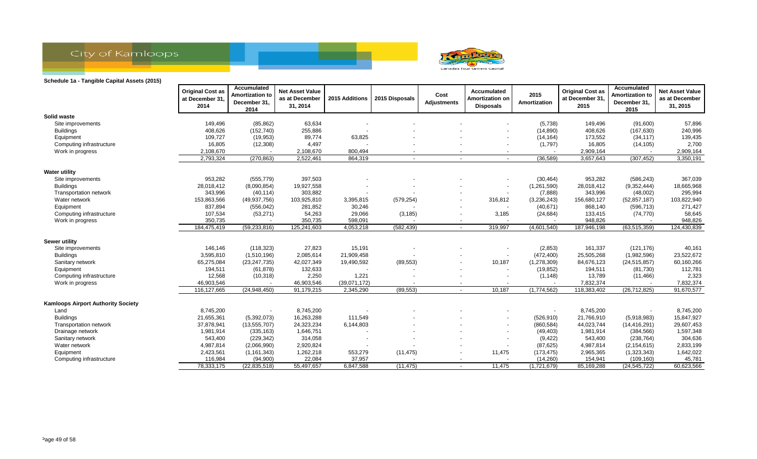## Schedule 1a - Tangible Capital Assets (2015)

| | Original Cost as at December 31, 2014 | Accumulated Amortization to December 31, 2014 | Net Asset Value as at December 31, 2014 | 2015 Additions | 2015 Disposals | Cost Adjustments | Accumulated Amortization on Disposals | 2015 Amortization | Original Cost as at December 31, 2015 | Accumulated Amortization to December 31, 2015 | Net Asset Value as at December 31, 2015 |
|---|---|---|---|---|---|---|---|---|---|---|---|
| **Solid waste** | | | | | | | | | | | |
| Site improvements | 149,496 | (85,862) | 63,634 | - | - | - | - | (5,738) | 149,496 | (91,600) | 57,896 |
| Buildings | 408,626 | (152,740) | 255,886 | - | - | - | - | (14,890) | 408,626 | (167,630) | 240,996 |
| Equipment | 109,727 | (19,953) | 89,774 | 63,825 | - | - | - | (14,164) | 173,552 | (34,117) | 139,435 |
| Computing infrastructure | 16,805 | (12,308) | 4,497 | - | - | - | - | (1,797) | 16,805 | (14,105) | 2,700 |
| Work in progress | 2,108,670 | - | 2,108,670 | 800,494 | - | - | - | - | 2,909,164 | - | 2,909,164 |
| | 2,793,324 | (270,863) | 2,522,461 | 864,319 | - | - | - | (36,589) | 3,657,643 | (307,452) | 3,350,191 |
| **Water utility** | | | | | | | | | | | |
| Site improvements | 953,282 | (555,779) | 397,503 | - | - | - | - | (30,464) | 953,282 | (586,243) | 367,039 |
| Buildings | 28,018,412 | (8,090,854) | 19,927,558 | - | - | - | - | (1,261,590) | 28,018,412 | (9,352,444) | 18,665,968 |
| Transportation network | 343,996 | (40,114) | 303,882 | - | - | - | - | (7,888) | 343,996 | (48,002) | 295,994 |
| Water network | 153,863,566 | (49,937,756) | 103,925,810 | 3,395,815 | (579,254) | - | 316,812 | (3,236,243) | 156,680,127 | (52,857,187) | 103,822,940 |
| Equipment | 837,894 | (556,042) | 281,852 | 30,246 | - | - | - | (40,671) | 868,140 | (596,713) | 271,427 |
| Computing infrastructure | 107,534 | (53,271) | 54,263 | 29,066 | (3,185) | - | 3,185 | (24,684) | 133,415 | (74,770) | 58,645 |
| Work in progress | 350,735 | - | 350,735 | 598,091 | - | - | - | - | 948,826 | - | 948,826 |
| | 184,475,419 | (59,233,816) | 125,241,603 | 4,053,218 | (582,439) | - | 319,997 | (4,601,540) | 187,946,198 | (63,515,359) | 124,430,839 |
| **Sewer utility** | | | | | | | | | | | |
| Site improvements | 146,146 | (118,323) | 27,823 | 15,191 | - | - | - | (2,853) | 161,337 | (121,176) | 40,161 |
| Buildings | 3,595,810 | (1,510,196) | 2,085,614 | 21,909,458 | - | - | - | (472,400) | 25,505,268 | (1,982,596) | 23,522,672 |
| Sanitary network | 65,275,084 | (23,247,735) | 42,027,349 | 19,490,592 | (89,553) | - | 10,187 | (1,278,309) | 84,676,123 | (24,515,857) | 60,160,266 |
| Equipment | 194,511 | (61,878) | 132,633 | - | - | - | - | (19,852) | 194,511 | (81,730) | 112,781 |
| Computing infrastructure | 12,568 | (10,318) | 2,250 | 1,221 | - | - | - | (1,148) | 13,789 | (11,466) | 2,323 |
| Work in progress | 46,903,546 | - | 46,903,546 | (39,071,172) | - | - | - | - | 7,832,374 | - | 7,832,374 |
| | 116,127,665 | (24,948,450) | 91,179,215 | 2,345,290 | (89,553) | - | 10,187 | (1,774,562) | 118,383,402 | (26,712,825) | 91,670,577 |
| **Kamloops Airport Authority Society** | | | | | | | | | | | |
| Land | 8,745,200 | - | 8,745,200 | - | - | - | - | - | 8,745,200 | - | 8,745,200 |
| Buildings | 21,655,361 | (5,392,073) | 16,263,288 | 111,549 | - | - | - | (526,910) | 21,766,910 | (5,918,983) | 15,847,927 |
| Transportation network | 37,878,941 | (13,555,707) | 24,323,234 | 6,144,803 | - | - | - | (860,584) | 44,023,744 | (14,416,291) | 29,607,453 |
| Drainage network | 1,981,914 | (335,163) | 1,646,751 | - | - | - | - | (49,403) | 1,981,914 | (384,566) | 1,597,348 |
| Sanitary network | 543,400 | (229,342) | 314,058 | - | - | - | - | (9,422) | 543,400 | (238,764) | 304,636 |
| Water network | 4,987,814 | (2,066,990) | 2,920,824 | - | - | - | - | (87,625) | 4,987,814 | (2,154,615) | 2,833,199 |
| Equipment | 2,423,561 | (1,161,343) | 1,262,218 | 553,279 | (11,475) | - | 11,475 | (173,475) | 2,965,365 | (1,323,343) | 1,642,022 |
| Computing infrastructure | 116,984 | (94,900) | 22,084 | 37,957 | - | - | - | (14,260) | 154,941 | (109,160) | 45,781 |
| | 78,333,175 | (22,835,518) | 55,497,657 | 6,847,588 | (11,475) | - | 11,475 | (1,721,679) | 85,169,288 | (24,545,722) | 60,623,566 |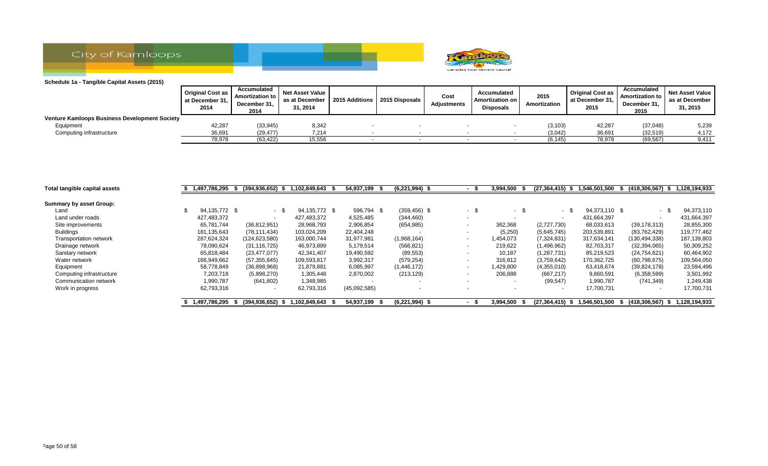City of Kamloops

## Schedule 1a - Tangible Capital Assets (2015)

| | Original Cost as at December 31, 2014 | Accumulated Amortization to December 31, 2014 | Net Asset Value as at December 31, 2014 | 2015 Additions | 2015 Disposals | Cost Adjustments | Accumulated Amortization on Disposals | 2015 Amortization | Original Cost as at December 31, 2015 | Accumulated Amortization to December 31, 2015 | Net Asset Value as at December 31, 2015 |
|---|---|---|---|---|---|---|---|---|---|---|---|
| **Venture Kamloops Business Development Society** | | | | | | | | | | | |
| Equipment | 42,287 | (33,945) | 8,342 | - | - | - | - | (3,103) | 42,287 | (37,048) | 5,239 |
| Computing infrastructure | 36,691 | (29,477) | 7,214 | - | - | - | - | (3,042) | 36,691 | (32,519) | 4,172 |
| | 78,978 | (63,422) | 15,556 | - | - | - | - | (6,145) | 78,978 | (69,567) | 9,411 |

| | Original Cost as at December 31, 2014 | Accumulated Amortization to December 31, 2014 | Net Asset Value as at December 31, 2014 | 2015 Additions | 2015 Disposals | Cost Adjustments | Accumulated Amortization on Disposals | 2015 Amortization | Original Cost as at December 31, 2015 | Accumulated Amortization to December 31, 2015 | Net Asset Value as at December 31, 2015 |
|---|---|---|---|---|---|---|---|---|---|---|---|
| **Total tangible capital assets** | $ 1,497,786,295 | $ (394,936,652) | $ 1,102,849,643 | $ 54,937,199 | $ (6,221,994) | $ - | $ 3,994,500 | $ (27,364,415) | $ 1,546,501,500 | $ (418,306,567) | $ 1,128,194,933 |
| **Summary by asset Group:** | | | | | | | | | | | |
| Land | $ 94,135,772 | $ - | $ 94,135,772 | $ 596,794 | $ (359,456) | $ - | $ - | $ - | $ 94,373,110 | $ - | $ 94,373,110 |
| Land under roads | 427,483,372 | - | 427,483,372 | 4,525,485 | (344,460) | - | - | - | 431,664,397 | - | 431,664,397 |
| Site improvements | 65,781,744 | (36,812,951) | 28,968,793 | 2,906,854 | (654,985) | - | 362,368 | (2,727,730) | 68,033,613 | (39,178,313) | 28,855,300 |
| Buildings | 181,135,643 | (78,111,434) | 103,024,209 | 22,404,248 | - | - | (5,250) | (5,645,745) | 203,539,891 | (83,762,429) | 119,777,462 |
| Transportation network | 287,624,324 | (124,623,580) | 163,000,744 | 31,977,981 | (1,968,164) | - | 1,454,073 | (7,324,831) | 317,634,141 | (130,494,338) | 187,139,803 |
| Drainage network | 78,090,624 | (31,116,725) | 46,973,899 | 5,179,514 | (566,821) | - | 219,622 | (1,496,962) | 82,703,317 | (32,394,065) | 50,309,252 |
| Sanitary network | 65,818,484 | (23,477,077) | 42,341,407 | 19,490,592 | (89,553) | - | 10,187 | (1,287,731) | 85,219,523 | (24,754,621) | 60,464,902 |
| Water network | 166,949,662 | (57,355,845) | 109,593,817 | 3,992,317 | (579,254) | - | 316,812 | (3,759,642) | 170,362,725 | (60,798,675) | 109,564,050 |
| Equipment | 58,778,849 | (36,898,968) | 21,879,881 | 6,085,997 | (1,446,172) | - | 1,429,800 | (4,355,010) | 63,418,674 | (39,824,178) | 23,594,496 |
| Computing infrastructure | 7,203,718 | (5,898,270) | 1,305,448 | 2,870,002 | (213,129) | - | 206,888 | (667,217) | 9,860,591 | (6,358,599) | 3,501,992 |
| Communication network | 1,990,787 | (641,802) | 1,348,985 | - | - | - | - | (99,547) | 1,990,787 | (741,349) | 1,249,438 |
| Work in progress | 62,793,316 | - | 62,793,316 | (45,092,585) | - | - | - | - | 17,700,731 | - | 17,700,731 |
| | $ 1,497,786,295 | $ (394,936,652) | $ 1,102,849,643 | $ 54,937,199 | $ (6,221,994) | $ - | $ 3,994,500 | $ (27,364,415) | $ 1,546,501,500 | $ (418,306,567) | $ 1,128,194,933 |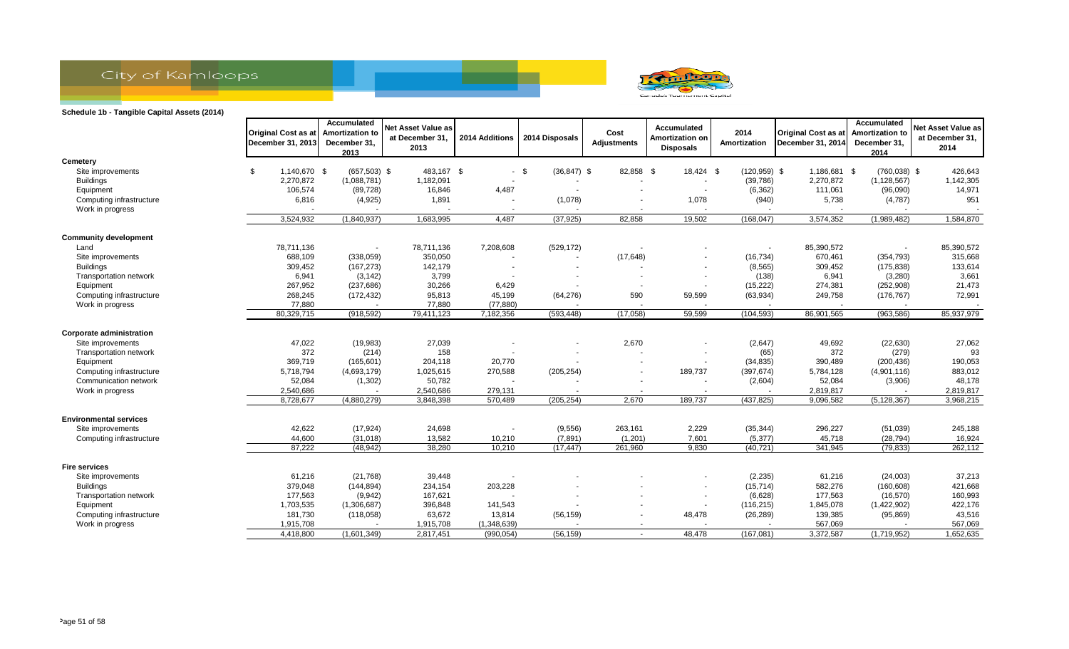City of Kamloops

**Schedule 1b - Tangible Capital Assets (2014)**

| | Original Cost as at December 31, 2013 | Accumulated Amortization to December 31, 2013 | Net Asset Value as at December 31, 2013 | 2014 Additions | 2014 Disposals | Cost Adjustments | Accumulated Amortization on Disposals | 2014 Amortization | Original Cost as at December 31, 2014 | Accumulated Amortization to December 31, 2014 | Net Asset Value as at December 31, 2014 |
|---|---|---|---|---|---|---|---|---|---|---|---|
| **Cemetery** | | | | | | | | | | | |
| Site improvements | $ 1,140,670 | $ (657,503) | $ 483,167 | $ - | $ (36,847) | $ 82,858 | $ 18,424 | $ (120,959) | $ 1,186,681 | $ (760,038) | $ 426,643 |
| Buildings | 2,270,872 | (1,088,781) | 1,182,091 | - | - | - | - | (39,786) | 2,270,872 | (1,128,567) | 1,142,305 |
| Equipment | 106,574 | (89,728) | 16,846 | 4,487 | - | - | - | (6,362) | 111,061 | (96,090) | 14,971 |
| Computing infrastructure | 6,816 | (4,925) | 1,891 | - | (1,078) | - | 1,078 | (940) | 5,738 | (4,787) | 951 |
| Work in progress | - | - | - | - | - | - | - | - | - | - | - |
| | 3,524,932 | (1,840,937) | 1,683,995 | 4,487 | (37,925) | 82,858 | 19,502 | (168,047) | 3,574,352 | (1,989,482) | 1,584,870 |
| **Community development** | | | | | | | | | | | |
| Land | 78,711,136 | - | 78,711,136 | 7,208,608 | (529,172) | - | - | - | 85,390,572 | - | 85,390,572 |
| Site improvements | 688,109 | (338,059) | 350,050 | - | - | (17,648) | - | (16,734) | 670,461 | (354,793) | 315,668 |
| Buildings | 309,452 | (167,273) | 142,179 | - | - | - | - | (8,565) | 309,452 | (175,838) | 133,614 |
| Transportation network | 6,941 | (3,142) | 3,799 | - | - | - | - | (138) | 6,941 | (3,280) | 3,661 |
| Equipment | 267,952 | (237,686) | 30,266 | 6,429 | - | - | - | (15,222) | 274,381 | (252,908) | 21,473 |
| Computing infrastructure | 268,245 | (172,432) | 95,813 | 45,199 | (64,276) | 590 | 59,599 | (63,934) | 249,758 | (176,767) | 72,991 |
| Work in progress | 77,880 | - | 77,880 | (77,880) | - | - | - | - | - | - | - |
| | 80,329,715 | (918,592) | 79,411,123 | 7,182,356 | (593,448) | (17,058) | 59,599 | (104,593) | 86,901,565 | (963,586) | 85,937,979 |
| **Corporate administration** | | | | | | | | | | | |
| Site improvements | 47,022 | (19,983) | 27,039 | - | - | 2,670 | - | (2,647) | 49,692 | (22,630) | 27,062 |
| Transportation network | 372 | (214) | 158 | - | - | - | - | (65) | 372 | (279) | 93 |
| Equipment | 369,719 | (165,601) | 204,118 | 20,770 | - | - | - | (34,835) | 390,489 | (200,436) | 190,053 |
| Computing infrastructure | 5,718,794 | (4,693,179) | 1,025,615 | 270,588 | (205,254) | - | 189,737 | (397,674) | 5,784,128 | (4,901,116) | 883,012 |
| Communication network | 52,084 | (1,302) | 50,782 | - | - | - | - | (2,604) | 52,084 | (3,906) | 48,178 |
| Work in progress | 2,540,686 | - | 2,540,686 | 279,131 | - | - | - | - | 2,819,817 | - | 2,819,817 |
| | 8,728,677 | (4,880,279) | 3,848,398 | 570,489 | (205,254) | 2,670 | 189,737 | (437,825) | 9,096,582 | (5,128,367) | 3,968,215 |
| **Environmental services** | | | | | | | | | | | |
| Site improvements | 42,622 | (17,924) | 24,698 | - | (9,556) | 263,161 | 2,229 | (35,344) | 296,227 | (51,039) | 245,188 |
| Computing infrastructure | 44,600 | (31,018) | 13,582 | 10,210 | (7,891) | (1,201) | 7,601 | (5,377) | 45,718 | (28,794) | 16,924 |
| | 87,222 | (48,942) | 38,280 | 10,210 | (17,447) | 261,960 | 9,830 | (40,721) | 341,945 | (79,833) | 262,112 |
| **Fire services** | | | | | | | | | | | |
| Site improvements | 61,216 | (21,768) | 39,448 | - | - | - | - | (2,235) | 61,216 | (24,003) | 37,213 |
| Buildings | 379,048 | (144,894) | 234,154 | 203,228 | - | - | - | (15,714) | 582,276 | (160,608) | 421,668 |
| Transportation network | 177,563 | (9,942) | 167,621 | - | - | - | - | (6,628) | 177,563 | (16,570) | 160,993 |
| Equipment | 1,703,535 | (1,306,687) | 396,848 | 141,543 | - | - | - | (116,215) | 1,845,078 | (1,422,902) | 422,176 |
| Computing infrastructure | 181,730 | (118,058) | 63,672 | 13,814 | (56,159) | - | 48,478 | (26,289) | 139,385 | (95,869) | 43,516 |
| Work in progress | 1,915,708 | - | 1,915,708 | (1,348,639) | - | - | - | - | 567,069 | - | 567,069 |
| | 4,418,800 | (1,601,349) | 2,817,451 | (990,054) | (56,159) | - | 48,478 | (167,081) | 3,372,587 | (1,719,952) | 1,652,635 |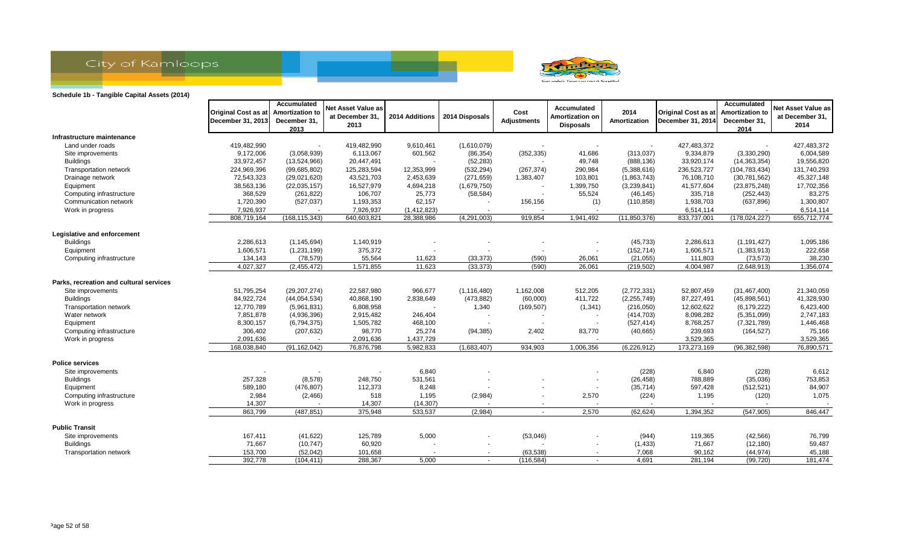## Schedule 1b - Tangible Capital Assets (2014)

| | Original Cost as at December 31, 2013 | Accumulated Amortization to December 31, 2013 | Net Asset Value as at December 31, 2013 | 2014 Additions | 2014 Disposals | Cost Adjustments | Accumulated Amortization on Disposals | 2014 Amortization | Original Cost as at December 31, 2014 | Accumulated Amortization to December 31, 2014 | Net Asset Value as at December 31, 2014 |
|---|---|---|---|---|---|---|---|---|---|---|---|
| **Infrastructure maintenance** | | | | | | | | | | | |
| Land under roads | 419,482,990 | - | 419,482,990 | 9,610,461 | (1,610,079) | - | - | - | 427,483,372 | - | 427,483,372 |
| Site improvements | 9,172,006 | (3,058,939) | 6,113,067 | 601,562 | (86,354) | (352,335) | 41,686 | (313,037) | 9,334,879 | (3,330,290) | 6,004,589 |
| Buildings | 33,972,457 | (13,524,966) | 20,447,491 | - | (52,283) | - | 49,748 | (888,136) | 33,920,174 | (14,363,354) | 19,556,820 |
| Transportation network | 224,969,396 | (99,685,802) | 125,283,594 | 12,353,999 | (532,294) | (267,374) | 290,984 | (5,388,616) | 236,523,727 | (104,783,434) | 131,740,293 |
| Drainage network | 72,543,323 | (29,021,620) | 43,521,703 | 2,453,639 | (271,659) | 1,383,407 | 103,801 | (1,863,743) | 76,108,710 | (30,781,562) | 45,327,148 |
| Equipment | 38,563,136 | (22,035,157) | 16,527,979 | 4,694,218 | (1,679,750) | - | 1,399,750 | (3,239,841) | 41,577,604 | (23,875,248) | 17,702,356 |
| Computing infrastructure | 368,529 | (261,822) | 106,707 | 25,773 | (58,584) | - | 55,524 | (46,145) | 335,718 | (252,443) | 83,275 |
| Communication network | 1,720,390 | (527,037) | 1,193,353 | 62,157 | - | 156,156 | (1) | (110,858) | 1,938,703 | (637,896) | 1,300,807 |
| Work in progress | 7,926,937 | - | 7,926,937 | (1,412,823) | - | - | - | - | 6,514,114 | - | 6,514,114 |
| | 808,719,164 | (168,115,343) | 640,603,821 | 28,388,986 | (4,291,003) | 919,854 | 1,941,492 | (11,850,376) | 833,737,001 | (178,024,227) | 655,712,774 |
| **Legislative and enforcement** | | | | | | | | | | | |
| Buildings | 2,286,613 | (1,145,694) | 1,140,919 | - | - | - | - | (45,733) | 2,286,613 | (1,191,427) | 1,095,186 |
| Equipment | 1,606,571 | (1,231,199) | 375,372 | - | - | - | - | (152,714) | 1,606,571 | (1,383,913) | 222,658 |
| Computing infrastructure | 134,143 | (78,579) | 55,564 | 11,623 | (33,373) | (590) | 26,061 | (21,055) | 111,803 | (73,573) | 38,230 |
| | 4,027,327 | (2,455,472) | 1,571,855 | 11,623 | (33,373) | (590) | 26,061 | (219,502) | 4,004,987 | (2,648,913) | 1,356,074 |
| **Parks, recreation and cultural services** | | | | | | | | | | | |
| Site improvements | 51,795,254 | (29,207,274) | 22,587,980 | 966,677 | (1,116,480) | 1,162,008 | 512,205 | (2,772,331) | 52,807,459 | (31,467,400) | 21,340,059 |
| Buildings | 84,922,724 | (44,054,534) | 40,868,190 | 2,838,649 | (473,882) | (60,000) | 411,722 | (2,255,749) | 87,227,491 | (45,898,561) | 41,328,930 |
| Transportation network | 12,770,789 | (5,961,831) | 6,808,958 | - | 1,340 | (169,507) | (1,341) | (216,050) | 12,602,622 | (6,179,222) | 6,423,400 |
| Water network | 7,851,878 | (4,936,396) | 2,915,482 | 246,404 | - | - | - | (414,703) | 8,098,282 | (5,351,099) | 2,747,183 |
| Equipment | 8,300,157 | (6,794,375) | 1,505,782 | 468,100 | - | - | - | (527,414) | 8,768,257 | (7,321,789) | 1,446,468 |
| Computing infrastructure | 306,402 | (207,632) | 98,770 | 25,274 | (94,385) | 2,402 | 83,770 | (40,665) | 239,693 | (164,527) | 75,166 |
| Work in progress | 2,091,636 | - | 2,091,636 | 1,437,729 | - | - | - | - | 3,529,365 | - | 3,529,365 |
| | 168,038,840 | (91,162,042) | 76,876,798 | 5,982,833 | (1,683,407) | 934,903 | 1,006,356 | (6,226,912) | 173,273,169 | (96,382,598) | 76,890,571 |
| **Police services** | | | | | | | | | | | |
| Site improvements | - | - | - | 6,840 | - | - | - | (228) | 6,840 | (228) | 6,612 |
| Buildings | 257,328 | (8,578) | 248,750 | 531,561 | - | - | - | (26,458) | 788,889 | (35,036) | 753,853 |
| Equipment | 589,180 | (476,807) | 112,373 | 8,248 | - | - | - | (35,714) | 597,428 | (512,521) | 84,907 |
| Computing infrastructure | 2,984 | (2,466) | 518 | 1,195 | (2,984) | - | 2,570 | (224) | 1,195 | (120) | 1,075 |
| Work in progress | 14,307 | - | 14,307 | (14,307) | - | - | - | - | - | - | - |
| | 863,799 | (487,851) | 375,948 | 533,537 | (2,984) | - | 2,570 | (62,624) | 1,394,352 | (547,905) | 846,447 |
| **Public Transit** | | | | | | | | | | | |
| Site improvements | 167,411 | (41,622) | 125,789 | 5,000 | - | (53,046) | - | (944) | 119,365 | (42,566) | 76,799 |
| Buildings | 71,667 | (10,747) | 60,920 | - | - | - | - | (1,433) | 71,667 | (12,180) | 59,487 |
| Transportation network | 153,700 | (52,042) | 101,658 | - | - | (63,538) | - | 7,068 | 90,162 | (44,974) | 45,188 |
| | 392,778 | (104,411) | 288,367 | 5,000 | - | (116,584) | - | 4,691 | 281,194 | (99,720) | 181,474 |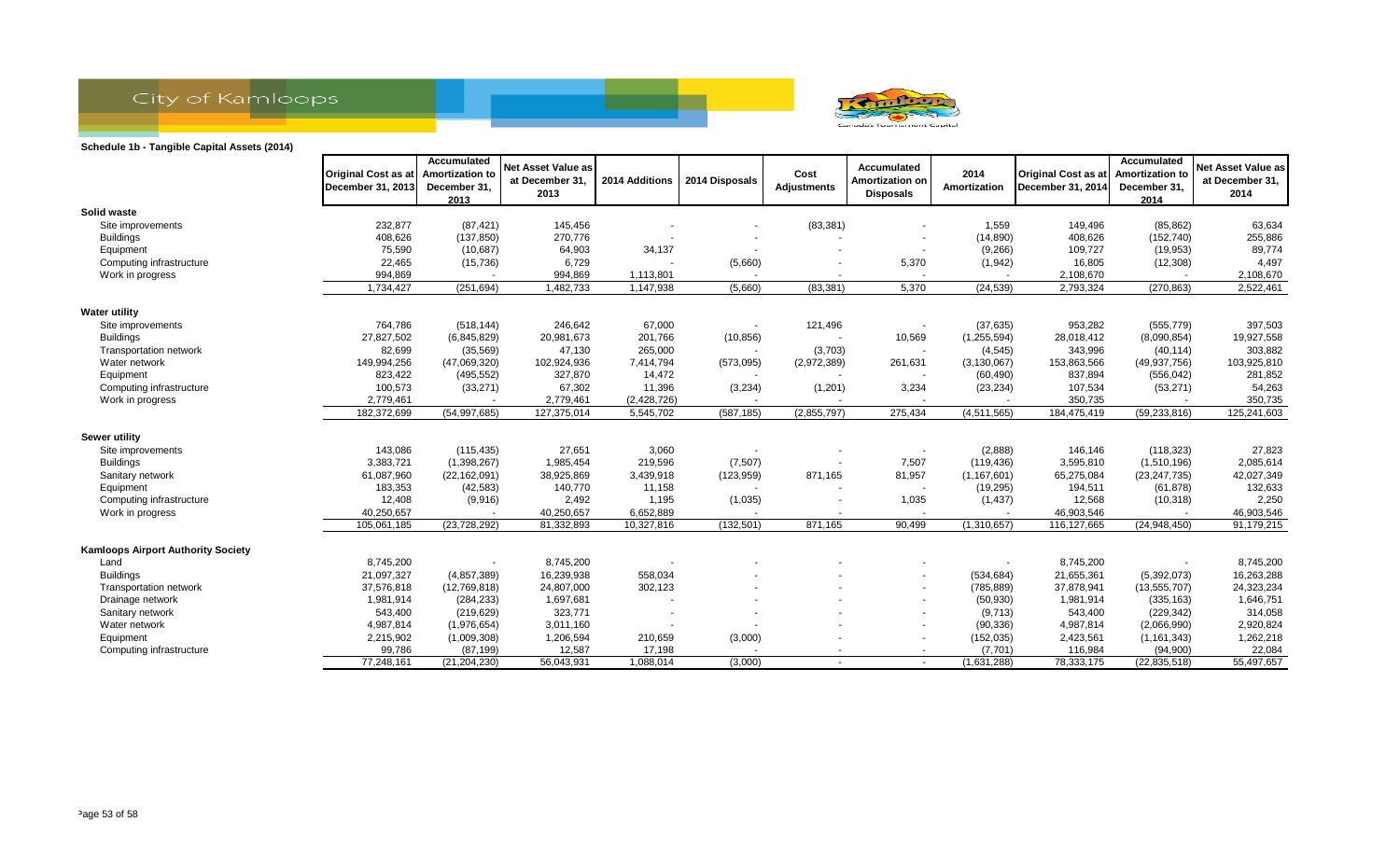## Schedule 1b - Tangible Capital Assets (2014)

| | Original Cost as at December 31, 2013 | Accumulated Amortization to December 31, 2013 | Net Asset Value as at December 31, 2013 | 2014 Additions | 2014 Disposals | Cost Adjustments | Accumulated Amortization on Disposals | 2014 Amortization | Original Cost as at December 31, 2014 | Accumulated Amortization to December 31, 2014 | Net Asset Value as at December 31, 2014 |
|---|---|---|---|---|---|---|---|---|---|---|---|
| **Solid waste** | | | | | | | | | | | |
| Site improvements | 232,877 | (87,421) | 145,456 | - | - | (83,381) | - | 1,559 | 149,496 | (85,862) | 63,634 |
| Buildings | 408,626 | (137,850) | 270,776 | - | - | - | - | (14,890) | 408,626 | (152,740) | 255,886 |
| Equipment | 75,590 | (10,687) | 64,903 | 34,137 | - | - | - | (9,266) | 109,727 | (19,953) | 89,774 |
| Computing infrastructure | 22,465 | (15,736) | 6,729 | - | (5,660) | - | 5,370 | (1,942) | 16,805 | (12,308) | 4,497 |
| Work in progress | 994,869 | - | 994,869 | 1,113,801 | - | - | - | - | 2,108,670 | - | 2,108,670 |
| | 1,734,427 | (251,694) | 1,482,733 | 1,147,938 | (5,660) | (83,381) | 5,370 | (24,539) | 2,793,324 | (270,863) | 2,522,461 |
| **Water utility** | | | | | | | | | | | |
| Site improvements | 764,786 | (518,144) | 246,642 | 67,000 | - | 121,496 | - | (37,635) | 953,282 | (555,779) | 397,503 |
| Buildings | 27,827,502 | (6,845,829) | 20,981,673 | 201,766 | (10,856) | - | 10,569 | (1,255,594) | 28,018,412 | (8,090,854) | 19,927,558 |
| Transportation network | 82,699 | (35,569) | 47,130 | 265,000 | - | (3,703) | - | (4,545) | 343,996 | (40,114) | 303,882 |
| Water network | 149,994,256 | (47,069,320) | 102,924,936 | 7,414,794 | (573,095) | (2,972,389) | 261,631 | (3,130,067) | 153,863,566 | (49,937,756) | 103,925,810 |
| Equipment | 823,422 | (495,552) | 327,870 | 14,472 | - | - | - | (60,490) | 837,894 | (556,042) | 281,852 |
| Computing infrastructure | 100,573 | (33,271) | 67,302 | 11,396 | (3,234) | (1,201) | 3,234 | (23,234) | 107,534 | (53,271) | 54,263 |
| Work in progress | 2,779,461 | - | 2,779,461 | (2,428,726) | - | - | - | - | 350,735 | - | 350,735 |
| | 182,372,699 | (54,997,685) | 127,375,014 | 5,545,702 | (587,185) | (2,855,797) | 275,434 | (4,511,565) | 184,475,419 | (59,233,816) | 125,241,603 |
| **Sewer utility** | | | | | | | | | | | |
| Site improvements | 143,086 | (115,435) | 27,651 | 3,060 | - | - | - | (2,888) | 146,146 | (118,323) | 27,823 |
| Buildings | 3,383,721 | (1,398,267) | 1,985,454 | 219,596 | (7,507) | - | 7,507 | (119,436) | 3,595,810 | (1,510,196) | 2,085,614 |
| Sanitary network | 61,087,960 | (22,162,091) | 38,925,869 | 3,439,918 | (123,959) | 871,165 | 81,957 | (1,167,601) | 65,275,084 | (23,247,735) | 42,027,349 |
| Equipment | 183,353 | (42,583) | 140,770 | 11,158 | - | - | - | (19,295) | 194,511 | (61,878) | 132,633 |
| Computing infrastructure | 12,408 | (9,916) | 2,492 | 1,195 | (1,035) | - | 1,035 | (1,437) | 12,568 | (10,318) | 2,250 |
| Work in progress | 40,250,657 | - | 40,250,657 | 6,652,889 | - | - | - | - | 46,903,546 | - | 46,903,546 |
| | 105,061,185 | (23,728,292) | 81,332,893 | 10,327,816 | (132,501) | 871,165 | 90,499 | (1,310,657) | 116,127,665 | (24,948,450) | 91,179,215 |
| **Kamloops Airport Authority Society** | | | | | | | | | | | |
| Land | 8,745,200 | - | 8,745,200 | - | - | - | - | - | 8,745,200 | - | 8,745,200 |
| Buildings | 21,097,327 | (4,857,389) | 16,239,938 | 558,034 | - | - | - | (534,684) | 21,655,361 | (5,392,073) | 16,263,288 |
| Transportation network | 37,576,818 | (12,769,818) | 24,807,000 | 302,123 | - | - | - | (785,889) | 37,878,941 | (13,555,707) | 24,323,234 |
| Drainage network | 1,981,914 | (284,233) | 1,697,681 | - | - | - | - | (50,930) | 1,981,914 | (335,163) | 1,646,751 |
| Sanitary network | 543,400 | (219,629) | 323,771 | - | - | - | - | (9,713) | 543,400 | (229,342) | 314,058 |
| Water network | 4,987,814 | (1,976,654) | 3,011,160 | - | - | - | - | (90,336) | 4,987,814 | (2,066,990) | 2,920,824 |
| Equipment | 2,215,902 | (1,009,308) | 1,206,594 | 210,659 | (3,000) | - | - | (152,035) | 2,423,561 | (1,161,343) | 1,262,218 |
| Computing infrastructure | 99,786 | (87,199) | 12,587 | 17,198 | - | - | - | (7,701) | 116,984 | (94,900) | 22,084 |
| | 77,248,161 | (21,204,230) | 56,043,931 | 1,088,014 | (3,000) | - | - | (1,631,288) | 78,333,175 | (22,835,518) | 55,497,657 |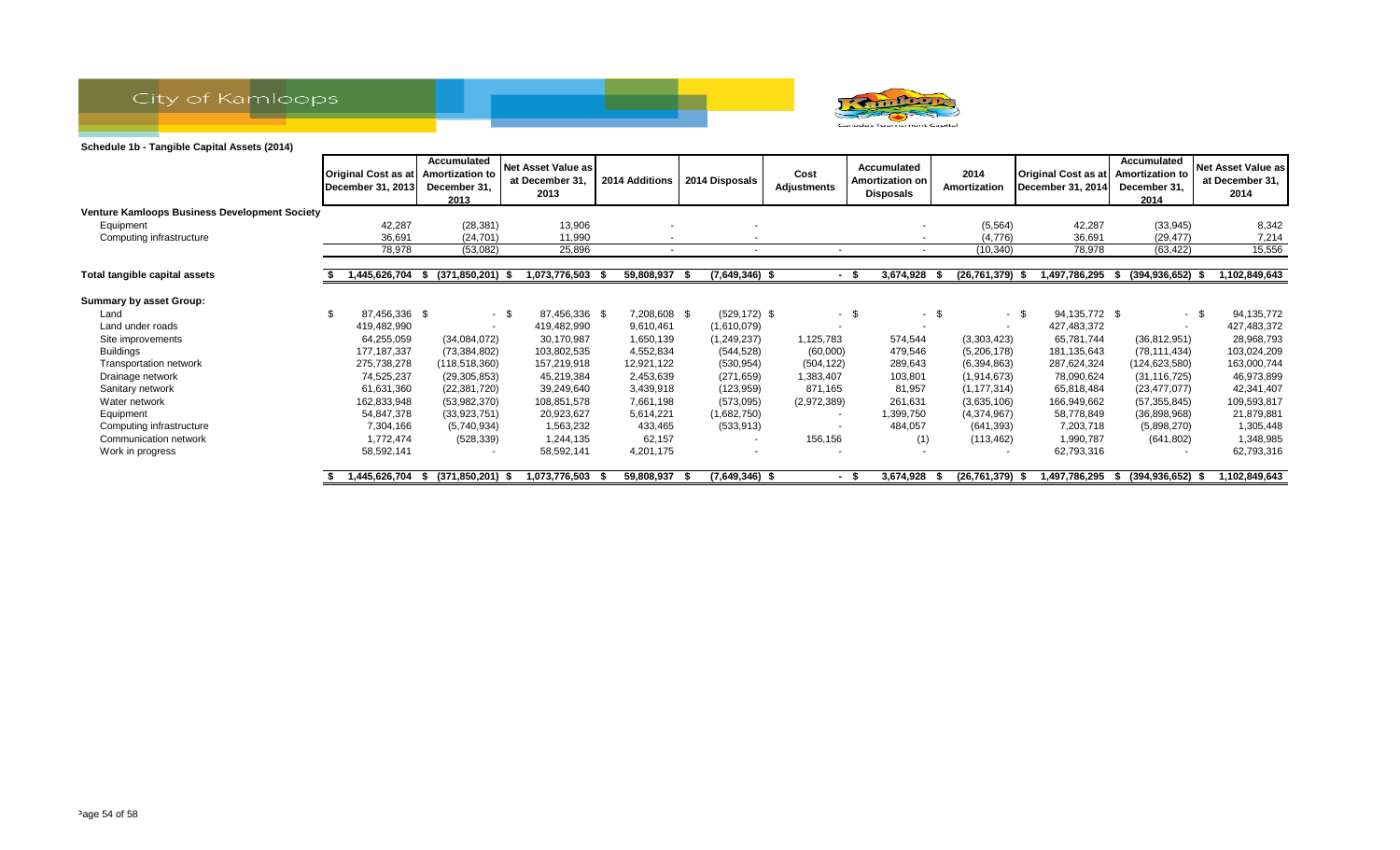City of Kamloops

**Schedule 1b - Tangible Capital Assets (2014)**

| | Original Cost as at December 31, 2013 | Accumulated Amortization to December 31, 2013 | Net Asset Value as at December 31, 2013 | 2014 Additions | 2014 Disposals | Cost Adjustments | Accumulated Amortization on Disposals | 2014 Amortization | Original Cost as at December 31, 2014 | Accumulated Amortization to December 31, 2014 | Net Asset Value as at December 31, 2014 |
|---|---|---|---|---|---|---|---|---|---|---|---|
| **Venture Kamloops Business Development Society** | | | | | | | | | | | |
| Equipment | 42,287 | (28,381) | 13,906 | - | - | | - | (5,564) | 42,287 | (33,945) | 8,342 |
| Computing infrastructure | 36,691 | (24,701) | 11,990 | - | - | | - | (4,776) | 36,691 | (29,477) | 7,214 |
| | 78,978 | (53,082) | 25,896 | - | - | - | - | (10,340) | 78,978 | (63,422) | 15,556 |
| **Total tangible capital assets** | $ 1,445,626,704 | $ (371,850,201) | $ 1,073,776,503 | $ 59,808,937 | $ (7,649,346) | $ - | $ 3,674,928 | $ (26,761,379) | $ 1,497,786,295 | $ (394,936,652) | $ 1,102,849,643 |
| **Summary by asset Group:** | | | | | | | | | | | |
| Land | $ 87,456,336 | $ - | $ 87,456,336 | $ 7,208,608 | $ (529,172) | $ - | $ - | $ - | $ 94,135,772 | $ - | $ 94,135,772 |
| Land under roads | 419,482,990 | - | 419,482,990 | 9,610,461 | (1,610,079) | - | - | - | 427,483,372 | - | 427,483,372 |
| Site improvements | 64,255,059 | (34,084,072) | 30,170,987 | 1,650,139 | (1,249,237) | 1,125,783 | 574,544 | (3,303,423) | 65,781,744 | (36,812,951) | 28,968,793 |
| Buildings | 177,187,337 | (73,384,802) | 103,802,535 | 4,552,834 | (544,528) | (60,000) | 479,546 | (5,206,178) | 181,135,643 | (78,111,434) | 103,024,209 |
| Transportation network | 275,738,278 | (118,518,360) | 157,219,918 | 12,921,122 | (530,954) | (504,122) | 289,643 | (6,394,863) | 287,624,324 | (124,623,580) | 163,000,744 |
| Drainage network | 74,525,237 | (29,305,853) | 45,219,384 | 2,453,639 | (271,659) | 1,383,407 | 103,801 | (1,914,673) | 78,090,624 | (31,116,725) | 46,973,899 |
| Sanitary network | 61,631,360 | (22,381,720) | 39,249,640 | 3,439,918 | (123,959) | 871,165 | 81,957 | (1,177,314) | 65,818,484 | (23,477,077) | 42,341,407 |
| Water network | 162,833,948 | (53,982,370) | 108,851,578 | 7,661,198 | (573,095) | (2,972,389) | 261,631 | (3,635,106) | 166,949,662 | (57,355,845) | 109,593,817 |
| Equipment | 54,847,378 | (33,923,751) | 20,923,627 | 5,614,221 | (1,682,750) | - | 1,399,750 | (4,374,967) | 58,778,849 | (36,898,968) | 21,879,881 |
| Computing infrastructure | 7,304,166 | (5,740,934) | 1,563,232 | 433,465 | (533,913) | - | 484,057 | (641,393) | 7,203,718 | (5,898,270) | 1,305,448 |
| Communication network | 1,772,474 | (528,339) | 1,244,135 | 62,157 | - | 156,156 | (1) | (113,462) | 1,990,787 | (641,802) | 1,348,985 |
| Work in progress | 58,592,141 | - | 58,592,141 | 4,201,175 | - | - | - | - | 62,793,316 | - | 62,793,316 |
| | $ 1,445,626,704 | $ (371,850,201) | $ 1,073,776,503 | $ 59,808,937 | $ (7,649,346) | $ - | $ 3,674,928 | $ (26,761,379) | $ 1,497,786,295 | $ (394,936,652) | $ 1,102,849,643 |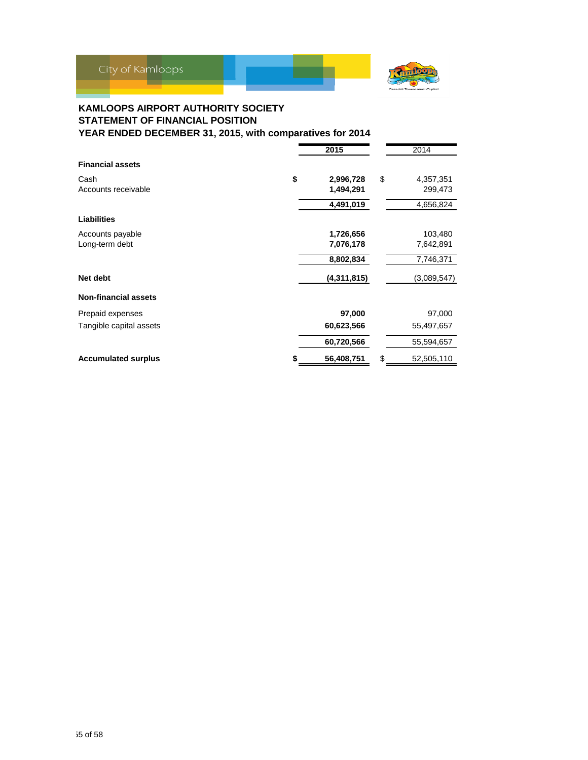City of Kamloops

**KAMLOOPS AIRPORT AUTHORITY SOCIETY**
**STATEMENT OF FINANCIAL POSITION**
**YEAR ENDED DECEMBER 31, 2015, with comparatives for 2014**

| | **2015** | 2014 |
|---|---|---|
| **Financial assets** | | |
| Cash | **$ 2,996,728** | $ 4,357,351 |
| Accounts receivable | **1,494,291** | 299,473 |
| | **4,491,019** | 4,656,824 |
| **Liabilities** | | |
| Accounts payable | **1,726,656** | 103,480 |
| Long-term debt | **7,076,178** | 7,642,891 |
| | **8,802,834** | 7,746,371 |
| **Net debt** | **(4,311,815)** | (3,089,547) |
| **Non-financial assets** | | |
| Prepaid expenses | **97,000** | 97,000 |
| Tangible capital assets | **60,623,566** | 55,497,657 |
| | **60,720,566** | 55,594,657 |
| **Accumulated surplus** | **$ 56,408,751** | $ 52,505,110 |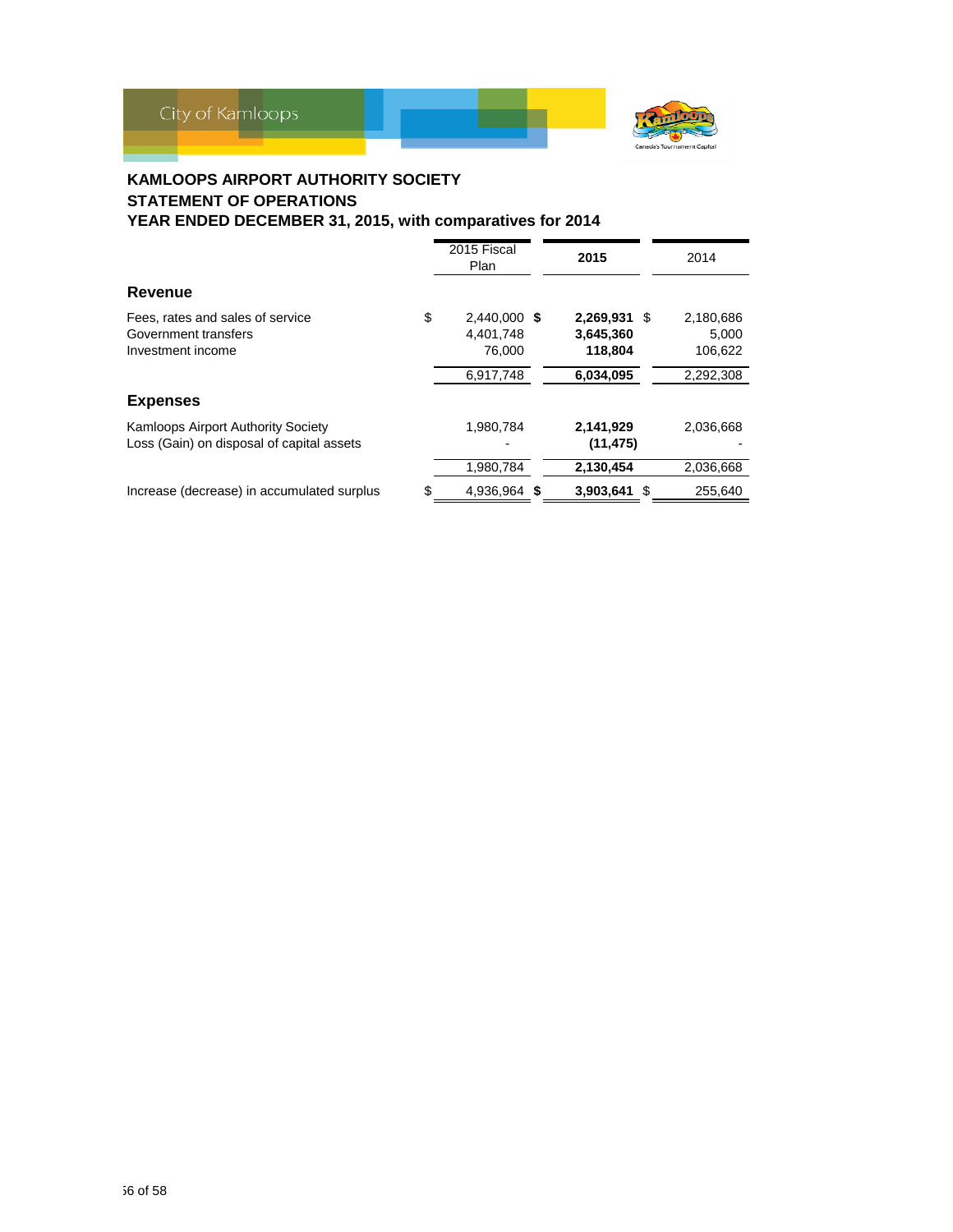## KAMLOOPS AIRPORT AUTHORITY SOCIETY
## STATEMENT OF OPERATIONS
## YEAR ENDED DECEMBER 31, 2015, with comparatives for 2014

| | 2015 Fiscal Plan | **2015** | 2014 |
|---|---|---|---|
| **Revenue** | | | |
| Fees, rates and sales of service | $ 2,440,000 | **$ 2,269,931** | $ 2,180,686 |
| Government transfers | 4,401,748 | **3,645,360** | 5,000 |
| Investment income | 76,000 | **118,804** | 106,622 |
| | 6,917,748 | **6,034,095** | 2,292,308 |
| **Expenses** | | | |
| Kamloops Airport Authority Society | 1,980,784 | **2,141,929** | 2,036,668 |
| Loss (Gain) on disposal of capital assets | - | **(11,475)** | - |
| | 1,980,784 | **2,130,454** | 2,036,668 |
| Increase (decrease) in accumulated surplus | $ 4,936,964 | **$ 3,903,641** | $ 255,640 |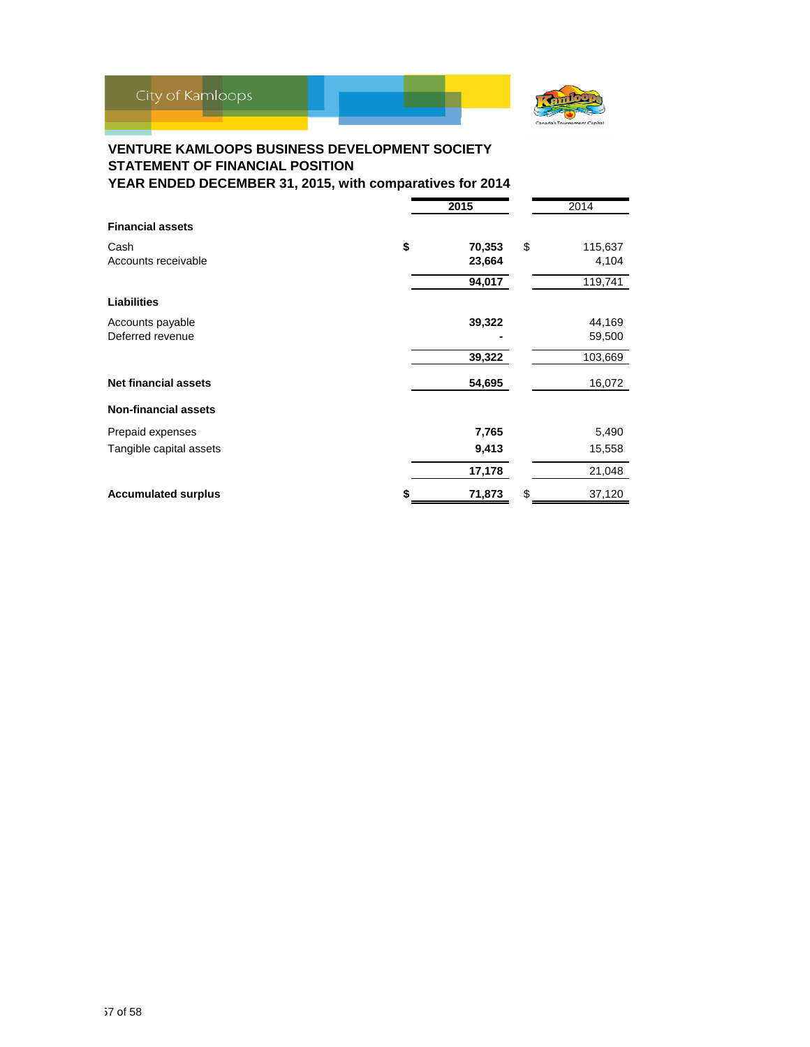**VENTURE KAMLOOPS BUSINESS DEVELOPMENT SOCIETY**
**STATEMENT OF FINANCIAL POSITION**
**YEAR ENDED DECEMBER 31, 2015, with comparatives for 2014**

| | 2015 | 2014 |
|---|---|---|
| **Financial assets** | | |
| Cash | $ 70,353 | $ 115,637 |
| Accounts receivable | 23,664 | 4,104 |
| | 94,017 | 119,741 |
| **Liabilities** | | |
| Accounts payable | 39,322 | 44,169 |
| Deferred revenue | - | 59,500 |
| | 39,322 | 103,669 |
| **Net financial assets** | 54,695 | 16,072 |
| **Non-financial assets** | | |
| Prepaid expenses | 7,765 | 5,490 |
| Tangible capital assets | 9,413 | 15,558 |
| | 17,178 | 21,048 |
| **Accumulated surplus** | $ 71,873 | $ 37,120 |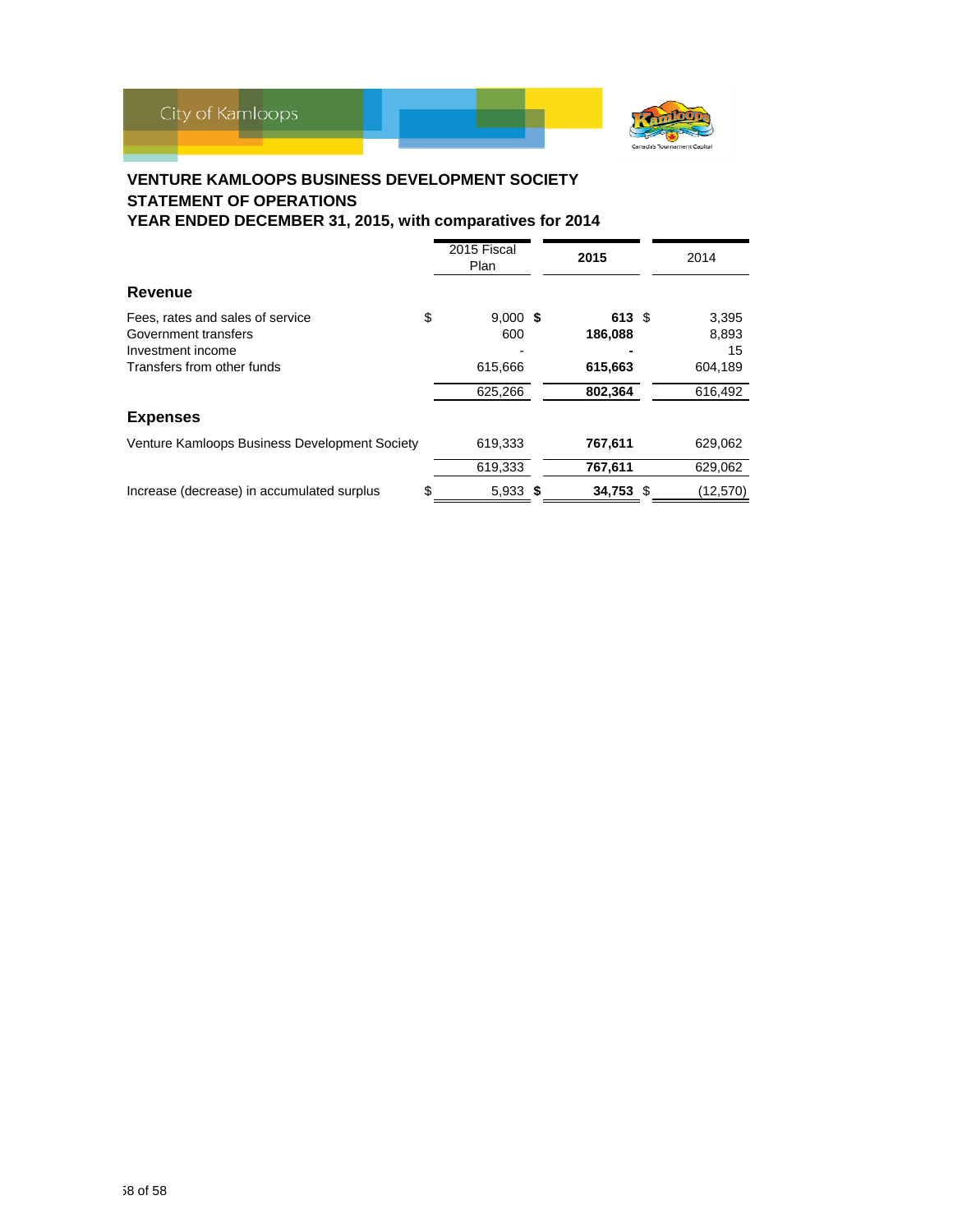**VENTURE KAMLOOPS BUSINESS DEVELOPMENT SOCIETY**
**STATEMENT OF OPERATIONS**
**YEAR ENDED DECEMBER 31, 2015, with comparatives for 2014**

| | 2015 Fiscal Plan | **2015** | 2014 |
|---|---|---|---|
| **Revenue** | | | |
| Fees, rates and sales of service | $ 9,000 | **$ 613** | $ 3,395 |
| Government transfers | 600 | **186,088** | 8,893 |
| Investment income | - | **-** | 15 |
| Transfers from other funds | 615,666 | **615,663** | 604,189 |
| | 625,266 | **802,364** | 616,492 |
| **Expenses** | | | |
| Venture Kamloops Business Development Society | 619,333 | **767,611** | 629,062 |
| | 619,333 | **767,611** | 629,062 |
| Increase (decrease) in accumulated surplus | $ 5,933 | **$ 34,753** | $ (12,570) |